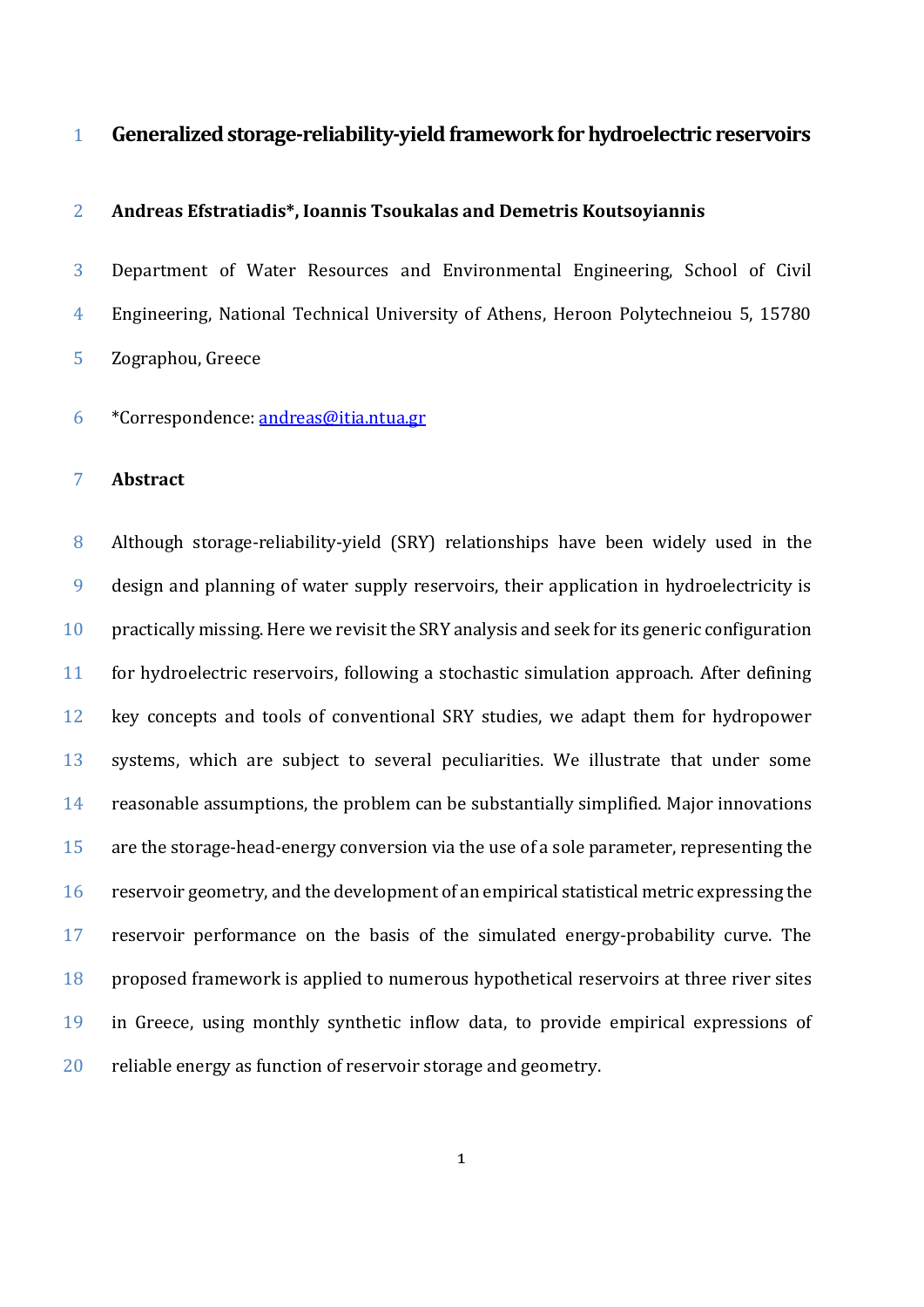# Generalized storage-reliability-yield framework for hydroelectric reservoirs

**Andreas Efstratiadis*, Ioannis Tsoukalas and Demetris Koutsoyiannis**

Department of Water Resources and Environmental Engineering, School of Civil Engineering, National Technical University of Athens, Heroon Polytechneiou 5, 15780 Zographou, Greece

*Correspondence: andreas@itia.ntua.gr

## Abstract

Although storage-reliability-yield (SRY) relationships have been widely used in the design and planning of water supply reservoirs, their application in hydroelectricity is practically missing. Here we revisit the SRY analysis and seek for its generic configuration for hydroelectric reservoirs, following a stochastic simulation approach. After defining key concepts and tools of conventional SRY studies, we adapt them for hydropower systems, which are subject to several peculiarities. We illustrate that under some reasonable assumptions, the problem can be substantially simplified. Major innovations are the storage-head-energy conversion via the use of a sole parameter, representing the reservoir geometry, and the development of an empirical statistical metric expressing the reservoir performance on the basis of the simulated energy-probability curve. The proposed framework is applied to numerous hypothetical reservoirs at three river sites in Greece, using monthly synthetic inflow data, to provide empirical expressions of reliable energy as function of reservoir storage and geometry.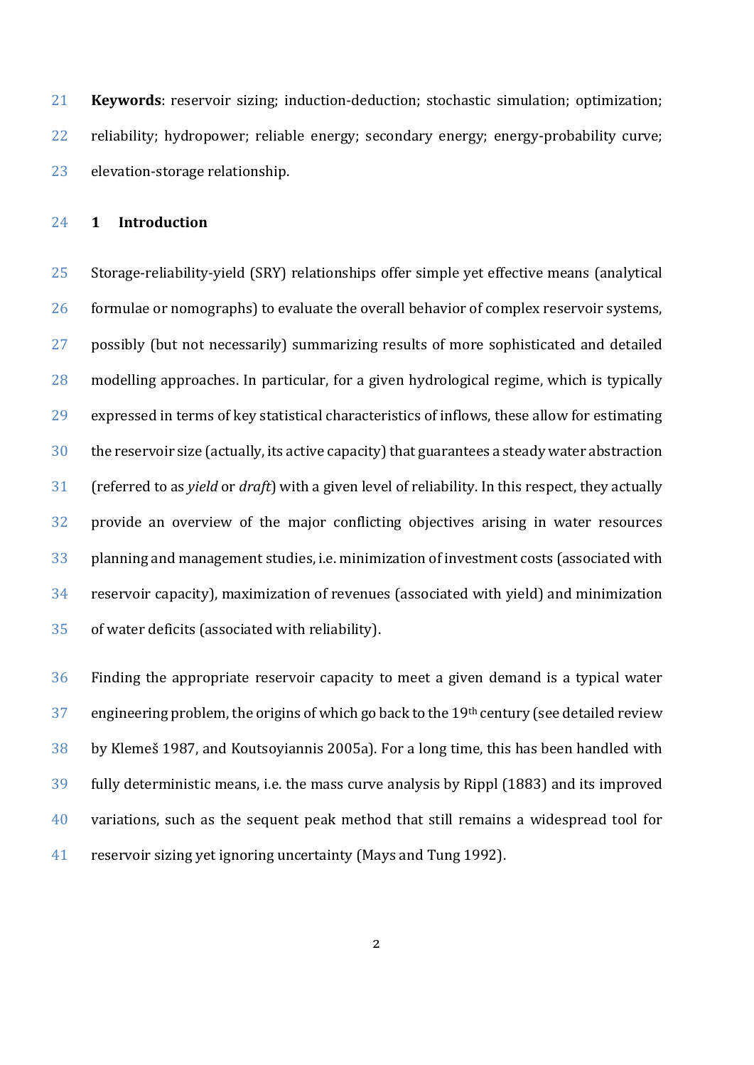**Keywords**: reservoir sizing; induction-deduction; stochastic simulation; optimization; reliability; hydropower; reliable energy; secondary energy; energy-probability curve; elevation-storage relationship.

## 1 Introduction

Storage-reliability-yield (SRY) relationships offer simple yet effective means (analytical formulae or nomographs) to evaluate the overall behavior of complex reservoir systems, possibly (but not necessarily) summarizing results of more sophisticated and detailed modelling approaches. In particular, for a given hydrological regime, which is typically expressed in terms of key statistical characteristics of inflows, these allow for estimating the reservoir size (actually, its active capacity) that guarantees a steady water abstraction (referred to as *yield* or *draft*) with a given level of reliability. In this respect, they actually provide an overview of the major conflicting objectives arising in water resources planning and management studies, i.e. minimization of investment costs (associated with reservoir capacity), maximization of revenues (associated with yield) and minimization of water deficits (associated with reliability).

Finding the appropriate reservoir capacity to meet a given demand is a typical water engineering problem, the origins of which go back to the 19th century (see detailed review by Klemeš 1987, and Koutsoyiannis 2005a). For a long time, this has been handled with fully deterministic means, i.e. the mass curve analysis by Rippl (1883) and its improved variations, such as the sequent peak method that still remains a widespread tool for reservoir sizing yet ignoring uncertainty (Mays and Tung 1992).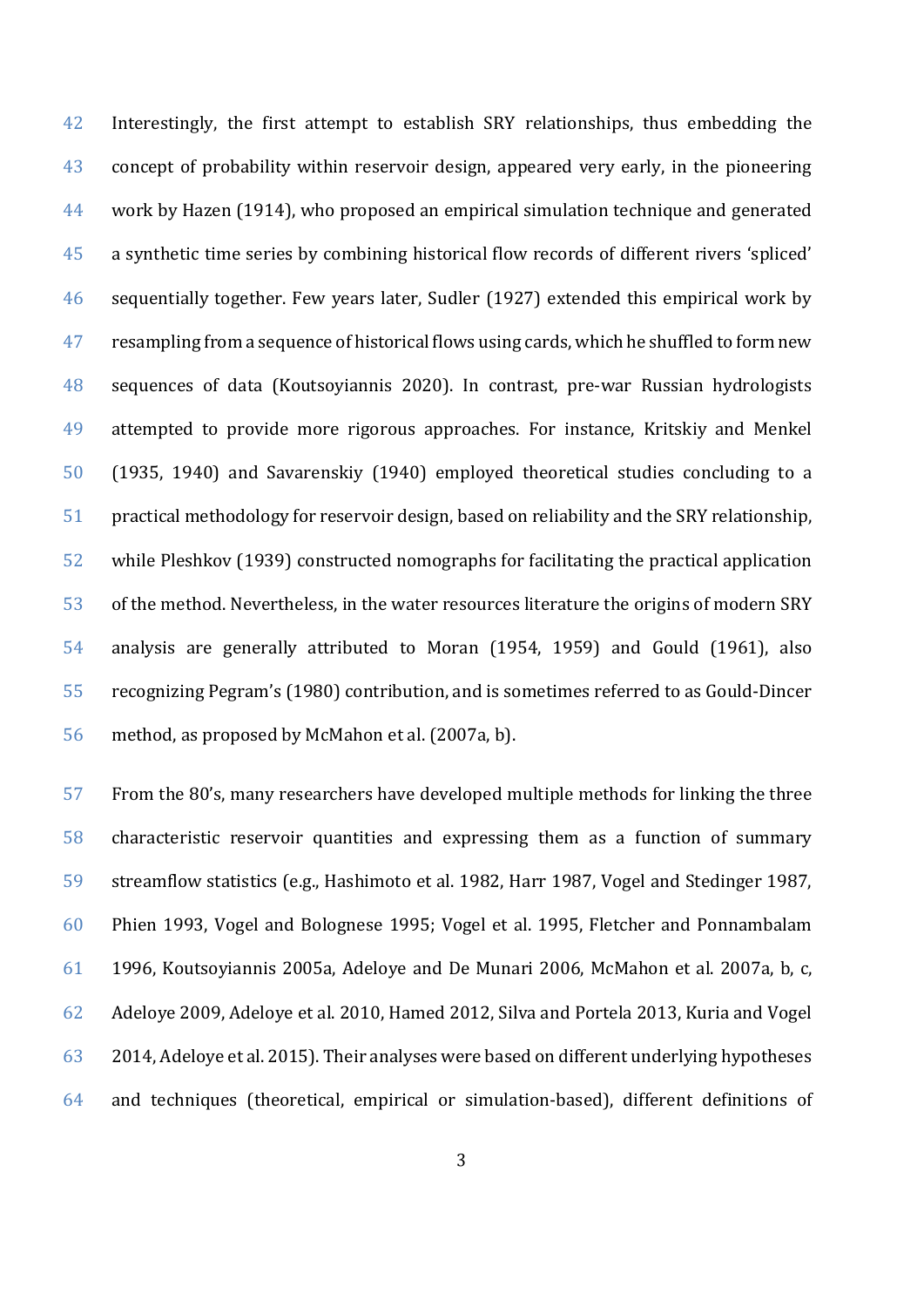Interestingly, the first attempt to establish SRY relationships, thus embedding the concept of probability within reservoir design, appeared very early, in the pioneering work by Hazen (1914), who proposed an empirical simulation technique and generated a synthetic time series by combining historical flow records of different rivers 'spliced' sequentially together. Few years later, Sudler (1927) extended this empirical work by resampling from a sequence of historical flows using cards, which he shuffled to form new sequences of data (Koutsoyiannis 2020). In contrast, pre-war Russian hydrologists attempted to provide more rigorous approaches. For instance, Kritskiy and Menkel (1935, 1940) and Savarenskiy (1940) employed theoretical studies concluding to a practical methodology for reservoir design, based on reliability and the SRY relationship, while Pleshkov (1939) constructed nomographs for facilitating the practical application of the method. Nevertheless, in the water resources literature the origins of modern SRY analysis are generally attributed to Moran (1954, 1959) and Gould (1961), also recognizing Pegram's (1980) contribution, and is sometimes referred to as Gould-Dincer method, as proposed by McMahon et al. (2007a, b).

From the 80's, many researchers have developed multiple methods for linking the three characteristic reservoir quantities and expressing them as a function of summary streamflow statistics (e.g., Hashimoto et al. 1982, Harr 1987, Vogel and Stedinger 1987, Phien 1993, Vogel and Bolognese 1995; Vogel et al. 1995, Fletcher and Ponnambalam 1996, Koutsoyiannis 2005a, Adeloye and De Munari 2006, McMahon et al. 2007a, b, c, Adeloye 2009, Adeloye et al. 2010, Hamed 2012, Silva and Portela 2013, Kuria and Vogel 2014, Adeloye et al. 2015). Their analyses were based on different underlying hypotheses and techniques (theoretical, empirical or simulation-based), different definitions of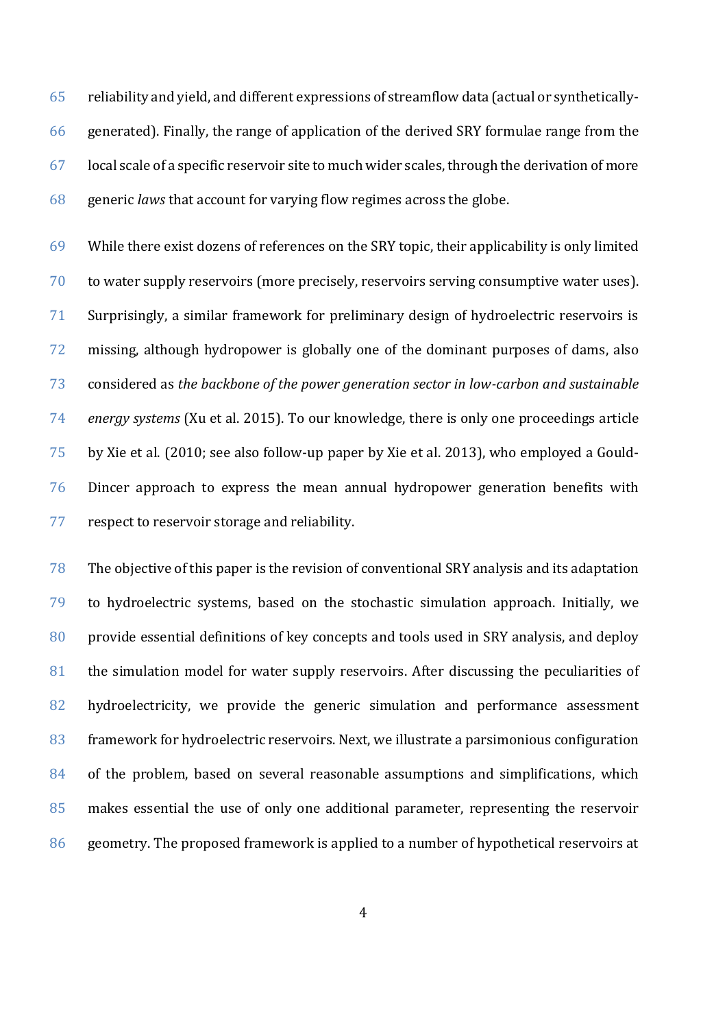reliability and yield, and different expressions of streamflow data (actual or synthetically-generated). Finally, the range of application of the derived SRY formulae range from the local scale of a specific reservoir site to much wider scales, through the derivation of more generic *laws* that account for varying flow regimes across the globe.

While there exist dozens of references on the SRY topic, their applicability is only limited to water supply reservoirs (more precisely, reservoirs serving consumptive water uses). Surprisingly, a similar framework for preliminary design of hydroelectric reservoirs is missing, although hydropower is globally one of the dominant purposes of dams, also considered as *the backbone of the power generation sector in low-carbon and sustainable energy systems* (Xu et al. 2015). To our knowledge, there is only one proceedings article by Xie et al. (2010; see also follow-up paper by Xie et al. 2013), who employed a Gould-Dincer approach to express the mean annual hydropower generation benefits with respect to reservoir storage and reliability.

The objective of this paper is the revision of conventional SRY analysis and its adaptation to hydroelectric systems, based on the stochastic simulation approach. Initially, we provide essential definitions of key concepts and tools used in SRY analysis, and deploy the simulation model for water supply reservoirs. After discussing the peculiarities of hydroelectricity, we provide the generic simulation and performance assessment framework for hydroelectric reservoirs. Next, we illustrate a parsimonious configuration of the problem, based on several reasonable assumptions and simplifications, which makes essential the use of only one additional parameter, representing the reservoir geometry. The proposed framework is applied to a number of hypothetical reservoirs at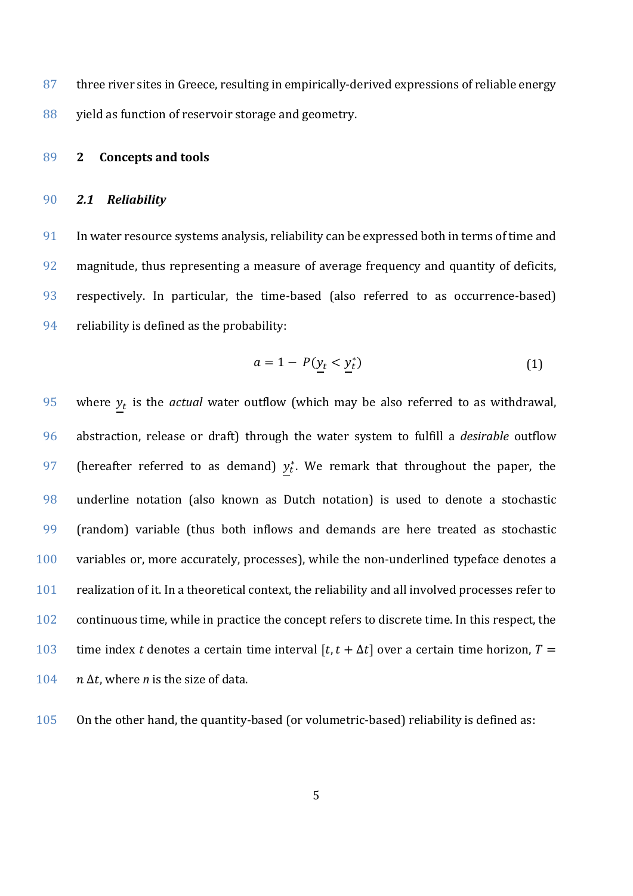three river sites in Greece, resulting in empirically-derived expressions of reliable energy yield as function of reservoir storage and geometry.

## 2 Concepts and tools

### *2.1 Reliability*

In water resource systems analysis, reliability can be expressed both in terms of time and magnitude, thus representing a measure of average frequency and quantity of deficits, respectively. In particular, the time-based (also referred to as occurrence-based) reliability is defined as the probability:

$$a = 1 - P(\underline{y}_t < \underline{y}_t^*) \tag{1}$$

where $\underline{y}_t$ is the *actual* water outflow (which may be also referred to as withdrawal, abstraction, release or draft) through the water system to fulfill a *desirable* outflow (hereafter referred to as demand) $\underline{y}_t^*$. We remark that throughout the paper, the underline notation (also known as Dutch notation) is used to denote a stochastic (random) variable (thus both inflows and demands are here treated as stochastic variables or, more accurately, processes), while the non-underlined typeface denotes a realization of it. In a theoretical context, the reliability and all involved processes refer to continuous time, while in practice the concept refers to discrete time. In this respect, the time index $t$ denotes a certain time interval $[t, t + \Delta t]$ over a certain time horizon, $T = n\,\Delta t$, where $n$ is the size of data.

On the other hand, the quantity-based (or volumetric-based) reliability is defined as: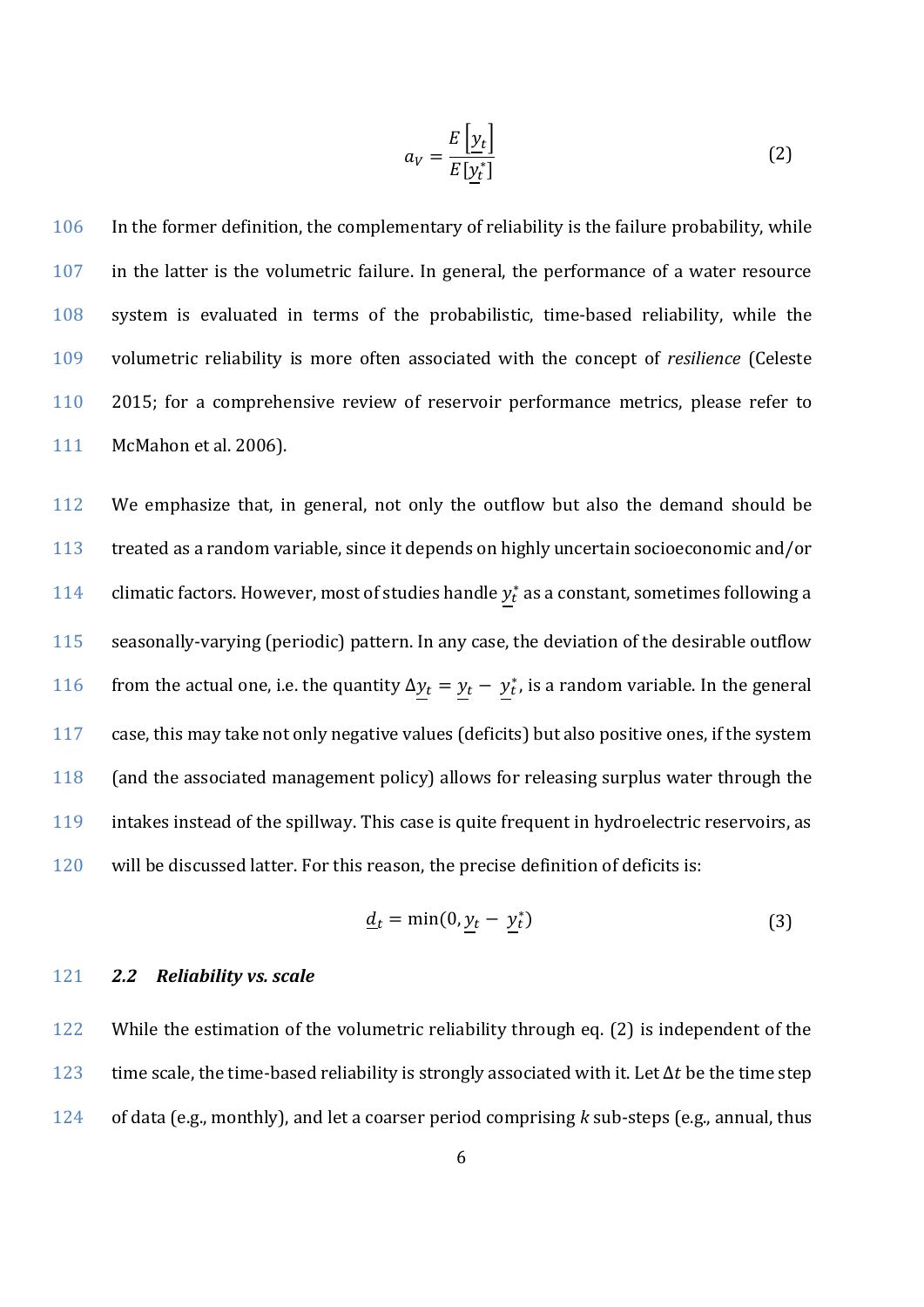$$a_V = \frac{E\left[\underline{y}_t\right]}{E\left[\underline{y}_t^*\right]} \tag{2}$$

In the former definition, the complementary of reliability is the failure probability, while in the latter is the volumetric failure. In general, the performance of a water resource system is evaluated in terms of the probabilistic, time-based reliability, while the volumetric reliability is more often associated with the concept of *resilience* (Celeste 2015; for a comprehensive review of reservoir performance metrics, please refer to McMahon et al. 2006).

We emphasize that, in general, not only the outflow but also the demand should be treated as a random variable, since it depends on highly uncertain socioeconomic and/or climatic factors. However, most of studies handle $\underline{y}_t^*$ as a constant, sometimes following a seasonally-varying (periodic) pattern. In any case, the deviation of the desirable outflow from the actual one, i.e. the quantity $\Delta\underline{y}_t = \underline{y}_t - \underline{y}_t^*$, is a random variable. In the general case, this may take not only negative values (deficits) but also positive ones, if the system (and the associated management policy) allows for releasing surplus water through the intakes instead of the spillway. This case is quite frequent in hydroelectric reservoirs, as will be discussed latter. For this reason, the precise definition of deficits is:

$$\underline{d}_t = \min(0, \underline{y}_t - \underline{y}_t^*) \tag{3}$$

### *2.2 Reliability vs. scale*

While the estimation of the volumetric reliability through eq. (2) is independent of the time scale, the time-based reliability is strongly associated with it. Let $\Delta t$ be the time step of data (e.g., monthly), and let a coarser period comprising $k$ sub-steps (e.g., annual, thus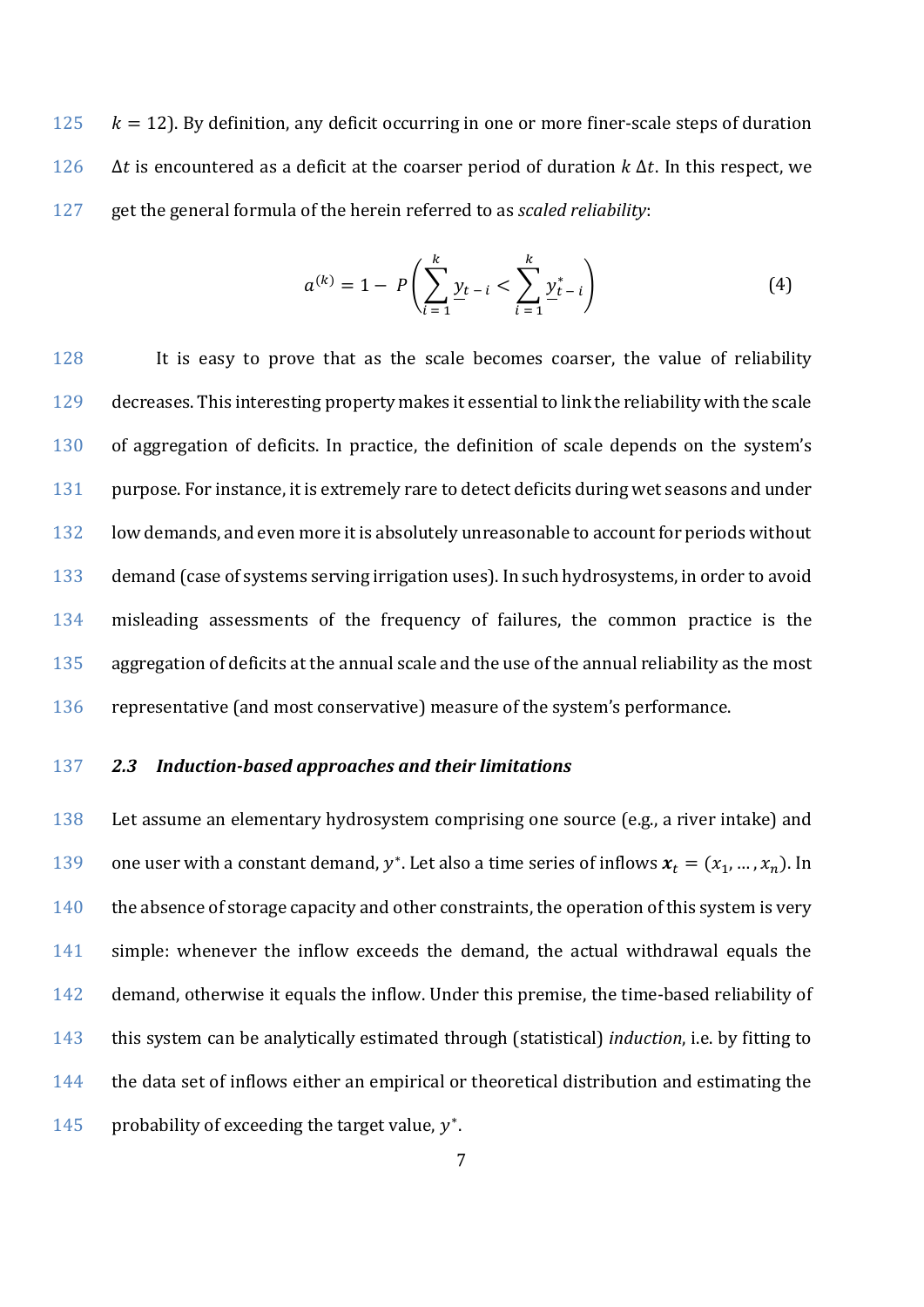$k = 12$). By definition, any deficit occurring in one or more finer-scale steps of duration $\Delta t$ is encountered as a deficit at the coarser period of duration $k\,\Delta t$. In this respect, we get the general formula of the herein referred to as *scaled reliability*:

$$a^{(k)} = 1 - P\left(\sum_{i=1}^{k} \underline{y}_{t-i} < \sum_{i=1}^{k} \underline{y}^{*}_{t-i}\right) \tag{4}$$

It is easy to prove that as the scale becomes coarser, the value of reliability decreases. This interesting property makes it essential to link the reliability with the scale of aggregation of deficits. In practice, the definition of scale depends on the system's purpose. For instance, it is extremely rare to detect deficits during wet seasons and under low demands, and even more it is absolutely unreasonable to account for periods without demand (case of systems serving irrigation uses). In such hydrosystems, in order to avoid misleading assessments of the frequency of failures, the common practice is the aggregation of deficits at the annual scale and the use of the annual reliability as the most representative (and most conservative) measure of the system's performance.

### *2.3 Induction-based approaches and their limitations*

Let assume an elementary hydrosystem comprising one source (e.g., a river intake) and one user with a constant demand, $y^{*}$. Let also a time series of inflows $\boldsymbol{x}_t = (x_1, \ldots, x_n)$. In the absence of storage capacity and other constraints, the operation of this system is very simple: whenever the inflow exceeds the demand, the actual withdrawal equals the demand, otherwise it equals the inflow. Under this premise, the time-based reliability of this system can be analytically estimated through (statistical) *induction*, i.e. by fitting to the data set of inflows either an empirical or theoretical distribution and estimating the probability of exceeding the target value, $y^{*}$.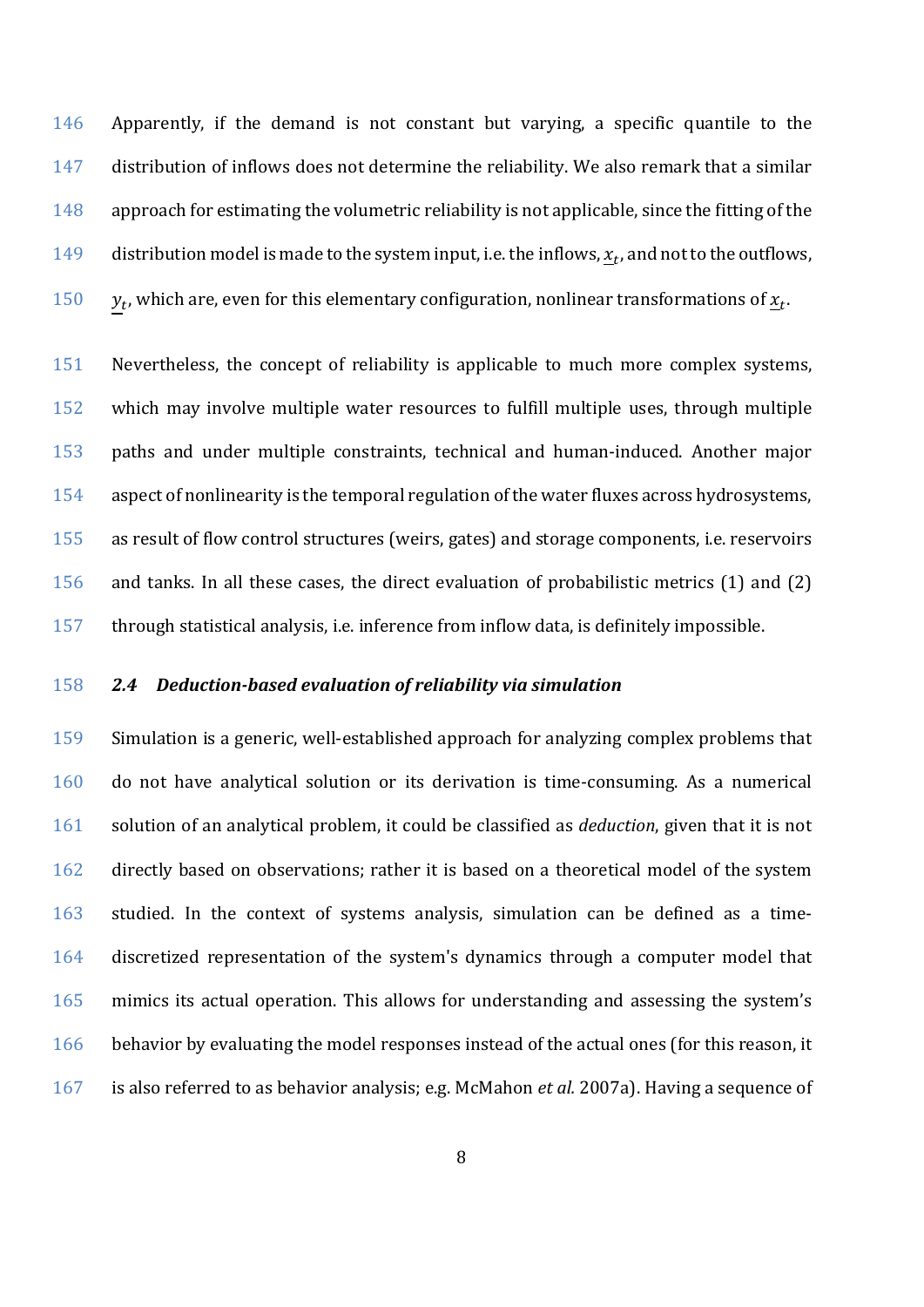Apparently, if the demand is not constant but varying, a specific quantile to the distribution of inflows does not determine the reliability. We also remark that a similar approach for estimating the volumetric reliability is not applicable, since the fitting of the distribution model is made to the system input, i.e. the inflows, $\underline{x}_t$, and not to the outflows, $\underline{y}_t$, which are, even for this elementary configuration, nonlinear transformations of $\underline{x}_t$.

Nevertheless, the concept of reliability is applicable to much more complex systems, which may involve multiple water resources to fulfill multiple uses, through multiple paths and under multiple constraints, technical and human-induced. Another major aspect of nonlinearity is the temporal regulation of the water fluxes across hydrosystems, as result of flow control structures (weirs, gates) and storage components, i.e. reservoirs and tanks. In all these cases, the direct evaluation of probabilistic metrics (1) and (2) through statistical analysis, i.e. inference from inflow data, is definitely impossible.

### *2.4 Deduction-based evaluation of reliability via simulation*

Simulation is a generic, well-established approach for analyzing complex problems that do not have analytical solution or its derivation is time-consuming. As a numerical solution of an analytical problem, it could be classified as *deduction*, given that it is not directly based on observations; rather it is based on a theoretical model of the system studied. In the context of systems analysis, simulation can be defined as a time-discretized representation of the system's dynamics through a computer model that mimics its actual operation. This allows for understanding and assessing the system's behavior by evaluating the model responses instead of the actual ones (for this reason, it is also referred to as behavior analysis; e.g. McMahon *et al.* 2007a). Having a sequence of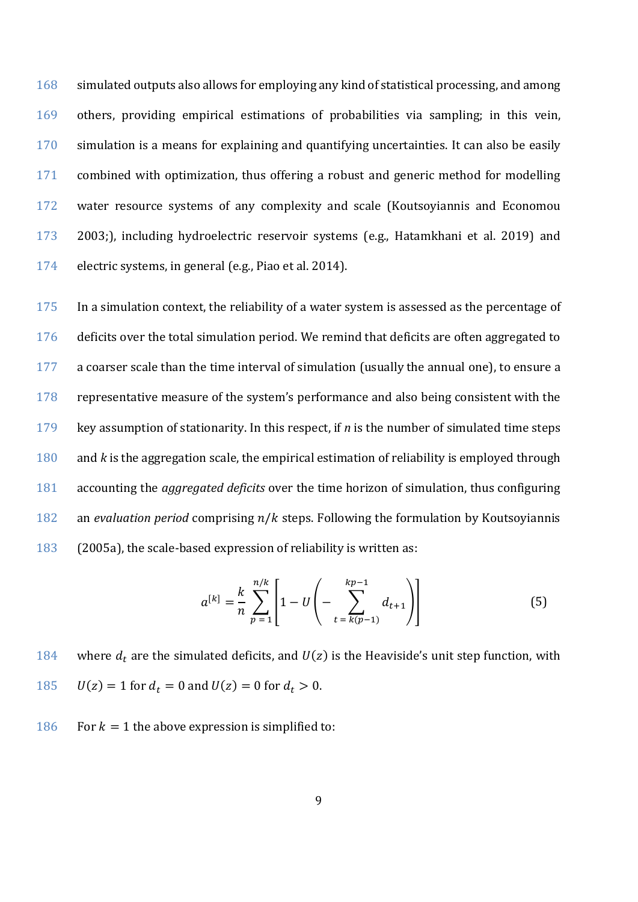simulated outputs also allows for employing any kind of statistical processing, and among others, providing empirical estimations of probabilities via sampling; in this vein, simulation is a means for explaining and quantifying uncertainties. It can also be easily combined with optimization, thus offering a robust and generic method for modelling water resource systems of any complexity and scale (Koutsoyiannis and Economou 2003;), including hydroelectric reservoir systems (e.g., Hatamkhani et al. 2019) and electric systems, in general (e.g., Piao et al. 2014).

In a simulation context, the reliability of a water system is assessed as the percentage of deficits over the total simulation period. We remind that deficits are often aggregated to a coarser scale than the time interval of simulation (usually the annual one), to ensure a representative measure of the system's performance and also being consistent with the key assumption of stationarity. In this respect, if $n$ is the number of simulated time steps and $k$ is the aggregation scale, the empirical estimation of reliability is employed through accounting the *aggregated deficits* over the time horizon of simulation, thus configuring an *evaluation period* comprising $n/k$ steps. Following the formulation by Koutsoyiannis (2005a), the scale-based expression of reliability is written as:

$$a^{[k]} = \frac{k}{n} \sum_{p=1}^{n/k} \left[ 1 - U \left( - \sum_{t=k(p-1)}^{kp-1} d_{t+1} \right) \right] \tag{5}$$

where $d_t$ are the simulated deficits, and $U(z)$ is the Heaviside's unit step function, with $U(z) = 1$ for $d_t = 0$ and $U(z) = 0$ for $d_t > 0$.

For $k = 1$ the above expression is simplified to: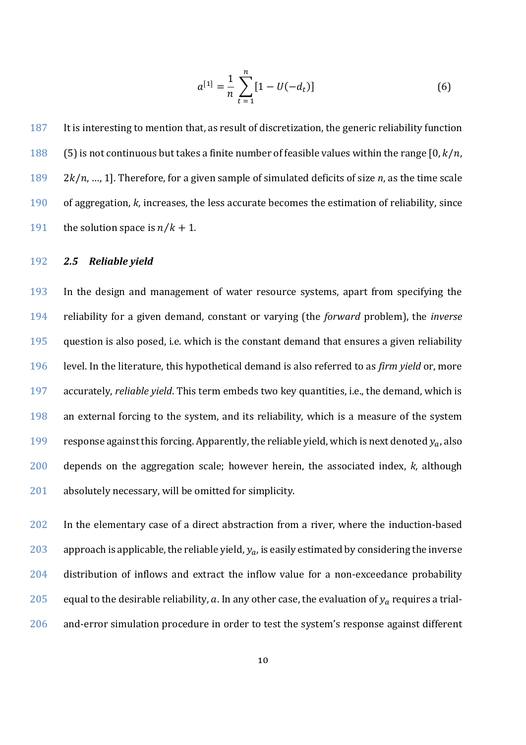$$a^{[1]} = \frac{1}{n} \sum_{t=1}^{n} [1 - U(-d_t)] \tag{6}$$

It is interesting to mention that, as result of discretization, the generic reliability function (5) is not continuous but takes a finite number of feasible values within the range [0, $k/n$, $2k/n$, ..., 1]. Therefore, for a given sample of simulated deficits of size $n$, as the time scale of aggregation, $k$, increases, the less accurate becomes the estimation of reliability, since the solution space is $n/k + 1$.

### *2.5 Reliable yield*

In the design and management of water resource systems, apart from specifying the reliability for a given demand, constant or varying (the *forward* problem), the *inverse* question is also posed, i.e. which is the constant demand that ensures a given reliability level. In the literature, this hypothetical demand is also referred to as *firm yield* or, more accurately, *reliable yield*. This term embeds two key quantities, i.e., the demand, which is an external forcing to the system, and its reliability, which is a measure of the system response against this forcing. Apparently, the reliable yield, which is next denoted $y_a$, also depends on the aggregation scale; however herein, the associated index, $k$, although absolutely necessary, will be omitted for simplicity.

In the elementary case of a direct abstraction from a river, where the induction-based approach is applicable, the reliable yield, $y_a$, is easily estimated by considering the inverse distribution of inflows and extract the inflow value for a non-exceedance probability equal to the desirable reliability, $a$. In any other case, the evaluation of $y_a$ requires a trial-and-error simulation procedure in order to test the system's response against different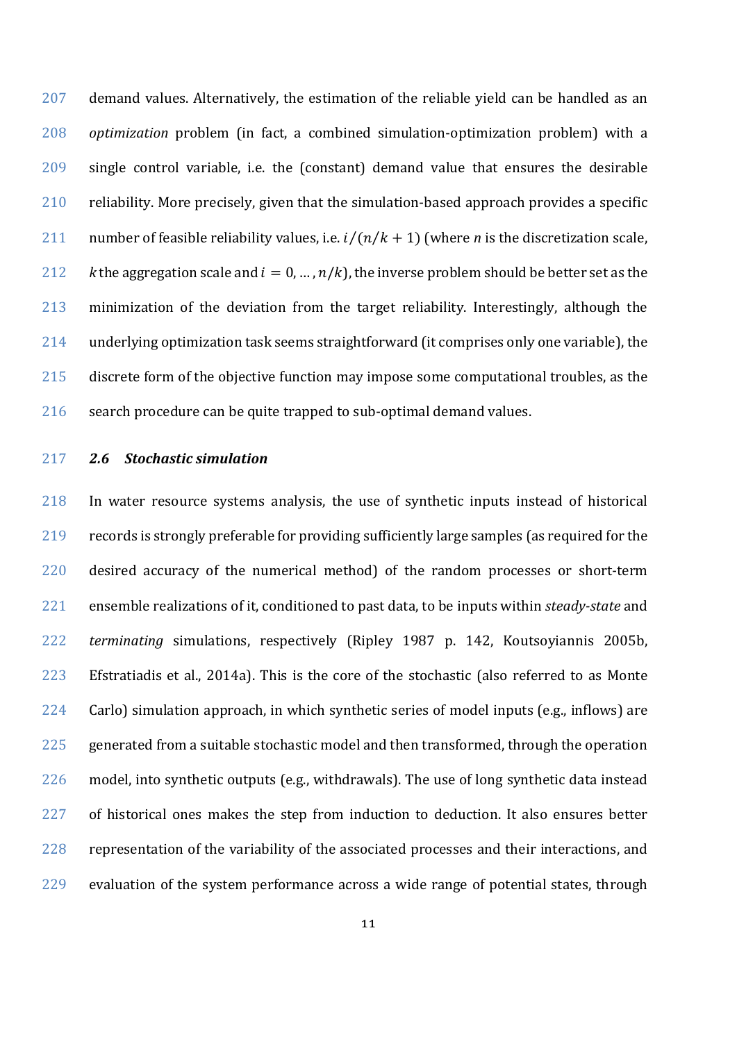demand values. Alternatively, the estimation of the reliable yield can be handled as an *optimization* problem (in fact, a combined simulation-optimization problem) with a single control variable, i.e. the (constant) demand value that ensures the desirable reliability. More precisely, given that the simulation-based approach provides a specific number of feasible reliability values, i.e. $i/(n/k+1)$ (where $n$ is the discretization scale, $k$ the aggregation scale and $i=0,\ldots,n/k$), the inverse problem should be better set as the minimization of the deviation from the target reliability. Interestingly, although the underlying optimization task seems straightforward (it comprises only one variable), the discrete form of the objective function may impose some computational troubles, as the search procedure can be quite trapped to sub-optimal demand values.

### 2.6 Stochastic simulation

In water resource systems analysis, the use of synthetic inputs instead of historical records is strongly preferable for providing sufficiently large samples (as required for the desired accuracy of the numerical method) of the random processes or short-term ensemble realizations of it, conditioned to past data, to be inputs within *steady-state* and *terminating* simulations, respectively (Ripley 1987 p. 142, Koutsoyiannis 2005b, Efstratiadis et al., 2014a). This is the core of the stochastic (also referred to as Monte Carlo) simulation approach, in which synthetic series of model inputs (e.g., inflows) are generated from a suitable stochastic model and then transformed, through the operation model, into synthetic outputs (e.g., withdrawals). The use of long synthetic data instead of historical ones makes the step from induction to deduction. It also ensures better representation of the variability of the associated processes and their interactions, and evaluation of the system performance across a wide range of potential states, through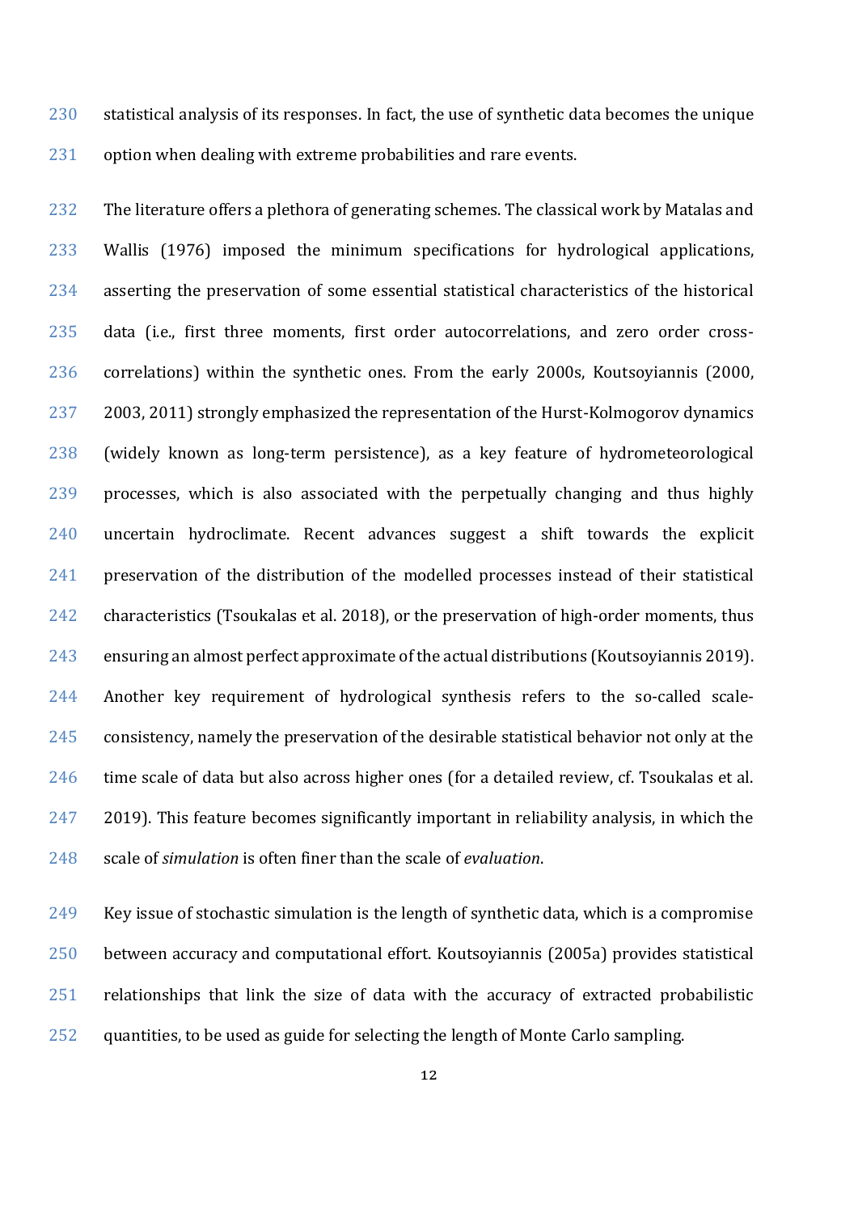statistical analysis of its responses. In fact, the use of synthetic data becomes the unique option when dealing with extreme probabilities and rare events.

The literature offers a plethora of generating schemes. The classical work by Matalas and Wallis (1976) imposed the minimum specifications for hydrological applications, asserting the preservation of some essential statistical characteristics of the historical data (i.e., first three moments, first order autocorrelations, and zero order cross-correlations) within the synthetic ones. From the early 2000s, Koutsoyiannis (2000, 2003, 2011) strongly emphasized the representation of the Hurst-Kolmogorov dynamics (widely known as long-term persistence), as a key feature of hydrometeorological processes, which is also associated with the perpetually changing and thus highly uncertain hydroclimate. Recent advances suggest a shift towards the explicit preservation of the distribution of the modelled processes instead of their statistical characteristics (Tsoukalas et al. 2018), or the preservation of high-order moments, thus ensuring an almost perfect approximate of the actual distributions (Koutsoyiannis 2019). Another key requirement of hydrological synthesis refers to the so-called scale-consistency, namely the preservation of the desirable statistical behavior not only at the time scale of data but also across higher ones (for a detailed review, cf. Tsoukalas et al. 2019). This feature becomes significantly important in reliability analysis, in which the scale of *simulation* is often finer than the scale of *evaluation*.

Key issue of stochastic simulation is the length of synthetic data, which is a compromise between accuracy and computational effort. Koutsoyiannis (2005a) provides statistical relationships that link the size of data with the accuracy of extracted probabilistic quantities, to be used as guide for selecting the length of Monte Carlo sampling.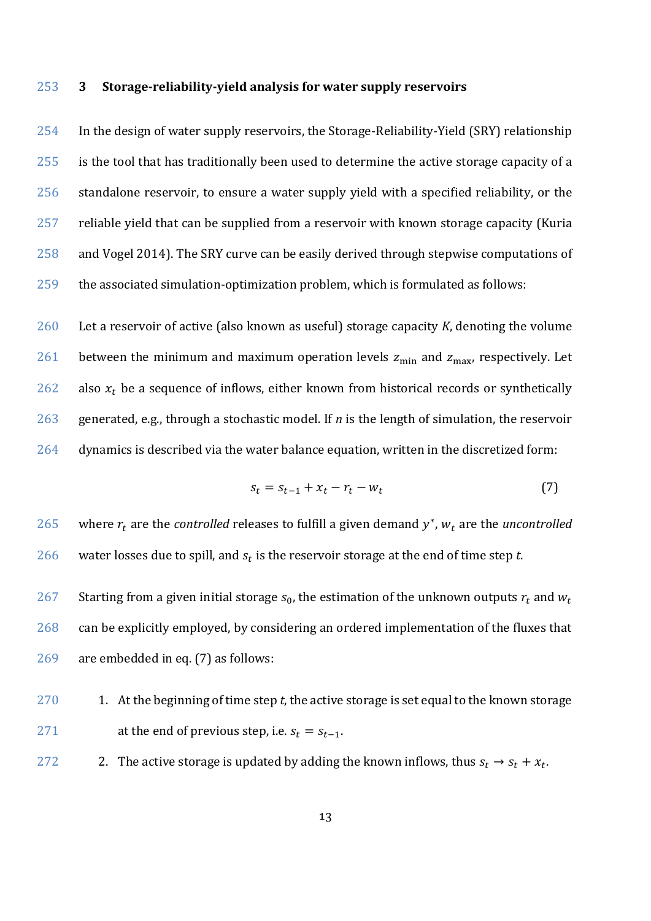## 3 Storage-reliability-yield analysis for water supply reservoirs

In the design of water supply reservoirs, the Storage-Reliability-Yield (SRY) relationship is the tool that has traditionally been used to determine the active storage capacity of a standalone reservoir, to ensure a water supply yield with a specified reliability, or the reliable yield that can be supplied from a reservoir with known storage capacity (Kuria and Vogel 2014). The SRY curve can be easily derived through stepwise computations of the associated simulation-optimization problem, which is formulated as follows:

Let a reservoir of active (also known as useful) storage capacity $K$, denoting the volume between the minimum and maximum operation levels $z_{\min}$ and $z_{\max}$, respectively. Let also $x_t$ be a sequence of inflows, either known from historical records or synthetically generated, e.g., through a stochastic model. If $n$ is the length of simulation, the reservoir dynamics is described via the water balance equation, written in the discretized form:

$$s_t = s_{t-1} + x_t - r_t - w_t \tag{7}$$

where $r_t$ are the *controlled* releases to fulfill a given demand $y^*$, $w_t$ are the *uncontrolled* water losses due to spill, and $s_t$ is the reservoir storage at the end of time step $t$.

Starting from a given initial storage $s_0$, the estimation of the unknown outputs $r_t$ and $w_t$ can be explicitly employed, by considering an ordered implementation of the fluxes that are embedded in eq. (7) as follows:

1. At the beginning of time step $t$, the active storage is set equal to the known storage at the end of previous step, i.e. $s_t = s_{t-1}$.
2. The active storage is updated by adding the known inflows, thus $s_t \rightarrow s_t + x_t$.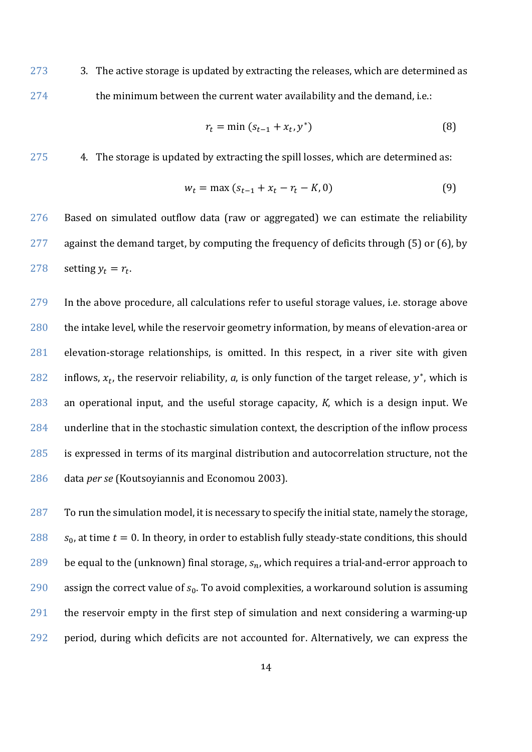3. The active storage is updated by extracting the releases, which are determined as the minimum between the current water availability and the demand, i.e.:

$$r_t = \min(s_{t-1} + x_t, y^*) \tag{8}$$

4. The storage is updated by extracting the spill losses, which are determined as:

$$w_t = \max(s_{t-1} + x_t - r_t - K, 0) \tag{9}$$

Based on simulated outflow data (raw or aggregated) we can estimate the reliability against the demand target, by computing the frequency of deficits through (5) or (6), by setting $y_t = r_t$.

In the above procedure, all calculations refer to useful storage values, i.e. storage above the intake level, while the reservoir geometry information, by means of elevation-area or elevation-storage relationships, is omitted. In this respect, in a river site with given inflows, $x_t$, the reservoir reliability, $a$, is only function of the target release, $y^*$, which is an operational input, and the useful storage capacity, $K$, which is a design input. We underline that in the stochastic simulation context, the description of the inflow process is expressed in terms of its marginal distribution and autocorrelation structure, not the data *per se* (Koutsoyiannis and Economou 2003).

To run the simulation model, it is necessary to specify the initial state, namely the storage, $s_0$, at time $t = 0$. In theory, in order to establish fully steady-state conditions, this should be equal to the (unknown) final storage, $s_n$, which requires a trial-and-error approach to assign the correct value of $s_0$. To avoid complexities, a workaround solution is assuming the reservoir empty in the first step of simulation and next considering a warming-up period, during which deficits are not accounted for. Alternatively, we can express the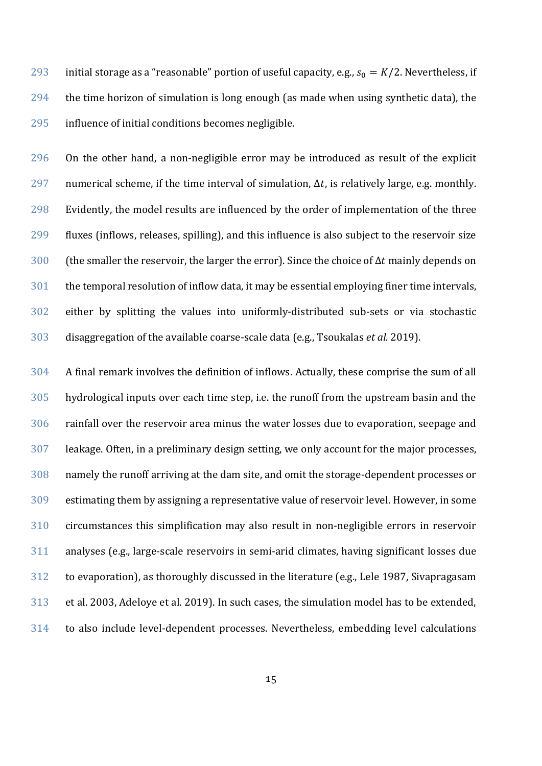initial storage as a "reasonable" portion of useful capacity, e.g., $s_0 = K/2$. Nevertheless, if the time horizon of simulation is long enough (as made when using synthetic data), the influence of initial conditions becomes negligible.

On the other hand, a non-negligible error may be introduced as result of the explicit numerical scheme, if the time interval of simulation, $\Delta t$, is relatively large, e.g. monthly. Evidently, the model results are influenced by the order of implementation of the three fluxes (inflows, releases, spilling), and this influence is also subject to the reservoir size (the smaller the reservoir, the larger the error). Since the choice of $\Delta t$ mainly depends on the temporal resolution of inflow data, it may be essential employing finer time intervals, either by splitting the values into uniformly-distributed sub-sets or via stochastic disaggregation of the available coarse-scale data (e.g., Tsoukalas *et al.* 2019).

A final remark involves the definition of inflows. Actually, these comprise the sum of all hydrological inputs over each time step, i.e. the runoff from the upstream basin and the rainfall over the reservoir area minus the water losses due to evaporation, seepage and leakage. Often, in a preliminary design setting, we only account for the major processes, namely the runoff arriving at the dam site, and omit the storage-dependent processes or estimating them by assigning a representative value of reservoir level. However, in some circumstances this simplification may also result in non-negligible errors in reservoir analyses (e.g., large-scale reservoirs in semi-arid climates, having significant losses due to evaporation), as thoroughly discussed in the literature (e.g., Lele 1987, Sivapragasam et al. 2003, Adeloye et al. 2019). In such cases, the simulation model has to be extended, to also include level-dependent processes. Nevertheless, embedding level calculations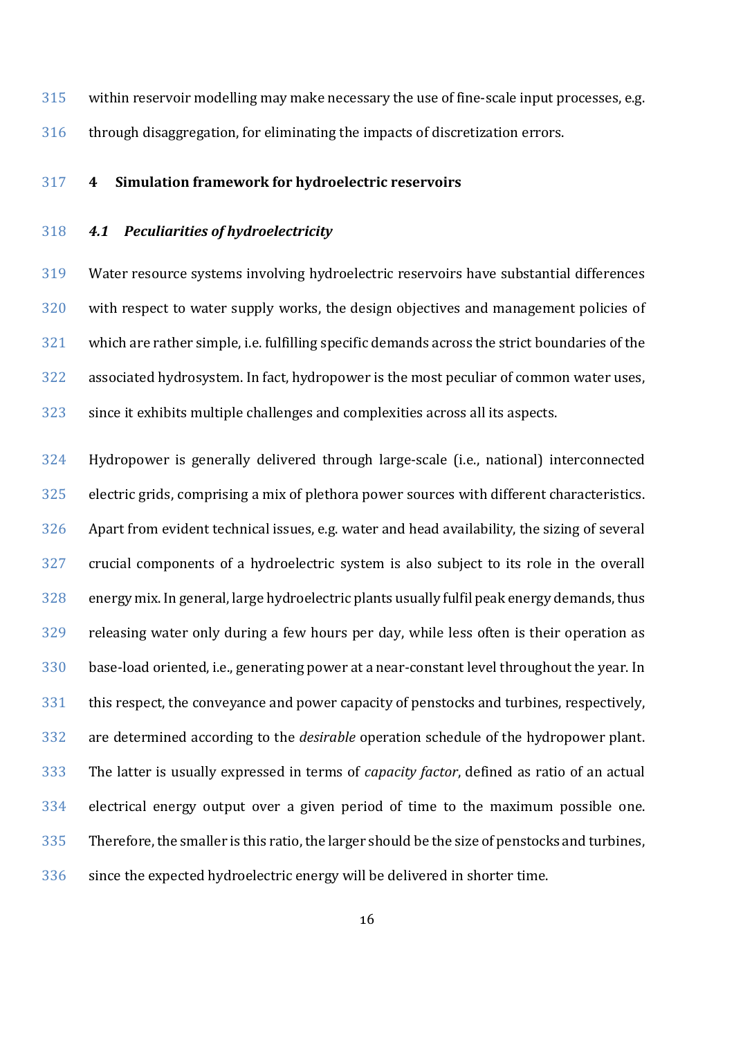within reservoir modelling may make necessary the use of fine-scale input processes, e.g. through disaggregation, for eliminating the impacts of discretization errors.

# 4 Simulation framework for hydroelectric reservoirs

## *4.1 Peculiarities of hydroelectricity*

Water resource systems involving hydroelectric reservoirs have substantial differences with respect to water supply works, the design objectives and management policies of which are rather simple, i.e. fulfilling specific demands across the strict boundaries of the associated hydrosystem. In fact, hydropower is the most peculiar of common water uses, since it exhibits multiple challenges and complexities across all its aspects.

Hydropower is generally delivered through large-scale (i.e., national) interconnected electric grids, comprising a mix of plethora power sources with different characteristics. Apart from evident technical issues, e.g. water and head availability, the sizing of several crucial components of a hydroelectric system is also subject to its role in the overall energy mix. In general, large hydroelectric plants usually fulfil peak energy demands, thus releasing water only during a few hours per day, while less often is their operation as base-load oriented, i.e., generating power at a near-constant level throughout the year. In this respect, the conveyance and power capacity of penstocks and turbines, respectively, are determined according to the *desirable* operation schedule of the hydropower plant. The latter is usually expressed in terms of *capacity factor*, defined as ratio of an actual electrical energy output over a given period of time to the maximum possible one. Therefore, the smaller is this ratio, the larger should be the size of penstocks and turbines, since the expected hydroelectric energy will be delivered in shorter time.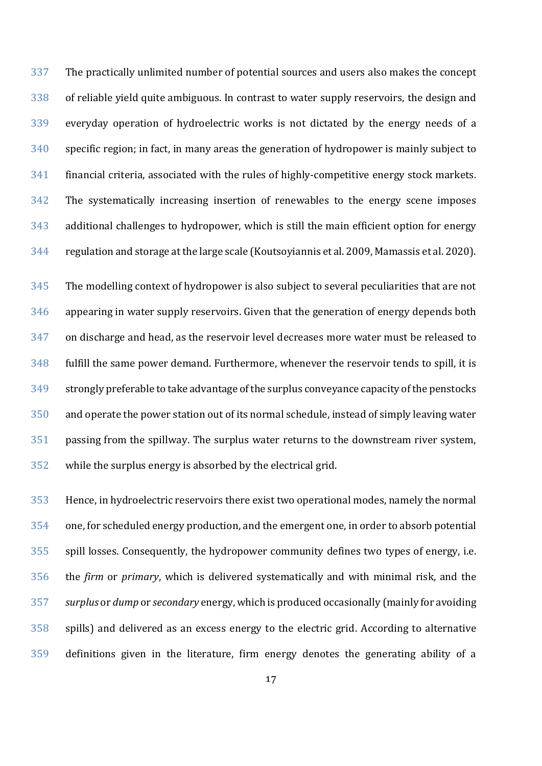The practically unlimited number of potential sources and users also makes the concept of reliable yield quite ambiguous. In contrast to water supply reservoirs, the design and everyday operation of hydroelectric works is not dictated by the energy needs of a specific region; in fact, in many areas the generation of hydropower is mainly subject to financial criteria, associated with the rules of highly-competitive energy stock markets. The systematically increasing insertion of renewables to the energy scene imposes additional challenges to hydropower, which is still the main efficient option for energy regulation and storage at the large scale (Koutsoyiannis et al. 2009, Mamassis et al. 2020).

The modelling context of hydropower is also subject to several peculiarities that are not appearing in water supply reservoirs. Given that the generation of energy depends both on discharge and head, as the reservoir level decreases more water must be released to fulfill the same power demand. Furthermore, whenever the reservoir tends to spill, it is strongly preferable to take advantage of the surplus conveyance capacity of the penstocks and operate the power station out of its normal schedule, instead of simply leaving water passing from the spillway. The surplus water returns to the downstream river system, while the surplus energy is absorbed by the electrical grid.

Hence, in hydroelectric reservoirs there exist two operational modes, namely the normal one, for scheduled energy production, and the emergent one, in order to absorb potential spill losses. Consequently, the hydropower community defines two types of energy, i.e. the *firm* or *primary*, which is delivered systematically and with minimal risk, and the *surplus* or *dump* or *secondary* energy, which is produced occasionally (mainly for avoiding spills) and delivered as an excess energy to the electric grid. According to alternative definitions given in the literature, firm energy denotes the generating ability of a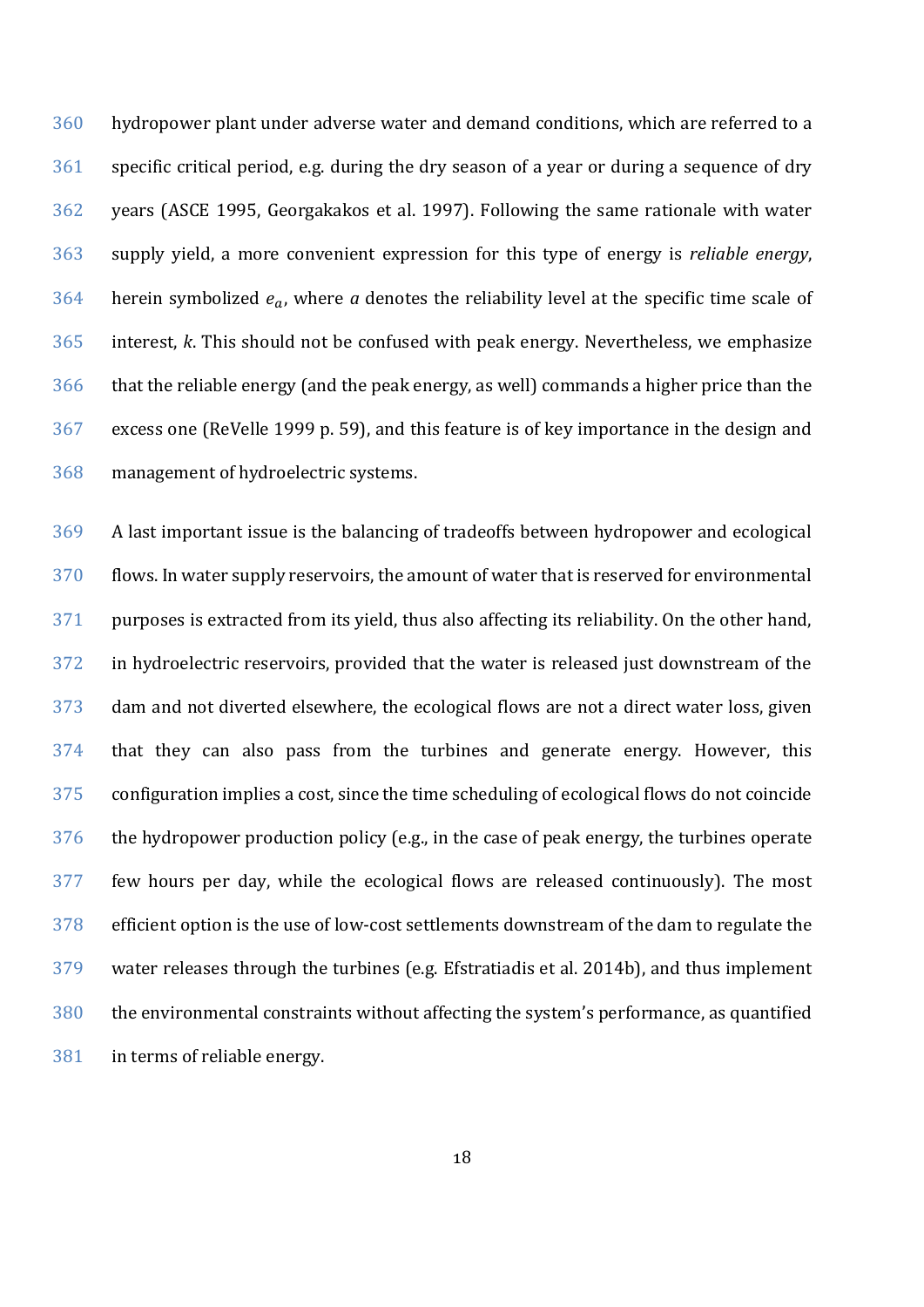hydropower plant under adverse water and demand conditions, which are referred to a specific critical period, e.g. during the dry season of a year or during a sequence of dry years (ASCE 1995, Georgakakos et al. 1997). Following the same rationale with water supply yield, a more convenient expression for this type of energy is *reliable energy*, herein symbolized $e_a$, where $a$ denotes the reliability level at the specific time scale of interest, $k$. This should not be confused with peak energy. Nevertheless, we emphasize that the reliable energy (and the peak energy, as well) commands a higher price than the excess one (ReVelle 1999 p. 59), and this feature is of key importance in the design and management of hydroelectric systems.

A last important issue is the balancing of tradeoffs between hydropower and ecological flows. In water supply reservoirs, the amount of water that is reserved for environmental purposes is extracted from its yield, thus also affecting its reliability. On the other hand, in hydroelectric reservoirs, provided that the water is released just downstream of the dam and not diverted elsewhere, the ecological flows are not a direct water loss, given that they can also pass from the turbines and generate energy. However, this configuration implies a cost, since the time scheduling of ecological flows do not coincide the hydropower production policy (e.g., in the case of peak energy, the turbines operate few hours per day, while the ecological flows are released continuously). The most efficient option is the use of low-cost settlements downstream of the dam to regulate the water releases through the turbines (e.g. Efstratiadis et al. 2014b), and thus implement the environmental constraints without affecting the system's performance, as quantified in terms of reliable energy.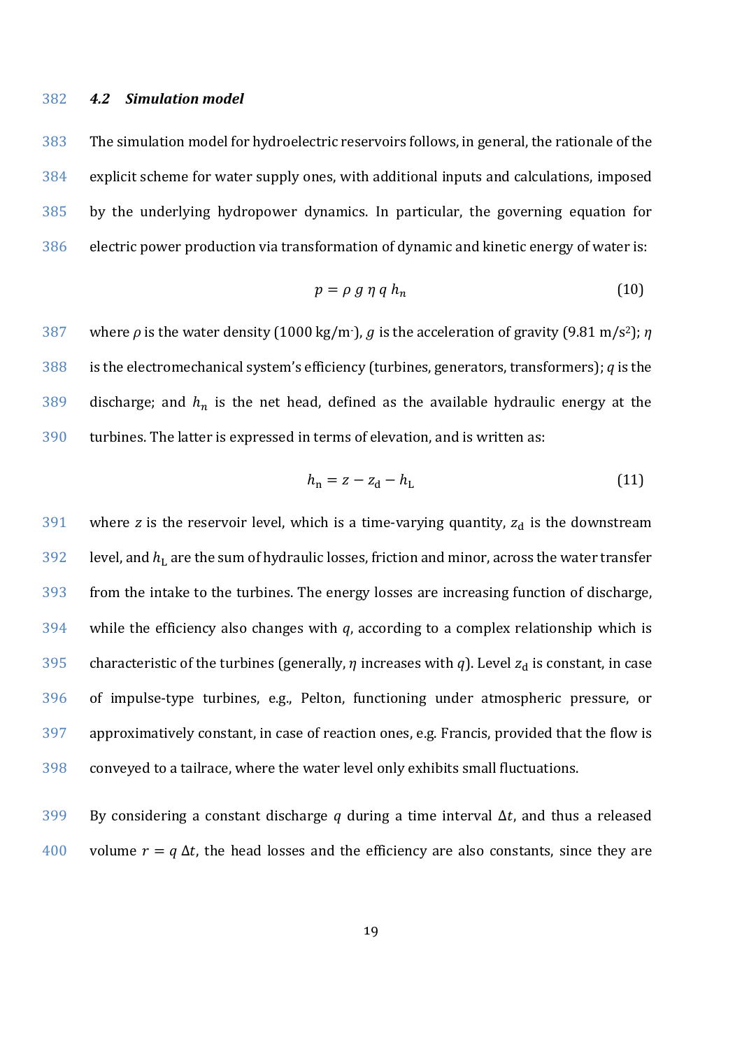### *4.2 Simulation model*

The simulation model for hydroelectric reservoirs follows, in general, the rationale of the explicit scheme for water supply ones, with additional inputs and calculations, imposed by the underlying hydropower dynamics. In particular, the governing equation for electric power production via transformation of dynamic and kinetic energy of water is:

$$p = \rho \, g \, \eta \, q \, h_n \tag{10}$$

where $\rho$ is the water density (1000 kg/m-), $g$ is the acceleration of gravity (9.81 m/s$^2$); $\eta$ is the electromechanical system's efficiency (turbines, generators, transformers); $q$ is the discharge; and $h_n$ is the net head, defined as the available hydraulic energy at the turbines. The latter is expressed in terms of elevation, and is written as:

$$h_\mathrm{n} = z - z_\mathrm{d} - h_\mathrm{L} \tag{11}$$

where $z$ is the reservoir level, which is a time-varying quantity, $z_\mathrm{d}$ is the downstream level, and $h_\mathrm{L}$ are the sum of hydraulic losses, friction and minor, across the water transfer from the intake to the turbines. The energy losses are increasing function of discharge, while the efficiency also changes with $q$, according to a complex relationship which is characteristic of the turbines (generally, $\eta$ increases with $q$). Level $z_\mathrm{d}$ is constant, in case of impulse-type turbines, e.g., Pelton, functioning under atmospheric pressure, or approximatively constant, in case of reaction ones, e.g. Francis, provided that the flow is conveyed to a tailrace, where the water level only exhibits small fluctuations.

By considering a constant discharge $q$ during a time interval $\Delta t$, and thus a released volume $r = q \, \Delta t$, the head losses and the efficiency are also constants, since they are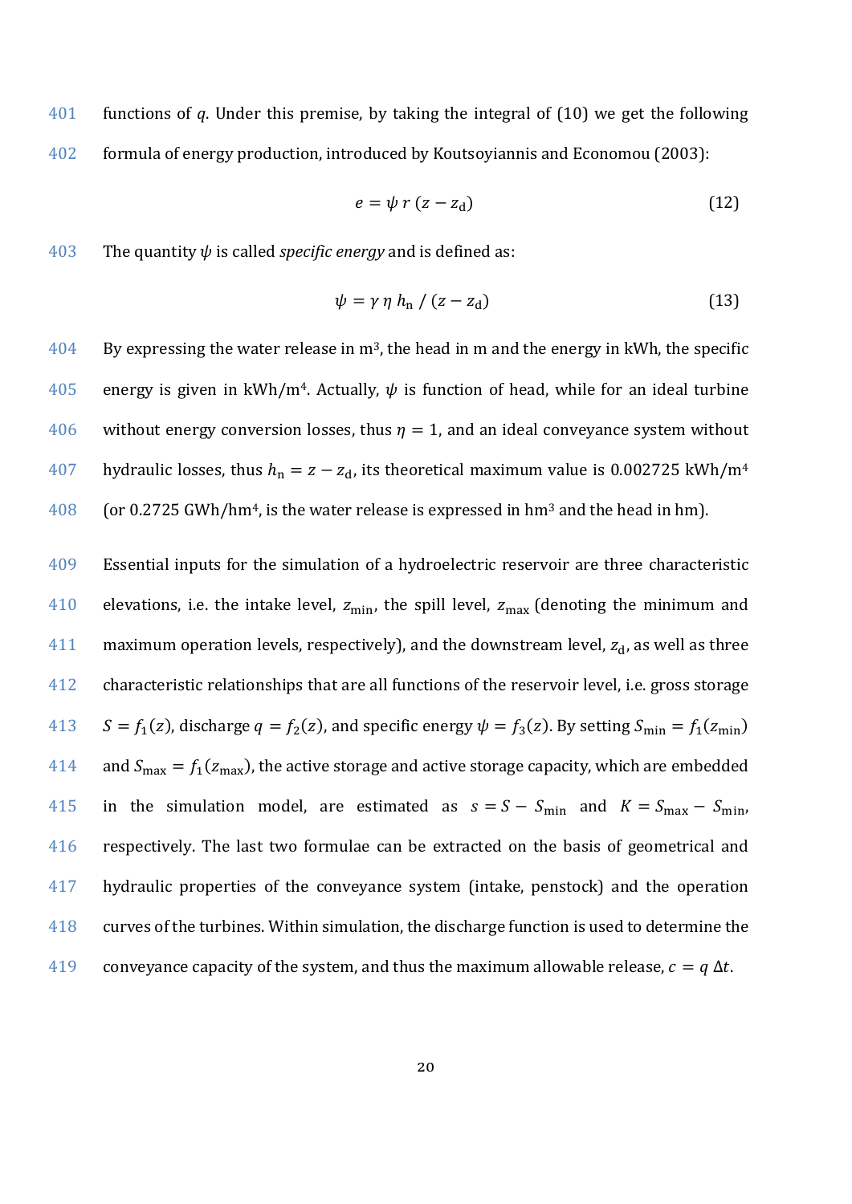functions of $q$. Under this premise, by taking the integral of (10) we get the following formula of energy production, introduced by Koutsoyiannis and Economou (2003):

$$e = \psi \, r \, (z - z_{\mathrm{d}}) \tag{12}$$

The quantity $\psi$ is called *specific energy* and is defined as:

$$\psi = \gamma \, \eta \, h_{\mathrm{n}} \, / \, (z - z_{\mathrm{d}}) \tag{13}$$

By expressing the water release in m$^3$, the head in m and the energy in kWh, the specific energy is given in kWh/m$^4$. Actually, $\psi$ is function of head, while for an ideal turbine without energy conversion losses, thus $\eta = 1$, and an ideal conveyance system without hydraulic losses, thus $h_{\mathrm{n}} = z - z_{\mathrm{d}}$, its theoretical maximum value is 0.002725 kWh/m$^4$ (or 0.2725 GWh/hm$^4$, is the water release is expressed in hm$^3$ and the head in hm).

Essential inputs for the simulation of a hydroelectric reservoir are three characteristic elevations, i.e. the intake level, $z_{\min}$, the spill level, $z_{\max}$ (denoting the minimum and maximum operation levels, respectively), and the downstream level, $z_{\mathrm{d}}$, as well as three characteristic relationships that are all functions of the reservoir level, i.e. gross storage $S = f_1(z)$, discharge $q = f_2(z)$, and specific energy $\psi = f_3(z)$. By setting $S_{\min} = f_1(z_{\min})$ and $S_{\max} = f_1(z_{\max})$, the active storage and active storage capacity, which are embedded in the simulation model, are estimated as $s = S - S_{\min}$ and $K = S_{\max} - S_{\min}$, respectively. The last two formulae can be extracted on the basis of geometrical and hydraulic properties of the conveyance system (intake, penstock) and the operation curves of the turbines. Within simulation, the discharge function is used to determine the conveyance capacity of the system, and thus the maximum allowable release, $c = q \, \Delta t$.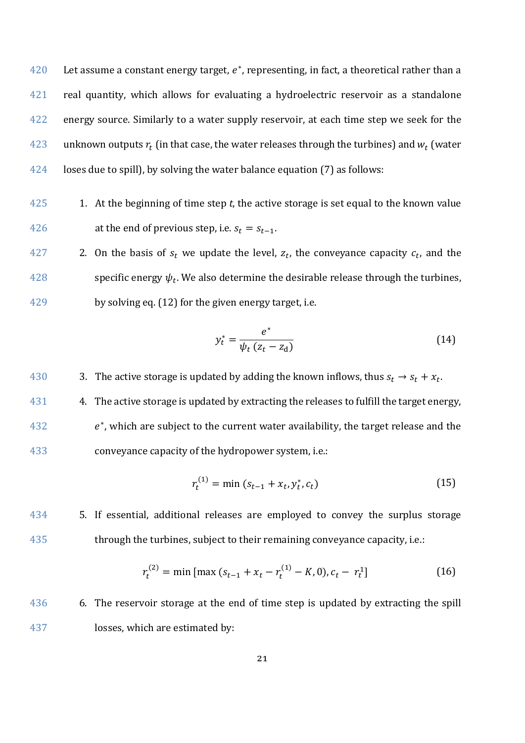Let assume a constant energy target, $e^*$, representing, in fact, a theoretical rather than a real quantity, which allows for evaluating a hydroelectric reservoir as a standalone energy source. Similarly to a water supply reservoir, at each time step we seek for the unknown outputs $r_t$ (in that case, the water releases through the turbines) and $w_t$ (water loses due to spill), by solving the water balance equation (7) as follows:

1. At the beginning of time step *t*, the active storage is set equal to the known value at the end of previous step, i.e. $s_t = s_{t-1}$.
2. On the basis of $s_t$ we update the level, $z_t$, the conveyance capacity $c_t$, and the specific energy $\psi_t$. We also determine the desirable release through the turbines, by solving eq. (12) for the given energy target, i.e.

$$y_t^* = \frac{e^*}{\psi_t \, (z_t - z_\mathrm{d})} \tag{14}$$

3. The active storage is updated by adding the known inflows, thus $s_t \rightarrow s_t + x_t$.
4. The active storage is updated by extracting the releases to fulfill the target energy, $e^*$, which are subject to the current water availability, the target release and the conveyance capacity of the hydropower system, i.e.:

$$r_t^{(1)} = \min\,(s_{t-1} + x_t, y_t^*, c_t) \tag{15}$$

5. If essential, additional releases are employed to convey the surplus storage through the turbines, subject to their remaining conveyance capacity, i.e.:

$$r_t^{(2)} = \min\,[\max\,(s_{t-1} + x_t - r_t^{(1)} - K, 0), c_t - \, r_t^1] \tag{16}$$

6. The reservoir storage at the end of time step is updated by extracting the spill losses, which are estimated by: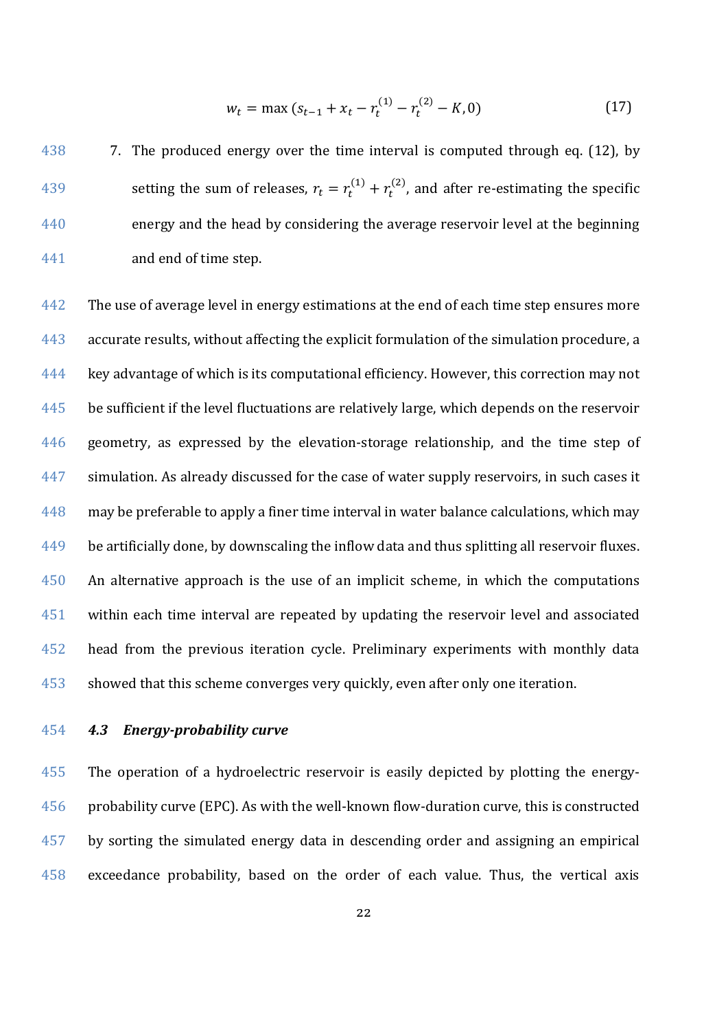$$w_t = \max\left(s_{t-1} + x_t - r_t^{(1)} - r_t^{(2)} - K, 0\right) \tag{17}$$

7. The produced energy over the time interval is computed through eq. (12), by setting the sum of releases, $r_t = r_t^{(1)} + r_t^{(2)}$, and after re-estimating the specific energy and the head by considering the average reservoir level at the beginning and end of time step.

The use of average level in energy estimations at the end of each time step ensures more accurate results, without affecting the explicit formulation of the simulation procedure, a key advantage of which is its computational efficiency. However, this correction may not be sufficient if the level fluctuations are relatively large, which depends on the reservoir geometry, as expressed by the elevation-storage relationship, and the time step of simulation. As already discussed for the case of water supply reservoirs, in such cases it may be preferable to apply a finer time interval in water balance calculations, which may be artificially done, by downscaling the inflow data and thus splitting all reservoir fluxes. An alternative approach is the use of an implicit scheme, in which the computations within each time interval are repeated by updating the reservoir level and associated head from the previous iteration cycle. Preliminary experiments with monthly data showed that this scheme converges very quickly, even after only one iteration.

### *4.3 Energy-probability curve*

The operation of a hydroelectric reservoir is easily depicted by plotting the energy-probability curve (EPC). As with the well-known flow-duration curve, this is constructed by sorting the simulated energy data in descending order and assigning an empirical exceedance probability, based on the order of each value. Thus, the vertical axis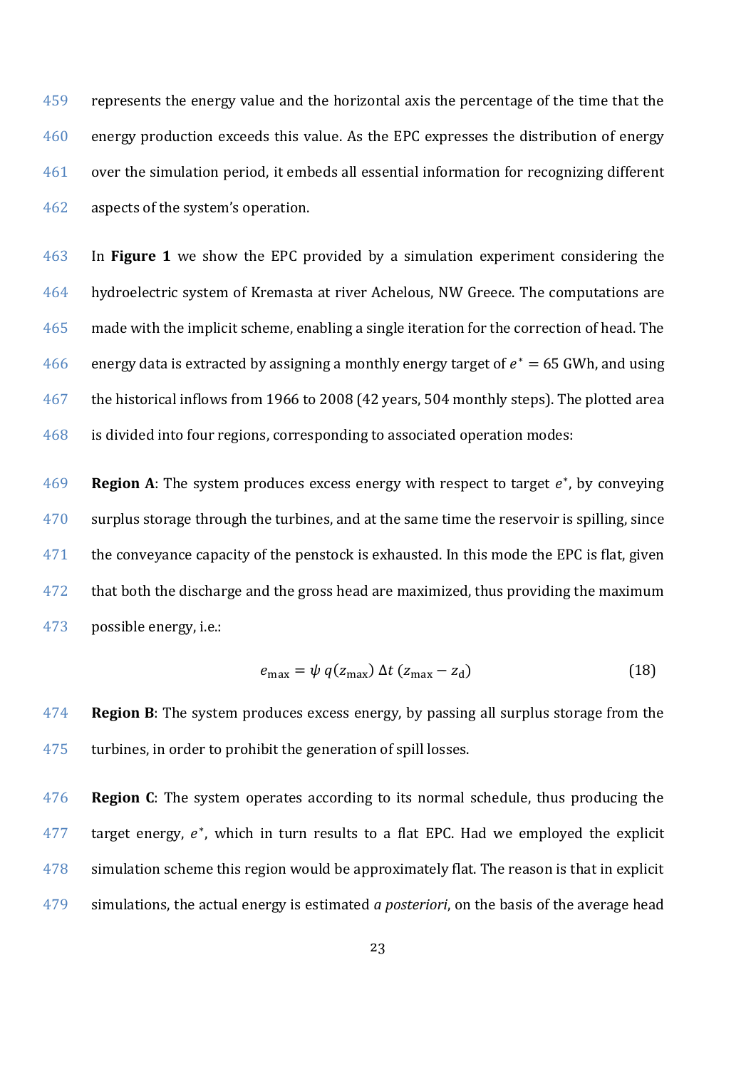represents the energy value and the horizontal axis the percentage of the time that the energy production exceeds this value. As the EPC expresses the distribution of energy over the simulation period, it embeds all essential information for recognizing different aspects of the system's operation.

In **Figure 1** we show the EPC provided by a simulation experiment considering the hydroelectric system of Kremasta at river Achelous, NW Greece. The computations are made with the implicit scheme, enabling a single iteration for the correction of head. The energy data is extracted by assigning a monthly energy target of $e^* = 65$ GWh, and using the historical inflows from 1966 to 2008 (42 years, 504 monthly steps). The plotted area is divided into four regions, corresponding to associated operation modes:

**Region A**: The system produces excess energy with respect to target $e^*$, by conveying surplus storage through the turbines, and at the same time the reservoir is spilling, since the conveyance capacity of the penstock is exhausted. In this mode the EPC is flat, given that both the discharge and the gross head are maximized, thus providing the maximum possible energy, i.e.:

$$e_{\max} = \psi \, q(z_{\max}) \, \Delta t \, (z_{\max} - z_{\mathrm{d}}) \tag{18}$$

**Region B**: The system produces excess energy, by passing all surplus storage from the turbines, in order to prohibit the generation of spill losses.

**Region C**: The system operates according to its normal schedule, thus producing the target energy, $e^*$, which in turn results to a flat EPC. Had we employed the explicit simulation scheme this region would be approximately flat. The reason is that in explicit simulations, the actual energy is estimated *a posteriori*, on the basis of the average head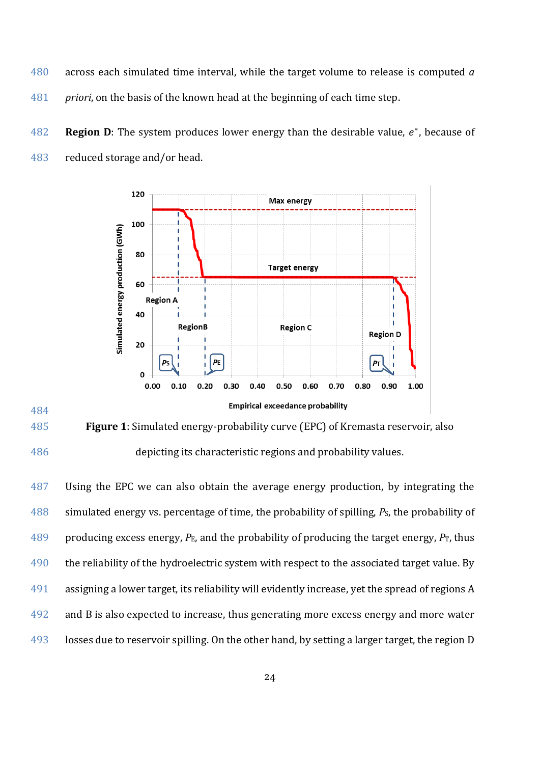across each simulated time interval, while the target volume to release is computed *a priori*, on the basis of the known head at the beginning of each time step.

**Region D**: The system produces lower energy than the desirable value, $e^*$, because of reduced storage and/or head.

**Figure 1**: Simulated energy-probability curve (EPC) of Kremasta reservoir, also depicting its characteristic regions and probability values.

Using the EPC we can also obtain the average energy production, by integrating the simulated energy vs. percentage of time, the probability of spilling, $P_S$, the probability of producing excess energy, $P_E$, and the probability of producing the target energy, $P_T$, thus the reliability of the hydroelectric system with respect to the associated target value. By assigning a lower target, its reliability will evidently increase, yet the spread of regions A and B is also expected to increase, thus generating more excess energy and more water losses due to reservoir spilling. On the other hand, by setting a larger target, the region D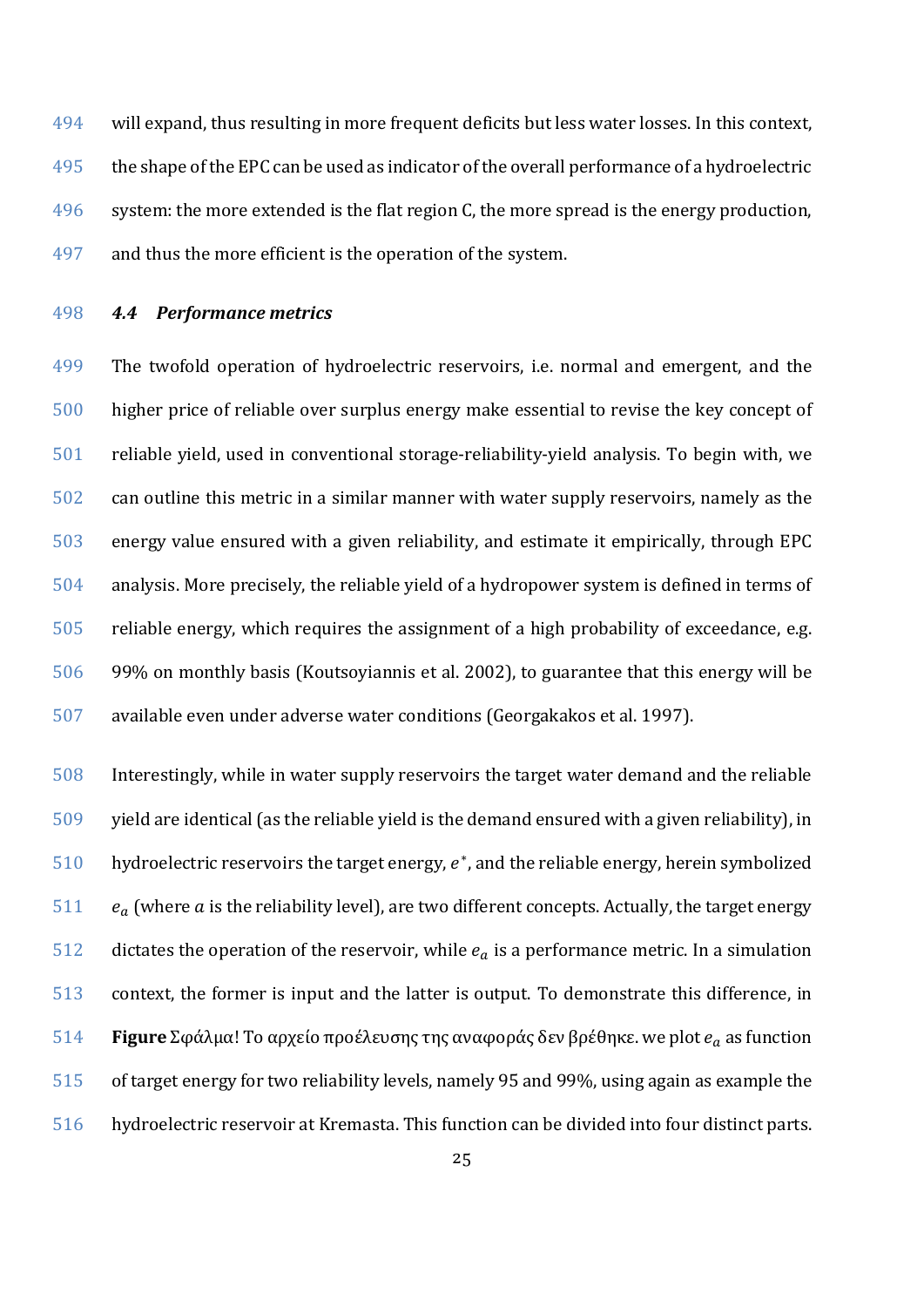will expand, thus resulting in more frequent deficits but less water losses. In this context, the shape of the EPC can be used as indicator of the overall performance of a hydroelectric system: the more extended is the flat region C, the more spread is the energy production, and thus the more efficient is the operation of the system.

### *4.4 Performance metrics*

The twofold operation of hydroelectric reservoirs, i.e. normal and emergent, and the higher price of reliable over surplus energy make essential to revise the key concept of reliable yield, used in conventional storage-reliability-yield analysis. To begin with, we can outline this metric in a similar manner with water supply reservoirs, namely as the energy value ensured with a given reliability, and estimate it empirically, through EPC analysis. More precisely, the reliable yield of a hydropower system is defined in terms of reliable energy, which requires the assignment of a high probability of exceedance, e.g. 99% on monthly basis (Koutsoyiannis et al. 2002), to guarantee that this energy will be available even under adverse water conditions (Georgakakos et al. 1997).

Interestingly, while in water supply reservoirs the target water demand and the reliable yield are identical (as the reliable yield is the demand ensured with a given reliability), in hydroelectric reservoirs the target energy, $e^*$, and the reliable energy, herein symbolized $e_a$ (where $a$ is the reliability level), are two different concepts. Actually, the target energy dictates the operation of the reservoir, while $e_a$ is a performance metric. In a simulation context, the former is input and the latter is output. To demonstrate this difference, in **Figure** Σφάλμα! Το αρχείο προέλευσης της αναφοράς δεν βρέθηκε. we plot $e_a$ as function of target energy for two reliability levels, namely 95 and 99%, using again as example the hydroelectric reservoir at Kremasta. This function can be divided into four distinct parts.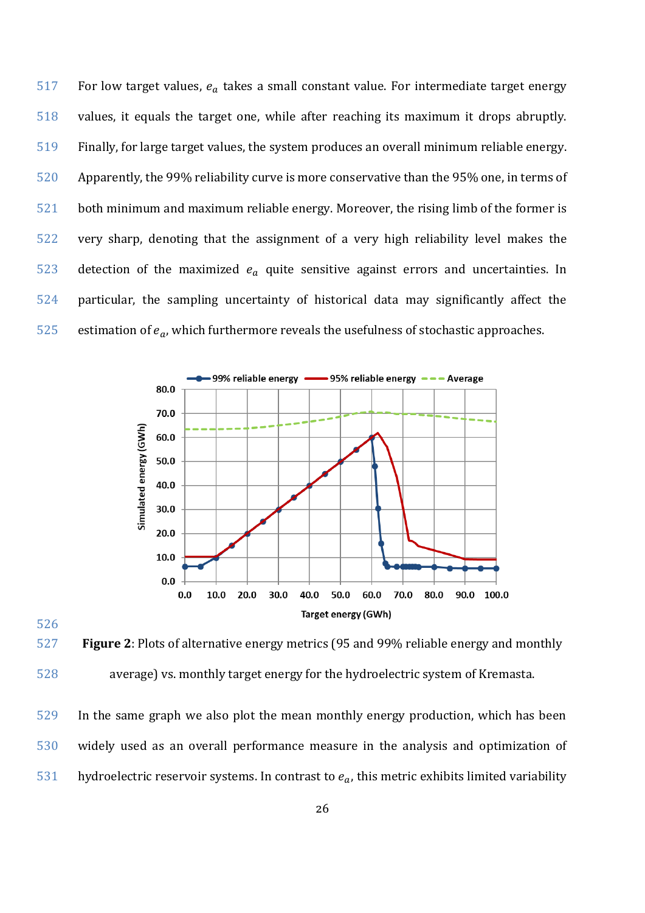For low target values, $e_a$ takes a small constant value. For intermediate target energy values, it equals the target one, while after reaching its maximum it drops abruptly. Finally, for large target values, the system produces an overall minimum reliable energy. Apparently, the 99% reliability curve is more conservative than the 95% one, in terms of both minimum and maximum reliable energy. Moreover, the rising limb of the former is very sharp, denoting that the assignment of a very high reliability level makes the detection of the maximized $e_a$ quite sensitive against errors and uncertainties. In particular, the sampling uncertainty of historical data may significantly affect the estimation of $e_a$, which furthermore reveals the usefulness of stochastic approaches.

**Figure 2**: Plots of alternative energy metrics (95 and 99% reliable energy and monthly average) vs. monthly target energy for the hydroelectric system of Kremasta.

In the same graph we also plot the mean monthly energy production, which has been widely used as an overall performance measure in the analysis and optimization of hydroelectric reservoir systems. In contrast to $e_a$, this metric exhibits limited variability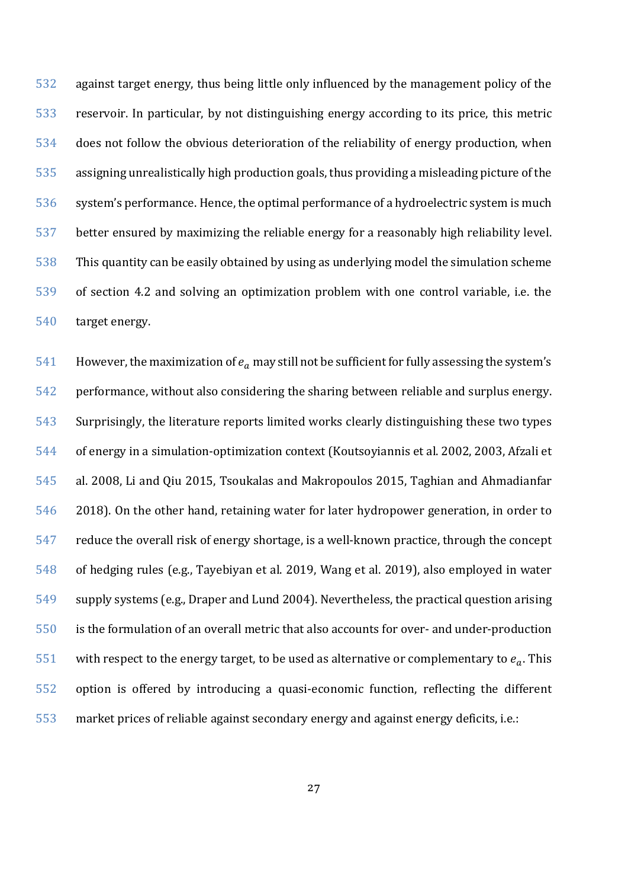against target energy, thus being little only influenced by the management policy of the reservoir. In particular, by not distinguishing energy according to its price, this metric does not follow the obvious deterioration of the reliability of energy production, when assigning unrealistically high production goals, thus providing a misleading picture of the system's performance. Hence, the optimal performance of a hydroelectric system is much better ensured by maximizing the reliable energy for a reasonably high reliability level. This quantity can be easily obtained by using as underlying model the simulation scheme of section 4.2 and solving an optimization problem with one control variable, i.e. the target energy.

However, the maximization of $e_a$ may still not be sufficient for fully assessing the system's performance, without also considering the sharing between reliable and surplus energy. Surprisingly, the literature reports limited works clearly distinguishing these two types of energy in a simulation-optimization context (Koutsoyiannis et al. 2002, 2003, Afzali et al. 2008, Li and Qiu 2015, Tsoukalas and Makropoulos 2015, Taghian and Ahmadianfar 2018). On the other hand, retaining water for later hydropower generation, in order to reduce the overall risk of energy shortage, is a well-known practice, through the concept of hedging rules (e.g., Tayebiyan et al. 2019, Wang et al. 2019), also employed in water supply systems (e.g., Draper and Lund 2004). Nevertheless, the practical question arising is the formulation of an overall metric that also accounts for over- and under-production with respect to the energy target, to be used as alternative or complementary to $e_a$. This option is offered by introducing a quasi-economic function, reflecting the different market prices of reliable against secondary energy and against energy deficits, i.e.: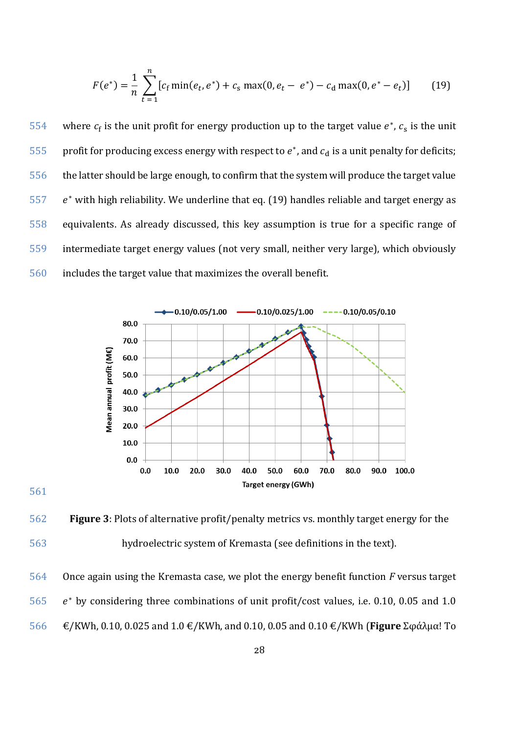$$F(e^*) = \frac{1}{n}\sum_{t=1}^{n}[c_\mathrm{f}\min(e_t, e^*) + c_\mathrm{s}\max(0, e_t - e^*) - c_\mathrm{d}\max(0, e^* - e_t)] \qquad (19)$$

where $c_\mathrm{f}$ is the unit profit for energy production up to the target value $e^*$, $c_\mathrm{s}$ is the unit profit for producing excess energy with respect to $e^*$, and $c_\mathrm{d}$ is a unit penalty for deficits; the latter should be large enough, to confirm that the system will produce the target value $e^*$ with high reliability. We underline that eq. (19) handles reliable and target energy as equivalents. As already discussed, this key assumption is true for a specific range of intermediate target energy values (not very small, neither very large), which obviously includes the target value that maximizes the overall benefit.

**Figure 3**: Plots of alternative profit/penalty metrics vs. monthly target energy for the hydroelectric system of Kremasta (see definitions in the text).

Once again using the Kremasta case, we plot the energy benefit function $F$ versus target $e^*$ by considering three combinations of unit profit/cost values, i.e. 0.10, 0.05 and 1.0 €/KWh, 0.10, 0.025 and 1.0 €/KWh, and 0.10, 0.05 and 0.10 €/KWh (**Figure** Σφάλμα! Το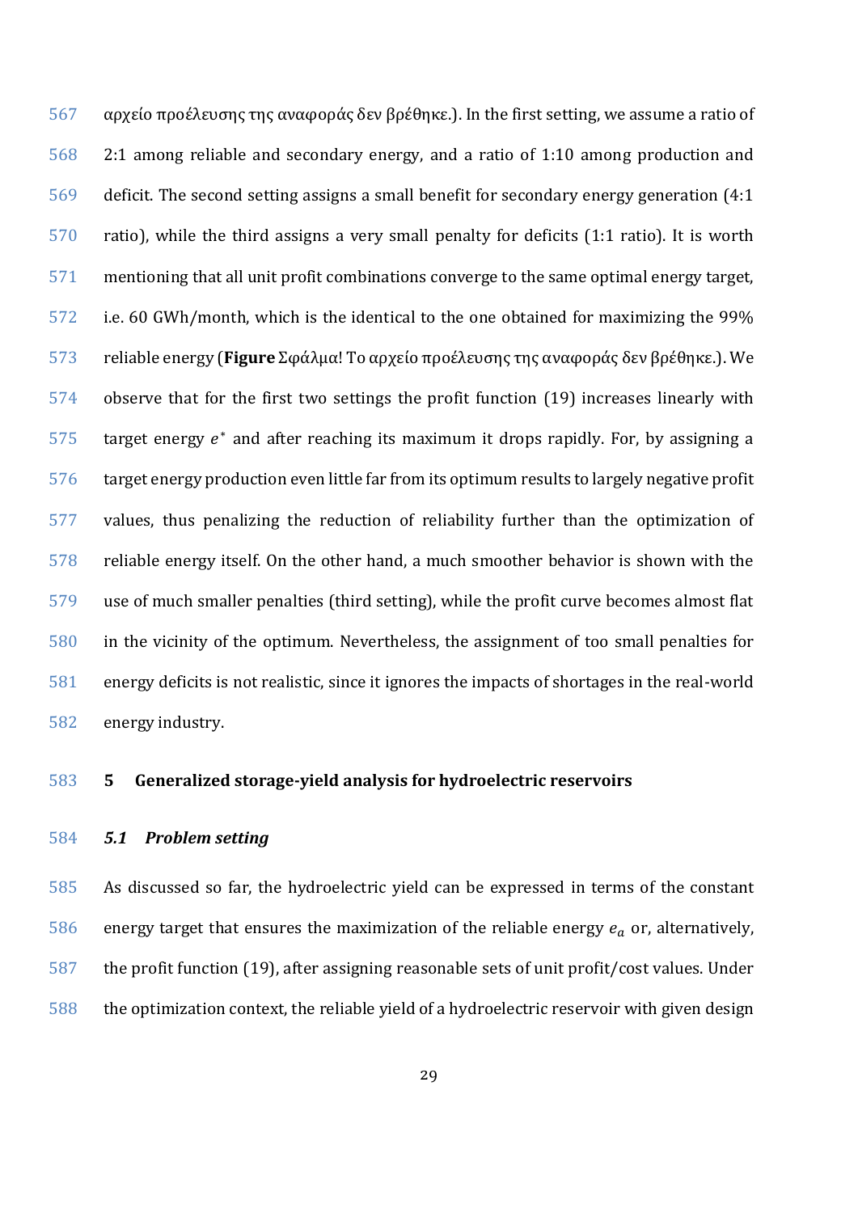αρχείο προέλευσης της αναφοράς δεν βρέθηκε.). In the first setting, we assume a ratio of 2:1 among reliable and secondary energy, and a ratio of 1:10 among production and deficit. The second setting assigns a small benefit for secondary energy generation (4:1 ratio), while the third assigns a very small penalty for deficits (1:1 ratio). It is worth mentioning that all unit profit combinations converge to the same optimal energy target, i.e. 60 GWh/month, which is the identical to the one obtained for maximizing the 99% reliable energy (**Figure** Σφάλμα! Το αρχείο προέλευσης της αναφοράς δεν βρέθηκε.). We observe that for the first two settings the profit function (19) increases linearly with target energy $e^*$ and after reaching its maximum it drops rapidly. For, by assigning a target energy production even little far from its optimum results to largely negative profit values, thus penalizing the reduction of reliability further than the optimization of reliable energy itself. On the other hand, a much smoother behavior is shown with the use of much smaller penalties (third setting), while the profit curve becomes almost flat in the vicinity of the optimum. Nevertheless, the assignment of too small penalties for energy deficits is not realistic, since it ignores the impacts of shortages in the real-world energy industry.

## 5 Generalized storage-yield analysis for hydroelectric reservoirs

### *5.1 Problem setting*

As discussed so far, the hydroelectric yield can be expressed in terms of the constant energy target that ensures the maximization of the reliable energy $e_a$ or, alternatively, the profit function (19), after assigning reasonable sets of unit profit/cost values. Under the optimization context, the reliable yield of a hydroelectric reservoir with given design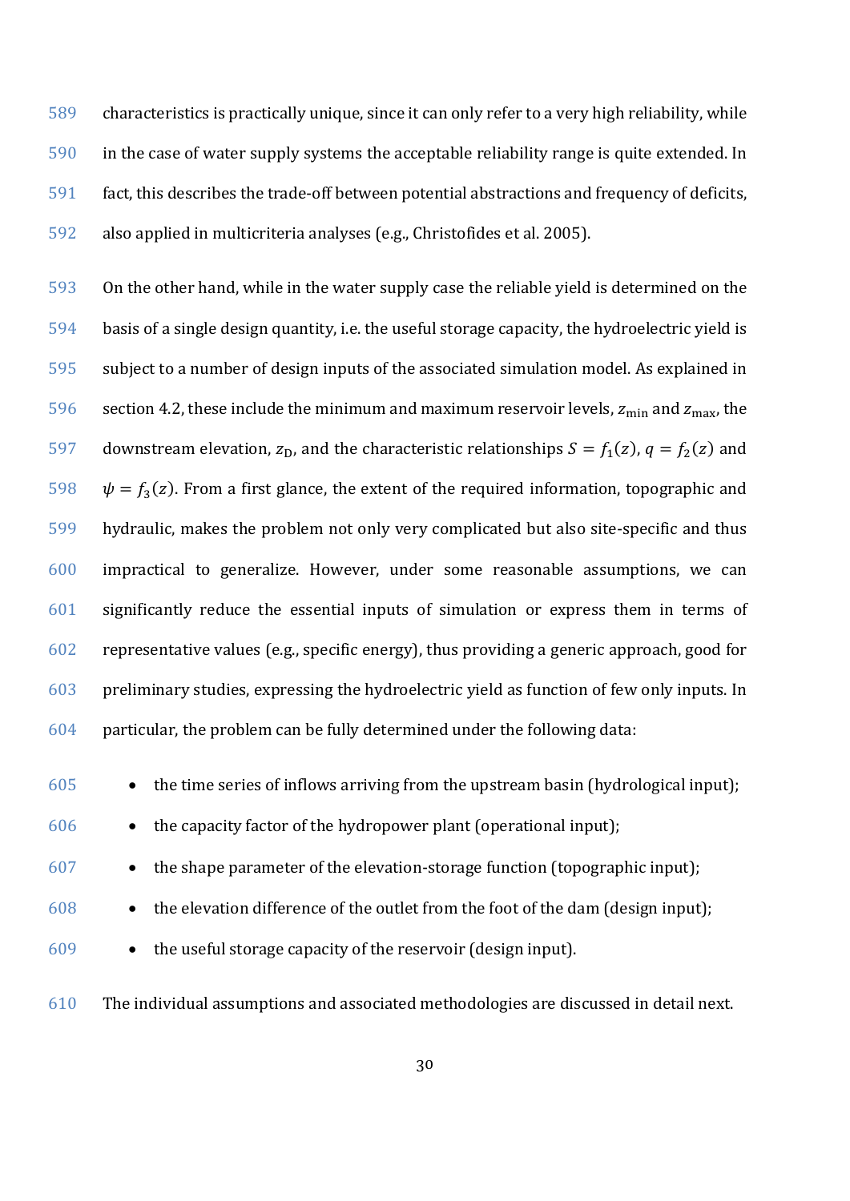characteristics is practically unique, since it can only refer to a very high reliability, while in the case of water supply systems the acceptable reliability range is quite extended. In fact, this describes the trade-off between potential abstractions and frequency of deficits, also applied in multicriteria analyses (e.g., Christofides et al. 2005).

On the other hand, while in the water supply case the reliable yield is determined on the basis of a single design quantity, i.e. the useful storage capacity, the hydroelectric yield is subject to a number of design inputs of the associated simulation model. As explained in section 4.2, these include the minimum and maximum reservoir levels, $z_{\mathrm{min}}$ and $z_{\mathrm{max}}$, the downstream elevation, $z_{\mathrm{D}}$, and the characteristic relationships $S = f_1(z)$, $q = f_2(z)$ and $\psi = f_3(z)$. From a first glance, the extent of the required information, topographic and hydraulic, makes the problem not only very complicated but also site-specific and thus impractical to generalize. However, under some reasonable assumptions, we can significantly reduce the essential inputs of simulation or express them in terms of representative values (e.g., specific energy), thus providing a generic approach, good for preliminary studies, expressing the hydroelectric yield as function of few only inputs. In particular, the problem can be fully determined under the following data:

- the time series of inflows arriving from the upstream basin (hydrological input);
- the capacity factor of the hydropower plant (operational input);
- the shape parameter of the elevation-storage function (topographic input);
- the elevation difference of the outlet from the foot of the dam (design input);
- the useful storage capacity of the reservoir (design input).

The individual assumptions and associated methodologies are discussed in detail next.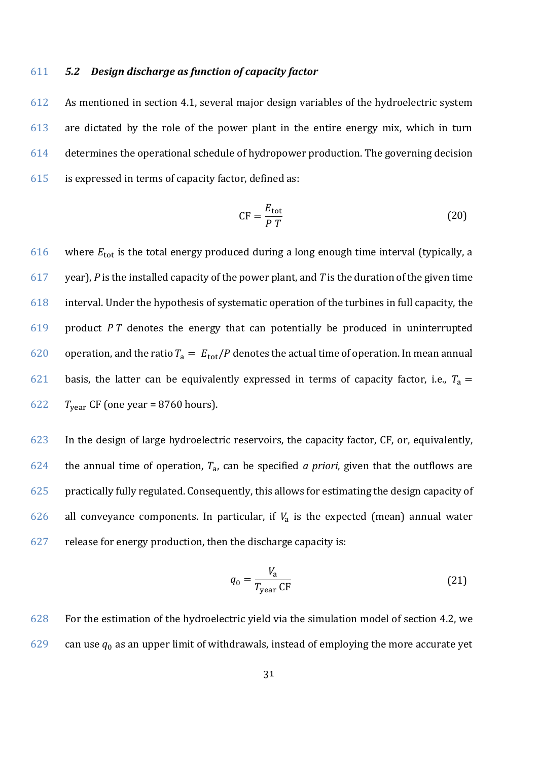### 5.2 *Design discharge as function of capacity factor*

As mentioned in section 4.1, several major design variables of the hydroelectric system are dictated by the role of the power plant in the entire energy mix, which in turn determines the operational schedule of hydropower production. The governing decision is expressed in terms of capacity factor, defined as:

$$\mathrm{CF} = \frac{E_{\mathrm{tot}}}{P\ T} \tag{20}$$

where $E_{\mathrm{tot}}$ is the total energy produced during a long enough time interval (typically, a year), $P$ is the installed capacity of the power plant, and $T$ is the duration of the given time interval. Under the hypothesis of systematic operation of the turbines in full capacity, the product $P\,T$ denotes the energy that can potentially be produced in uninterrupted operation, and the ratio $T_{\mathrm{a}} = E_{\mathrm{tot}}/P$ denotes the actual time of operation. In mean annual basis, the latter can be equivalently expressed in terms of capacity factor, i.e., $T_{\mathrm{a}} = T_{\mathrm{year}}\ \mathrm{CF}$ (one year = 8760 hours).

In the design of large hydroelectric reservoirs, the capacity factor, CF, or, equivalently, the annual time of operation, $T_{\mathrm{a}}$, can be specified *a priori*, given that the outflows are practically fully regulated. Consequently, this allows for estimating the design capacity of all conveyance components. In particular, if $V_{\mathrm{a}}$ is the expected (mean) annual water release for energy production, then the discharge capacity is:

$$q_0 = \frac{V_{\mathrm{a}}}{T_{\mathrm{year}}\ \mathrm{CF}} \tag{21}$$

For the estimation of the hydroelectric yield via the simulation model of section 4.2, we can use $q_0$ as an upper limit of withdrawals, instead of employing the more accurate yet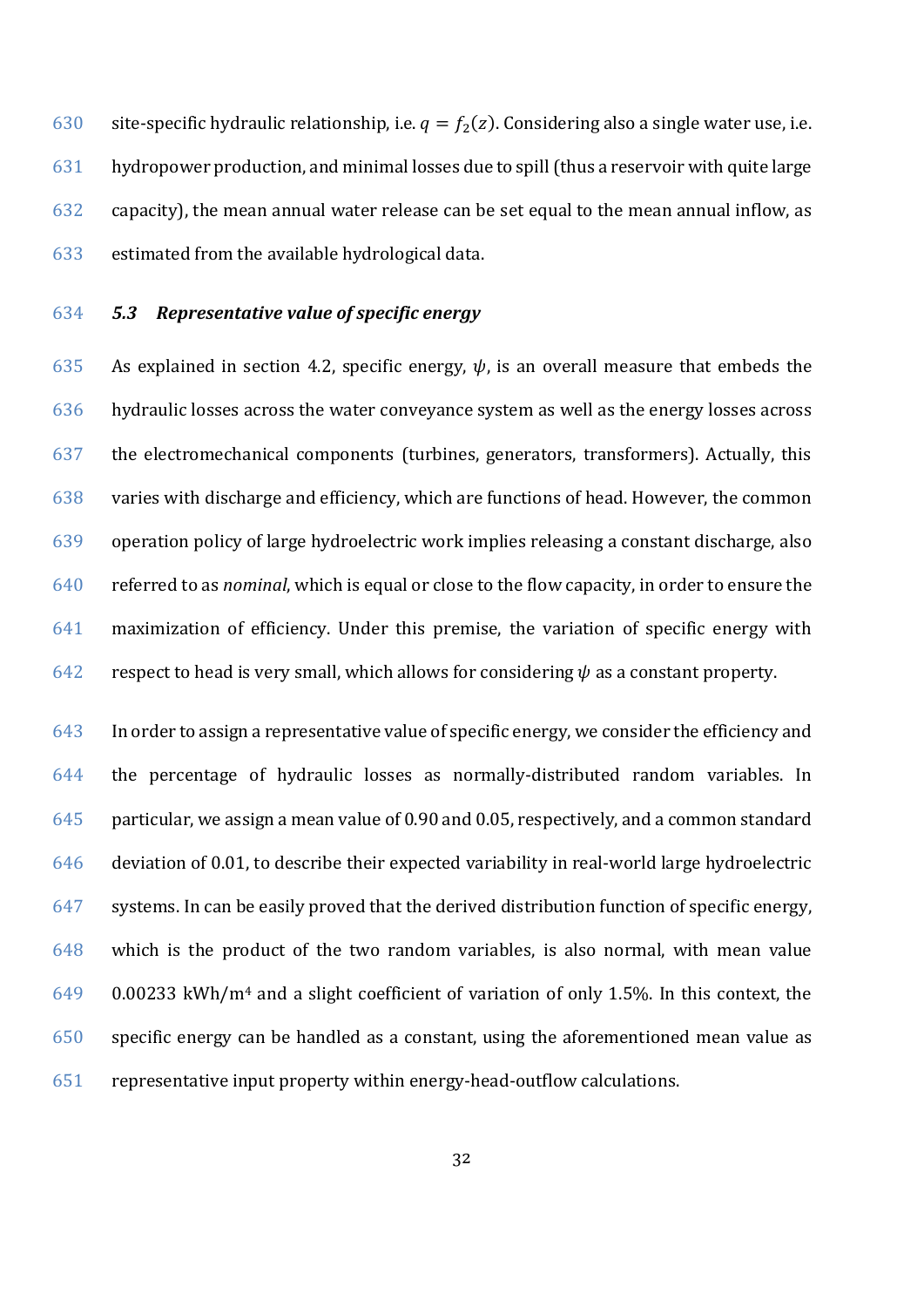site-specific hydraulic relationship, i.e. $q = f_2(z)$. Considering also a single water use, i.e. hydropower production, and minimal losses due to spill (thus a reservoir with quite large capacity), the mean annual water release can be set equal to the mean annual inflow, as estimated from the available hydrological data.

### *5.3 Representative value of specific energy*

As explained in section 4.2, specific energy, $\psi$, is an overall measure that embeds the hydraulic losses across the water conveyance system as well as the energy losses across the electromechanical components (turbines, generators, transformers). Actually, this varies with discharge and efficiency, which are functions of head. However, the common operation policy of large hydroelectric work implies releasing a constant discharge, also referred to as *nominal*, which is equal or close to the flow capacity, in order to ensure the maximization of efficiency. Under this premise, the variation of specific energy with respect to head is very small, which allows for considering $\psi$ as a constant property.

In order to assign a representative value of specific energy, we consider the efficiency and the percentage of hydraulic losses as normally-distributed random variables. In particular, we assign a mean value of 0.90 and 0.05, respectively, and a common standard deviation of 0.01, to describe their expected variability in real-world large hydroelectric systems. In can be easily proved that the derived distribution function of specific energy, which is the product of the two random variables, is also normal, with mean value 0.00233 kWh/m$^4$ and a slight coefficient of variation of only 1.5%. In this context, the specific energy can be handled as a constant, using the aforementioned mean value as representative input property within energy-head-outflow calculations.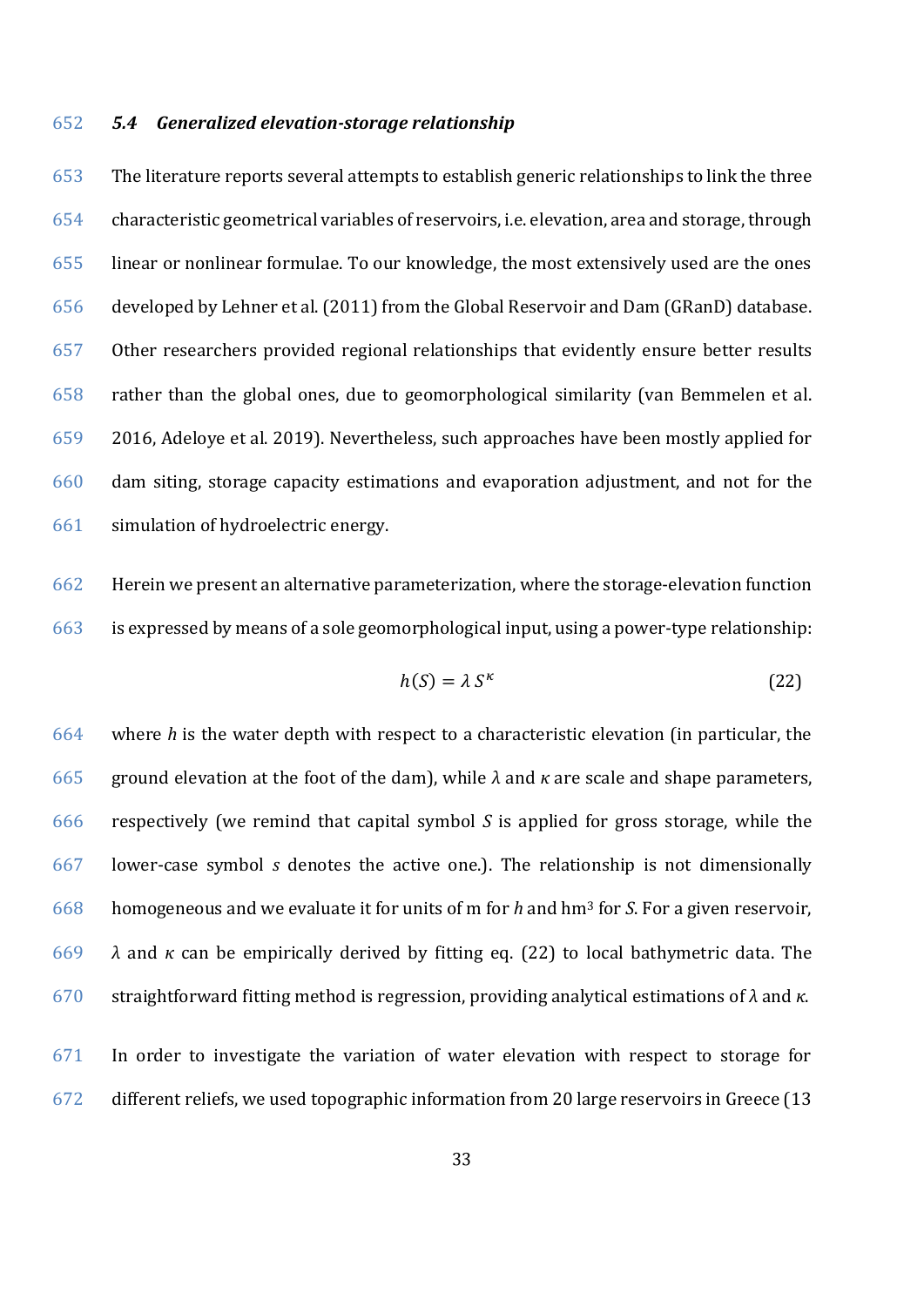### *5.4 Generalized elevation-storage relationship*

The literature reports several attempts to establish generic relationships to link the three characteristic geometrical variables of reservoirs, i.e. elevation, area and storage, through linear or nonlinear formulae. To our knowledge, the most extensively used are the ones developed by Lehner et al. (2011) from the Global Reservoir and Dam (GRanD) database. Other researchers provided regional relationships that evidently ensure better results rather than the global ones, due to geomorphological similarity (van Bemmelen et al. 2016, Adeloye et al. 2019). Nevertheless, such approaches have been mostly applied for dam siting, storage capacity estimations and evaporation adjustment, and not for the simulation of hydroelectric energy.

Herein we present an alternative parameterization, where the storage-elevation function is expressed by means of a sole geomorphological input, using a power-type relationship:

$$h(S) = \lambda\, S^{\kappa} \tag{22}$$

where $h$ is the water depth with respect to a characteristic elevation (in particular, the ground elevation at the foot of the dam), while $\lambda$ and $\kappa$ are scale and shape parameters, respectively (we remind that capital symbol $S$ is applied for gross storage, while the lower-case symbol $s$ denotes the active one.). The relationship is not dimensionally homogeneous and we evaluate it for units of m for $h$ and hm$^3$ for $S$. For a given reservoir, $\lambda$ and $\kappa$ can be empirically derived by fitting eq. (22) to local bathymetric data. The straightforward fitting method is regression, providing analytical estimations of $\lambda$ and $\kappa$.

In order to investigate the variation of water elevation with respect to storage for different reliefs, we used topographic information from 20 large reservoirs in Greece (13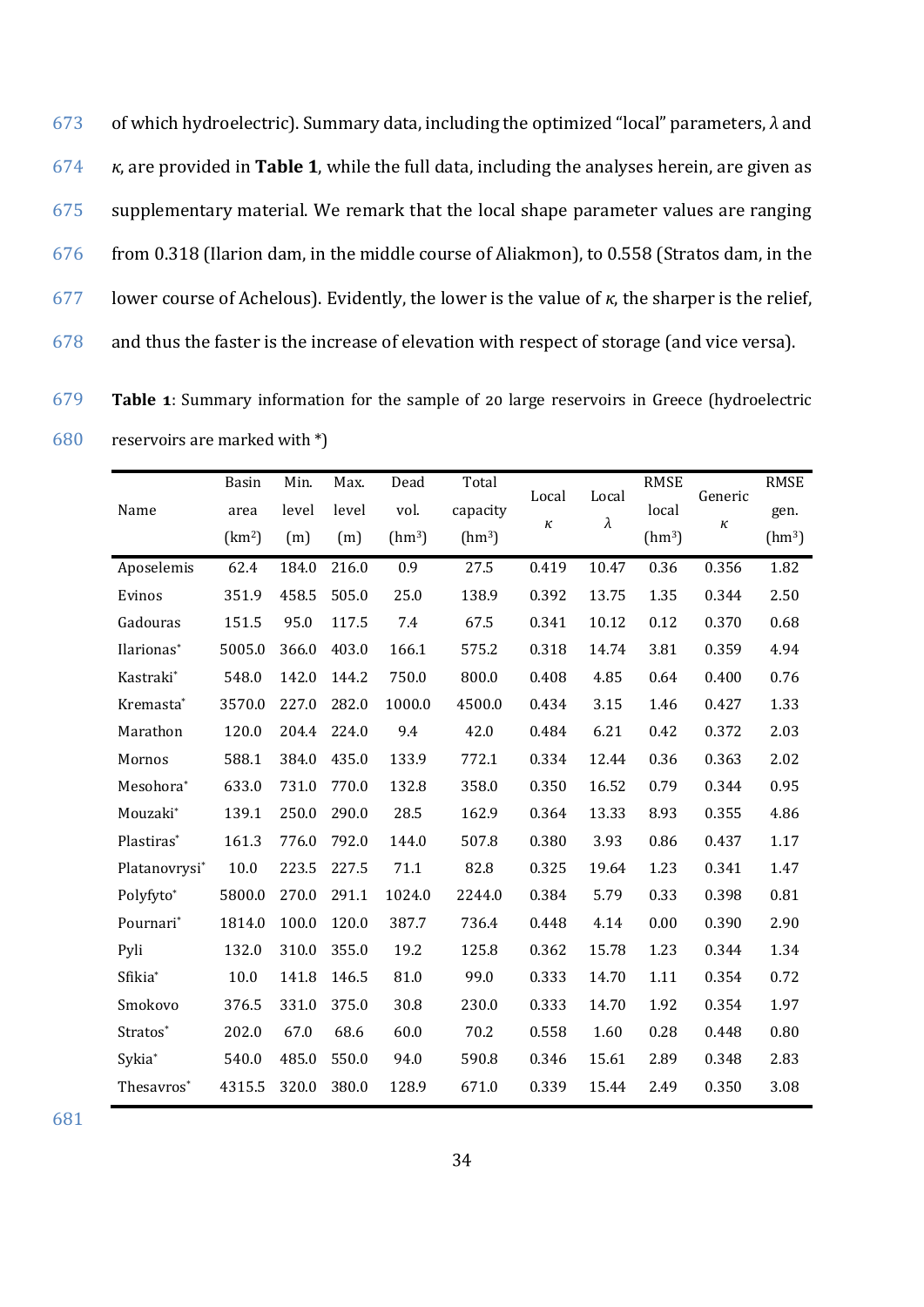of which hydroelectric). Summary data, including the optimized "local" parameters, $\lambda$ and $\kappa$, are provided in **Table 1**, while the full data, including the analyses herein, are given as supplementary material. We remark that the local shape parameter values are ranging from 0.318 (Ilarion dam, in the middle course of Aliakmon), to 0.558 (Stratos dam, in the lower course of Achelous). Evidently, the lower is the value of $\kappa$, the sharper is the relief, and thus the faster is the increase of elevation with respect of storage (and vice versa).

**Table 1**: Summary information for the sample of 20 large reservoirs in Greece (hydroelectric reservoirs are marked with *)

| Name | Basin area (km$^2$) | Min. level (m) | Max. level (m) | Dead vol. (hm$^3$) | Total capacity (hm$^3$) | Local $\kappa$ | Local $\lambda$ | RMSE local (hm$^3$) | Generic $\kappa$ | RMSE gen. (hm$^3$) |
|---|---|---|---|---|---|---|---|---|---|---|
| Aposelemis | 62.4 | 184.0 | 216.0 | 0.9 | 27.5 | 0.419 | 10.47 | 0.36 | 0.356 | 1.82 |
| Evinos | 351.9 | 458.5 | 505.0 | 25.0 | 138.9 | 0.392 | 13.75 | 1.35 | 0.344 | 2.50 |
| Gadouras | 151.5 | 95.0 | 117.5 | 7.4 | 67.5 | 0.341 | 10.12 | 0.12 | 0.370 | 0.68 |
| Ilarionas* | 5005.0 | 366.0 | 403.0 | 166.1 | 575.2 | 0.318 | 14.74 | 3.81 | 0.359 | 4.94 |
| Kastraki* | 548.0 | 142.0 | 144.2 | 750.0 | 800.0 | 0.408 | 4.85 | 0.64 | 0.400 | 0.76 |
| Kremasta* | 3570.0 | 227.0 | 282.0 | 1000.0 | 4500.0 | 0.434 | 3.15 | 1.46 | 0.427 | 1.33 |
| Marathon | 120.0 | 204.4 | 224.0 | 9.4 | 42.0 | 0.484 | 6.21 | 0.42 | 0.372 | 2.03 |
| Mornos | 588.1 | 384.0 | 435.0 | 133.9 | 772.1 | 0.334 | 12.44 | 0.36 | 0.363 | 2.02 |
| Mesohora* | 633.0 | 731.0 | 770.0 | 132.8 | 358.0 | 0.350 | 16.52 | 0.79 | 0.344 | 0.95 |
| Mouzaki* | 139.1 | 250.0 | 290.0 | 28.5 | 162.9 | 0.364 | 13.33 | 8.93 | 0.355 | 4.86 |
| Plastiras* | 161.3 | 776.0 | 792.0 | 144.0 | 507.8 | 0.380 | 3.93 | 0.86 | 0.437 | 1.17 |
| Platanovrysi* | 10.0 | 223.5 | 227.5 | 71.1 | 82.8 | 0.325 | 19.64 | 1.23 | 0.341 | 1.47 |
| Polyfyto* | 5800.0 | 270.0 | 291.1 | 1024.0 | 2244.0 | 0.384 | 5.79 | 0.33 | 0.398 | 0.81 |
| Pournari* | 1814.0 | 100.0 | 120.0 | 387.7 | 736.4 | 0.448 | 4.14 | 0.00 | 0.390 | 2.90 |
| Pyli | 132.0 | 310.0 | 355.0 | 19.2 | 125.8 | 0.362 | 15.78 | 1.23 | 0.344 | 1.34 |
| Sfikia* | 10.0 | 141.8 | 146.5 | 81.0 | 99.0 | 0.333 | 14.70 | 1.11 | 0.354 | 0.72 |
| Smokovo | 376.5 | 331.0 | 375.0 | 30.8 | 230.0 | 0.333 | 14.70 | 1.92 | 0.354 | 1.97 |
| Stratos* | 202.0 | 67.0 | 68.6 | 60.0 | 70.2 | 0.558 | 1.60 | 0.28 | 0.448 | 0.80 |
| Sykia* | 540.0 | 485.0 | 550.0 | 94.0 | 590.8 | 0.346 | 15.61 | 2.89 | 0.348 | 2.83 |
| Thesavros* | 4315.5 | 320.0 | 380.0 | 128.9 | 671.0 | 0.339 | 15.44 | 2.49 | 0.350 | 3.08 |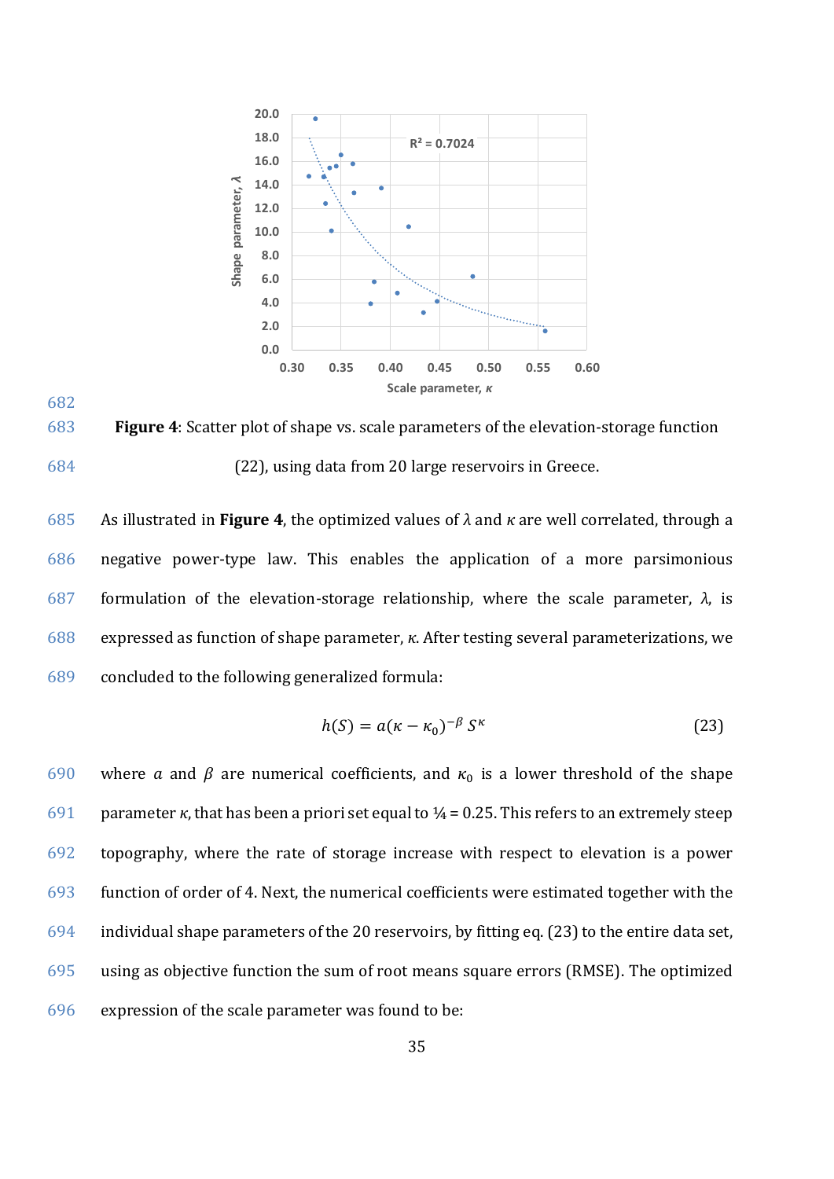**Figure 4**: Scatter plot of shape vs. scale parameters of the elevation-storage function (22), using data from 20 large reservoirs in Greece.

As illustrated in **Figure 4**, the optimized values of $\lambda$ and $\kappa$ are well correlated, through a negative power-type law. This enables the application of a more parsimonious formulation of the elevation-storage relationship, where the scale parameter, $\lambda$, is expressed as function of shape parameter, $\kappa$. After testing several parameterizations, we concluded to the following generalized formula:

$$h(S) = a(\kappa - \kappa_0)^{-\beta}\, S^{\kappa} \tag{23}$$

where $a$ and $\beta$ are numerical coefficients, and $\kappa_0$ is a lower threshold of the shape parameter $\kappa$, that has been a priori set equal to ¼ = 0.25. This refers to an extremely steep topography, where the rate of storage increase with respect to elevation is a power function of order of 4. Next, the numerical coefficients were estimated together with the individual shape parameters of the 20 reservoirs, by fitting eq. (23) to the entire data set, using as objective function the sum of root means square errors (RMSE). The optimized expression of the scale parameter was found to be: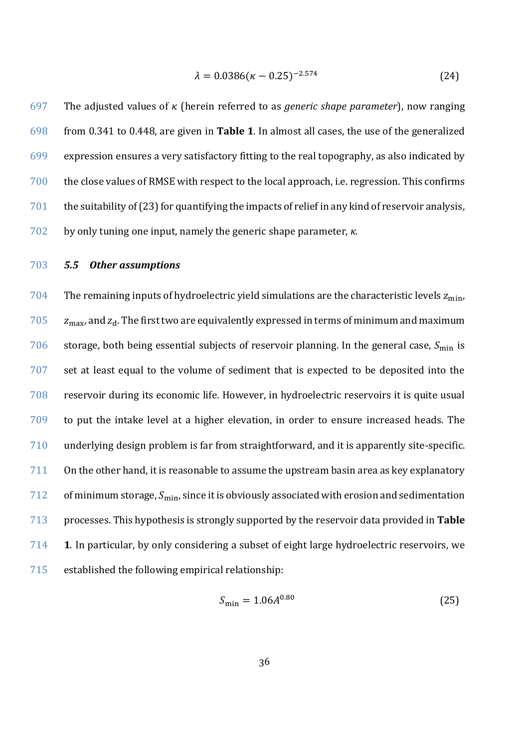$$\lambda = 0.0386(\kappa - 0.25)^{-2.574} \tag{24}$$

The adjusted values of $\kappa$ (herein referred to as *generic shape parameter*), now ranging from 0.341 to 0.448, are given in **Table 1**. In almost all cases, the use of the generalized expression ensures a very satisfactory fitting to the real topography, as also indicated by the close values of RMSE with respect to the local approach, i.e. regression. This confirms the suitability of (23) for quantifying the impacts of relief in any kind of reservoir analysis, by only tuning one input, namely the generic shape parameter, $\kappa$.

### *5.5 Other assumptions*

The remaining inputs of hydroelectric yield simulations are the characteristic levels $z_{\text{min}}$, $z_{\text{max}}$, and $z_{\text{d}}$. The first two are equivalently expressed in terms of minimum and maximum storage, both being essential subjects of reservoir planning. In the general case, $S_{\text{min}}$ is set at least equal to the volume of sediment that is expected to be deposited into the reservoir during its economic life. However, in hydroelectric reservoirs it is quite usual to put the intake level at a higher elevation, in order to ensure increased heads. The underlying design problem is far from straightforward, and it is apparently site-specific. On the other hand, it is reasonable to assume the upstream basin area as key explanatory of minimum storage, $S_{\text{min}}$, since it is obviously associated with erosion and sedimentation processes. This hypothesis is strongly supported by the reservoir data provided in **Table 1**. In particular, by only considering a subset of eight large hydroelectric reservoirs, we established the following empirical relationship:

$$S_{\text{min}} = 1.06A^{0.80} \tag{25}$$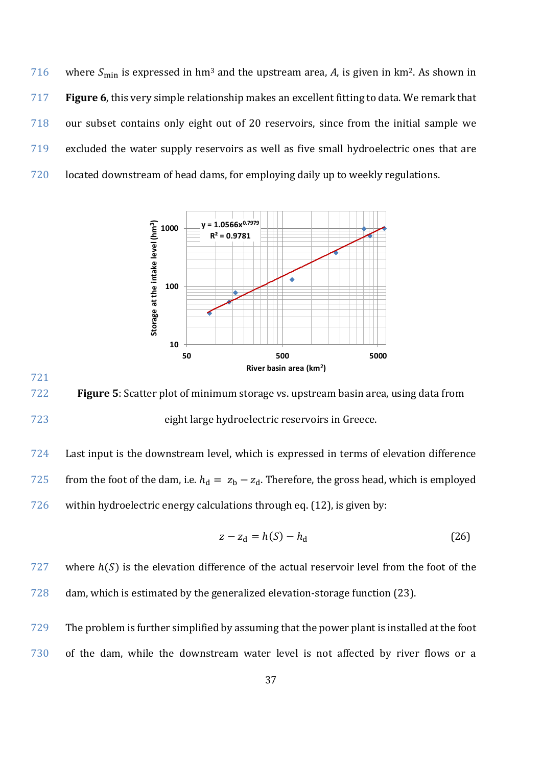where $S_{\min}$ is expressed in hm³ and the upstream area, $A$, is given in km². As shown in **Figure 6**, this very simple relationship makes an excellent fitting to data. We remark that our subset contains only eight out of 20 reservoirs, since from the initial sample we excluded the water supply reservoirs as well as five small hydroelectric ones that are located downstream of head dams, for employing daily up to weekly regulations.

**Figure 5**: Scatter plot of minimum storage vs. upstream basin area, using data from eight large hydroelectric reservoirs in Greece.

Last input is the downstream level, which is expressed in terms of elevation difference from the foot of the dam, i.e. $h_{\mathrm{d}} = z_{\mathrm{b}} - z_{\mathrm{d}}$. Therefore, the gross head, which is employed within hydroelectric energy calculations through eq. (12), is given by:

$$z - z_{\mathrm{d}} = h(S) - h_{\mathrm{d}} \tag{26}$$

where $h(S)$ is the elevation difference of the actual reservoir level from the foot of the dam, which is estimated by the generalized elevation-storage function (23).

The problem is further simplified by assuming that the power plant is installed at the foot of the dam, while the downstream water level is not affected by river flows or a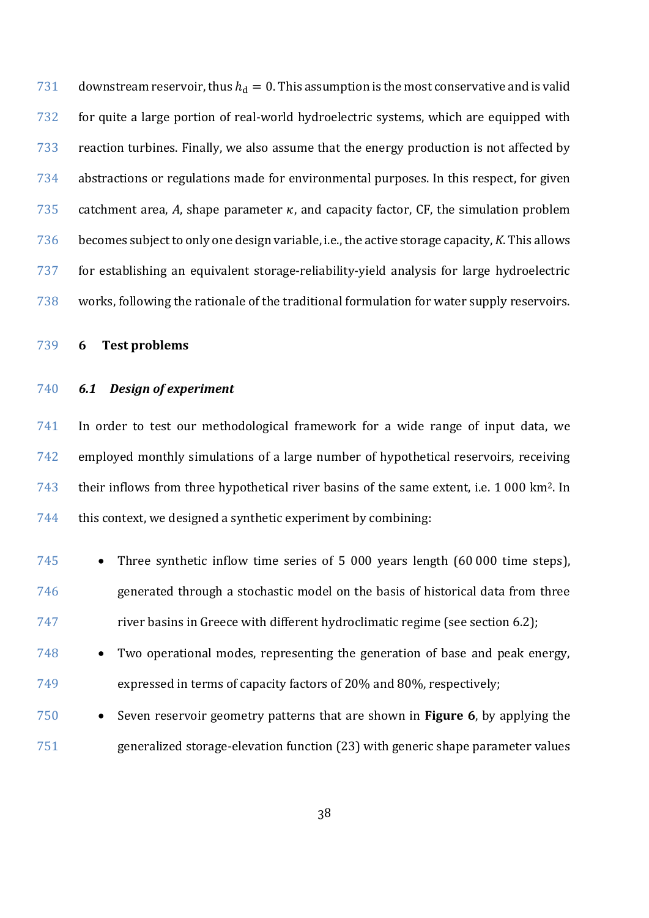downstream reservoir, thus $h_\mathrm{d} = 0$. This assumption is the most conservative and is valid for quite a large portion of real-world hydroelectric systems, which are equipped with reaction turbines. Finally, we also assume that the energy production is not affected by abstractions or regulations made for environmental purposes. In this respect, for given catchment area, $A$, shape parameter $\kappa$, and capacity factor, CF, the simulation problem becomes subject to only one design variable, i.e., the active storage capacity, $K$. This allows for establishing an equivalent storage-reliability-yield analysis for large hydroelectric works, following the rationale of the traditional formulation for water supply reservoirs.

# 6 Test problems

## *6.1 Design of experiment*

In order to test our methodological framework for a wide range of input data, we employed monthly simulations of a large number of hypothetical reservoirs, receiving their inflows from three hypothetical river basins of the same extent, i.e. 1 000 km$^2$. In this context, we designed a synthetic experiment by combining:

- Three synthetic inflow time series of 5 000 years length (60 000 time steps), generated through a stochastic model on the basis of historical data from three river basins in Greece with different hydroclimatic regime (see section 6.2);
- Two operational modes, representing the generation of base and peak energy, expressed in terms of capacity factors of 20% and 80%, respectively;
- Seven reservoir geometry patterns that are shown in **Figure 6**, by applying the generalized storage-elevation function (23) with generic shape parameter values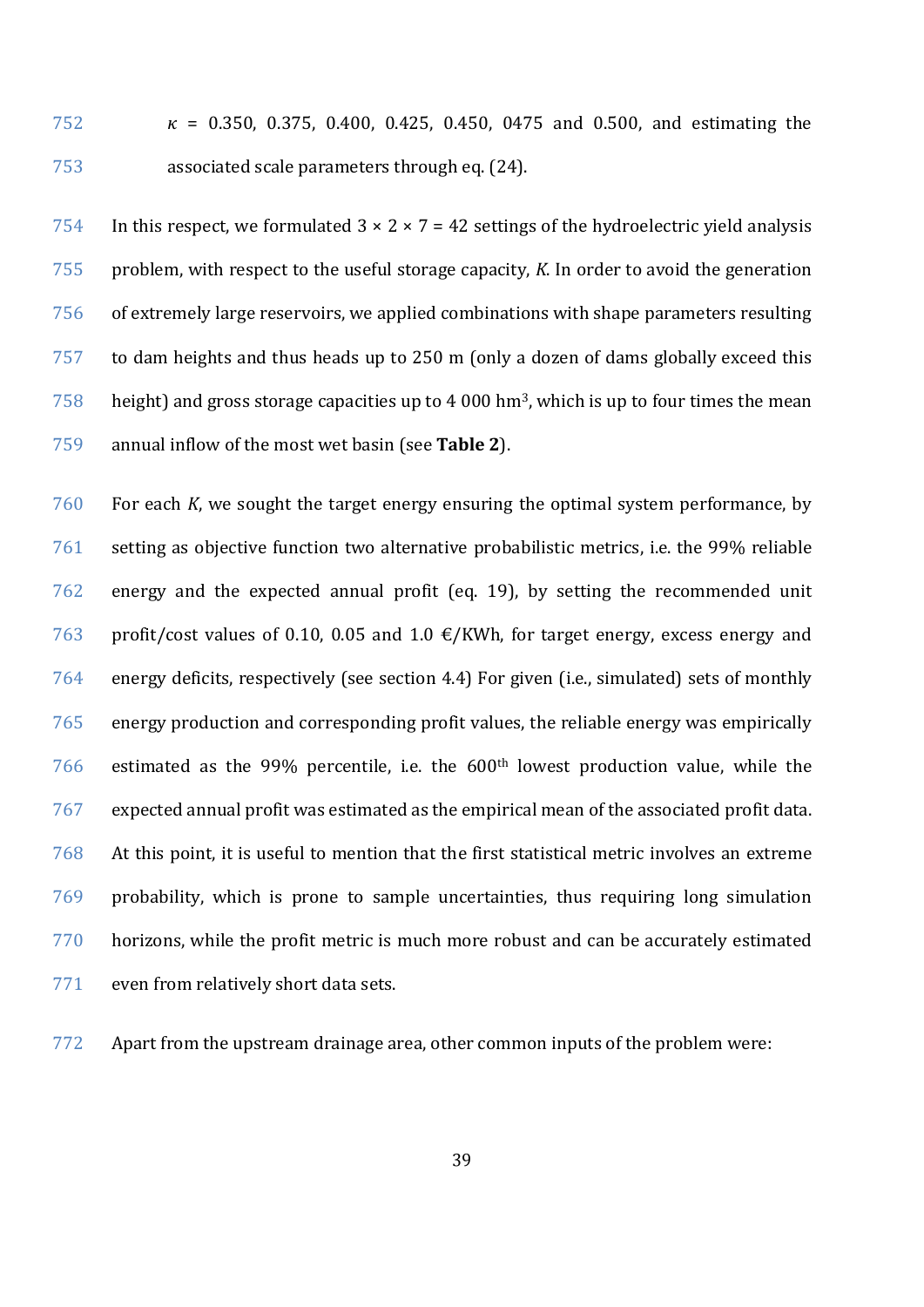$\kappa$ = 0.350, 0.375, 0.400, 0.425, 0.450, 0475 and 0.500, and estimating the associated scale parameters through eq. (24).

In this respect, we formulated 3 × 2 × 7 = 42 settings of the hydroelectric yield analysis problem, with respect to the useful storage capacity, *K*. In order to avoid the generation of extremely large reservoirs, we applied combinations with shape parameters resulting to dam heights and thus heads up to 250 m (only a dozen of dams globally exceed this height) and gross storage capacities up to 4 000 hm$^3$, which is up to four times the mean annual inflow of the most wet basin (see **Table 2**).

For each *K*, we sought the target energy ensuring the optimal system performance, by setting as objective function two alternative probabilistic metrics, i.e. the 99% reliable energy and the expected annual profit (eq. 19), by setting the recommended unit profit/cost values of 0.10, 0.05 and 1.0 €/KWh, for target energy, excess energy and energy deficits, respectively (see section 4.4) For given (i.e., simulated) sets of monthly energy production and corresponding profit values, the reliable energy was empirically estimated as the 99% percentile, i.e. the 600$^{th}$ lowest production value, while the expected annual profit was estimated as the empirical mean of the associated profit data. At this point, it is useful to mention that the first statistical metric involves an extreme probability, which is prone to sample uncertainties, thus requiring long simulation horizons, while the profit metric is much more robust and can be accurately estimated even from relatively short data sets.

Apart from the upstream drainage area, other common inputs of the problem were: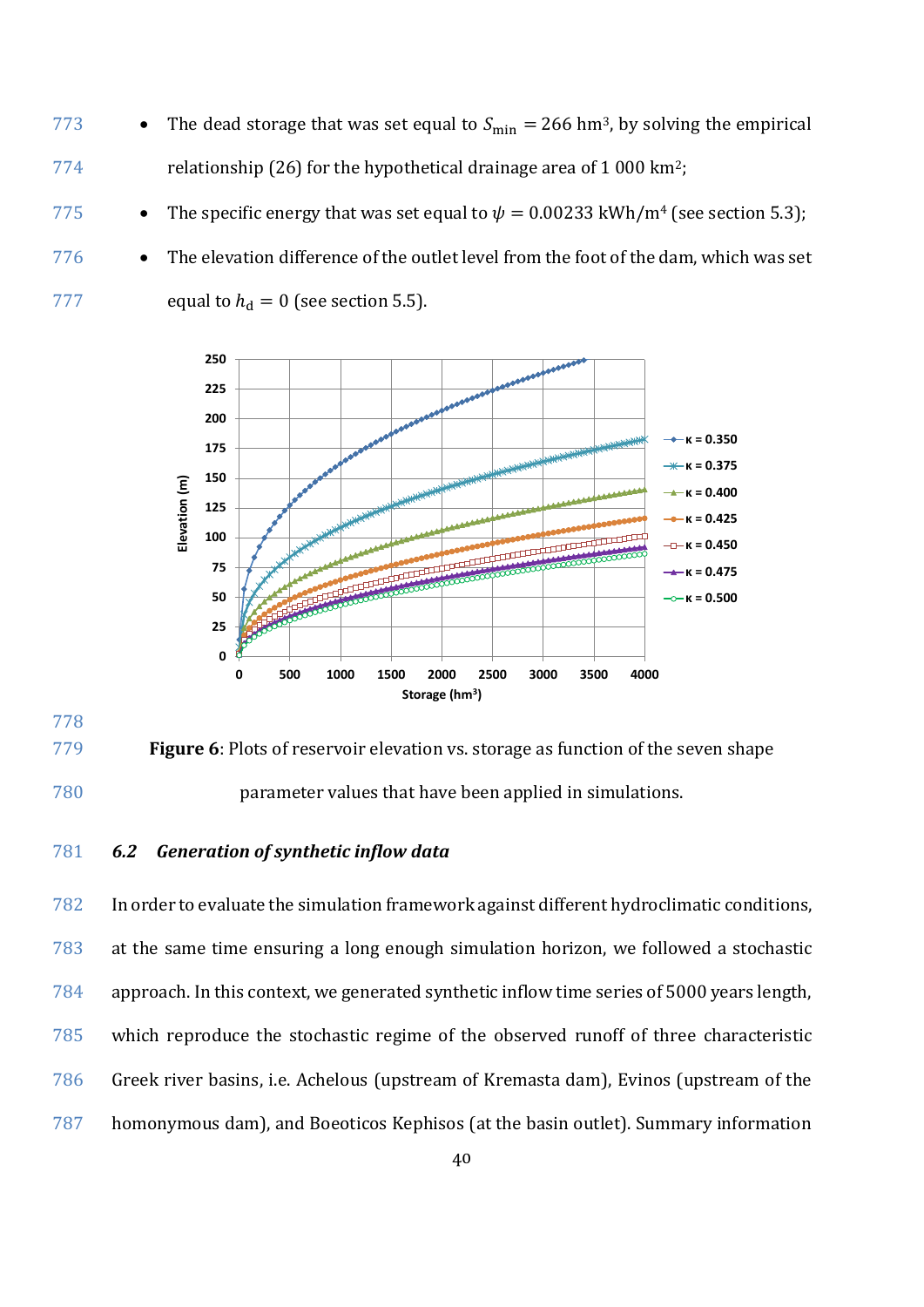- The dead storage that was set equal to $S_{\min} = 266$ hm³, by solving the empirical relationship (26) for the hypothetical drainage area of 1 000 km²;
- The specific energy that was set equal to $\psi = 0.00233$ kWh/m⁴ (see section 5.3);
- The elevation difference of the outlet level from the foot of the dam, which was set equal to $h_{\mathrm{d}} = 0$ (see section 5.5).

**Figure 6**: Plots of reservoir elevation vs. storage as function of the seven shape parameter values that have been applied in simulations.

### *6.2 Generation of synthetic inflow data*

In order to evaluate the simulation framework against different hydroclimatic conditions, at the same time ensuring a long enough simulation horizon, we followed a stochastic approach. In this context, we generated synthetic inflow time series of 5000 years length, which reproduce the stochastic regime of the observed runoff of three characteristic Greek river basins, i.e. Achelous (upstream of Kremasta dam), Evinos (upstream of the homonymous dam), and Boeoticos Kephisos (at the basin outlet). Summary information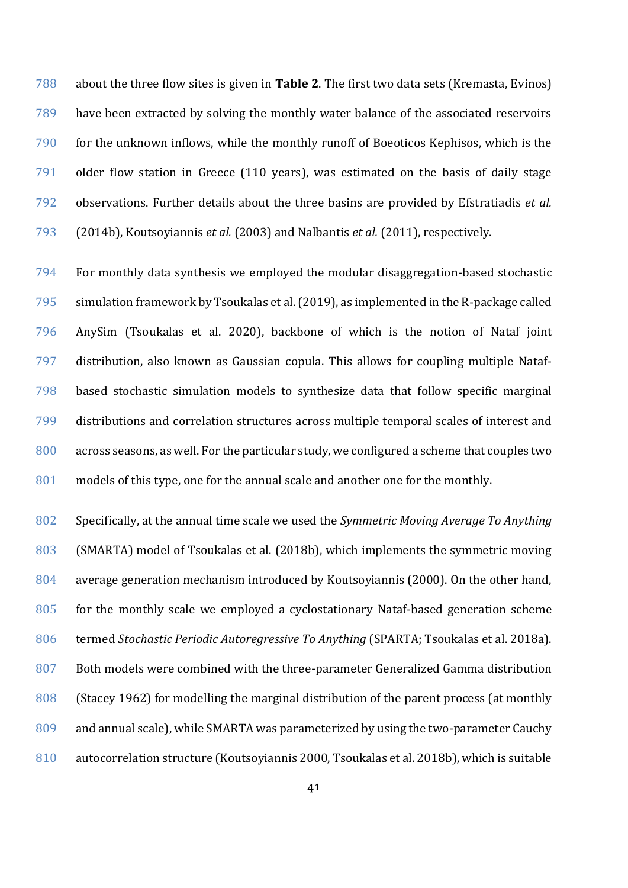about the three flow sites is given in **Table 2**. The first two data sets (Kremasta, Evinos) have been extracted by solving the monthly water balance of the associated reservoirs for the unknown inflows, while the monthly runoff of Boeoticos Kephisos, which is the older flow station in Greece (110 years), was estimated on the basis of daily stage observations. Further details about the three basins are provided by Efstratiadis *et al.* (2014b), Koutsoyiannis *et al.* (2003) and Nalbantis *et al.* (2011), respectively.

For monthly data synthesis we employed the modular disaggregation-based stochastic simulation framework by Tsoukalas et al. (2019), as implemented in the R-package called AnySim (Tsoukalas et al. 2020), backbone of which is the notion of Nataf joint distribution, also known as Gaussian copula. This allows for coupling multiple Nataf-based stochastic simulation models to synthesize data that follow specific marginal distributions and correlation structures across multiple temporal scales of interest and across seasons, as well. For the particular study, we configured a scheme that couples two models of this type, one for the annual scale and another one for the monthly.

Specifically, at the annual time scale we used the *Symmetric Moving Average To Anything* (SMARTA) model of Tsoukalas et al. (2018b), which implements the symmetric moving average generation mechanism introduced by Koutsoyiannis (2000). On the other hand, for the monthly scale we employed a cyclostationary Nataf-based generation scheme termed *Stochastic Periodic Autoregressive To Anything* (SPARTA; Tsoukalas et al. 2018a). Both models were combined with the three-parameter Generalized Gamma distribution (Stacey 1962) for modelling the marginal distribution of the parent process (at monthly and annual scale), while SMARTA was parameterized by using the two-parameter Cauchy autocorrelation structure (Koutsoyiannis 2000, Tsoukalas et al. 2018b), which is suitable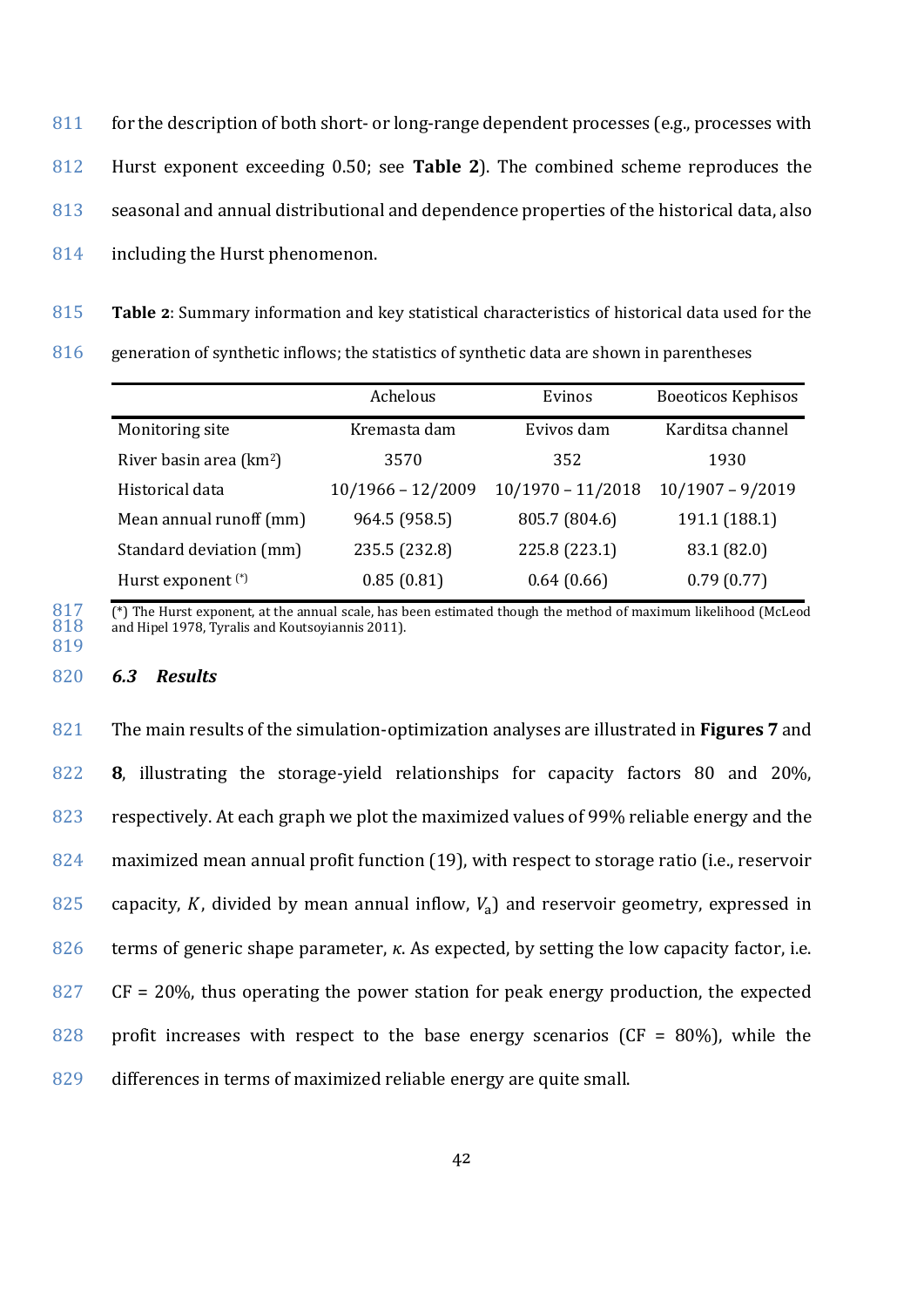for the description of both short- or long-range dependent processes (e.g., processes with Hurst exponent exceeding 0.50; see **Table 2**). The combined scheme reproduces the seasonal and annual distributional and dependence properties of the historical data, also including the Hurst phenomenon.

**Table 2**: Summary information and key statistical characteristics of historical data used for the generation of synthetic inflows; the statistics of synthetic data are shown in parentheses

| | Achelous | Evinos | Boeoticos Kephisos |
|---|---|---|---|
| Monitoring site | Kremasta dam | Evivos dam | Karditsa channel |
| River basin area (km$^2$) | 3570 | 352 | 1930 |
| Historical data | 10/1966 – 12/2009 | 10/1970 – 11/2018 | 10/1907 – 9/2019 |
| Mean annual runoff (mm) | 964.5 (958.5) | 805.7 (804.6) | 191.1 (188.1) |
| Standard deviation (mm) | 235.5 (232.8) | 225.8 (223.1) | 83.1 (82.0) |
| Hurst exponent (*) | 0.85 (0.81) | 0.64 (0.66) | 0.79 (0.77) |

(*) The Hurst exponent, at the annual scale, has been estimated though the method of maximum likelihood (McLeod and Hipel 1978, Tyralis and Koutsoyiannis 2011).

### *6.3 Results*

The main results of the simulation-optimization analyses are illustrated in **Figures 7** and **8**, illustrating the storage-yield relationships for capacity factors 80 and 20%, respectively. At each graph we plot the maximized values of 99% reliable energy and the maximized mean annual profit function (19), with respect to storage ratio (i.e., reservoir capacity, $K$, divided by mean annual inflow, $V_{\mathrm{a}}$) and reservoir geometry, expressed in terms of generic shape parameter, $\kappa$. As expected, by setting the low capacity factor, i.e. CF = 20%, thus operating the power station for peak energy production, the expected profit increases with respect to the base energy scenarios (CF = 80%), while the differences in terms of maximized reliable energy are quite small.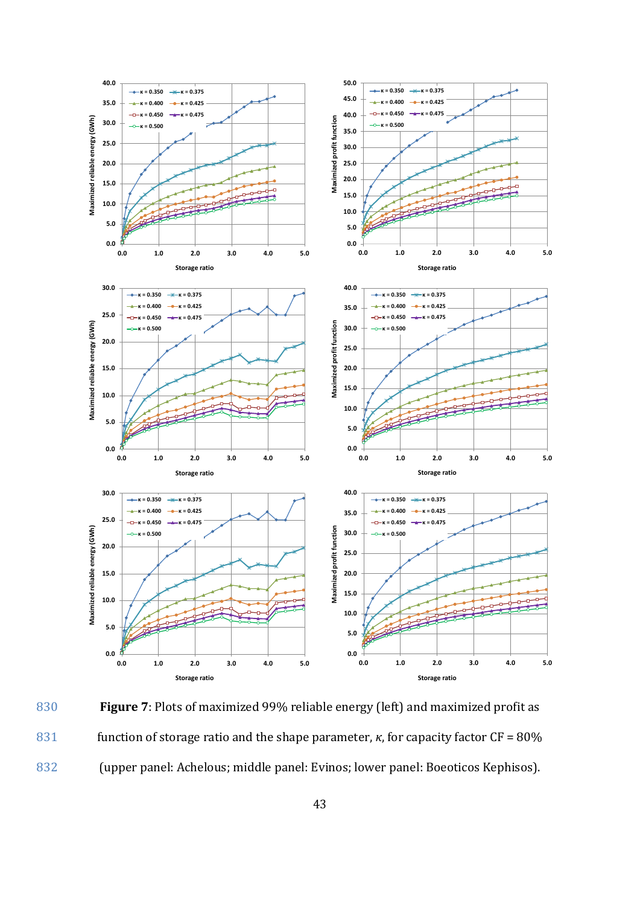**Figure 7**: Plots of maximized 99% reliable energy (left) and maximized profit as function of storage ratio and the shape parameter, $\kappa$, for capacity factor CF = 80% (upper panel: Achelous; middle panel: Evinos; lower panel: Boeoticos Kephisos).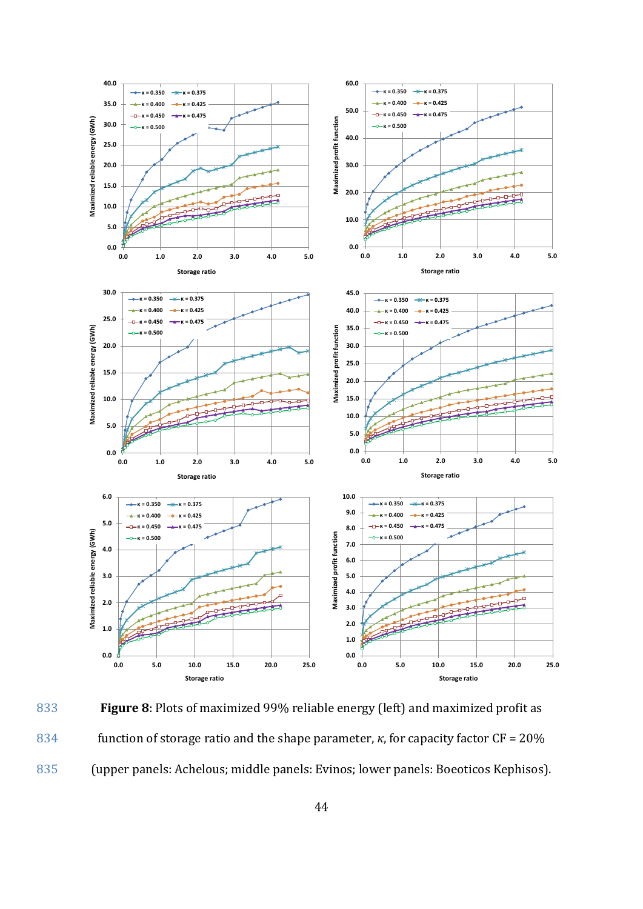Maximized reliable energy (GWh)

Storage ratio

Maximized profit function

**Figure 8**: Plots of maximized 99% reliable energy (left) and maximized profit as function of storage ratio and the shape parameter, *κ*, for capacity factor CF = 20% (upper panels: Achelous; middle panels: Evinos; lower panels: Boeoticos Kephisos).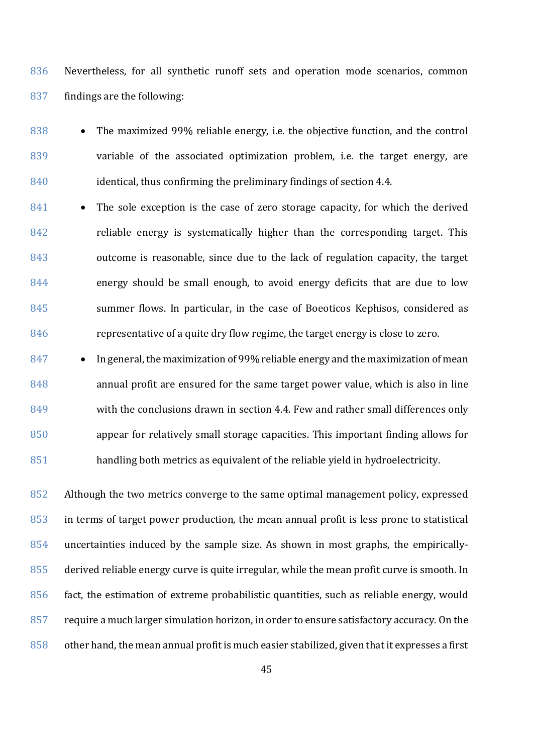Nevertheless, for all synthetic runoff sets and operation mode scenarios, common findings are the following:

- The maximized 99% reliable energy, i.e. the objective function, and the control variable of the associated optimization problem, i.e. the target energy, are identical, thus confirming the preliminary findings of section 4.4.
- The sole exception is the case of zero storage capacity, for which the derived reliable energy is systematically higher than the corresponding target. This outcome is reasonable, since due to the lack of regulation capacity, the target energy should be small enough, to avoid energy deficits that are due to low summer flows. In particular, in the case of Boeoticos Kephisos, considered as representative of a quite dry flow regime, the target energy is close to zero.
- In general, the maximization of 99% reliable energy and the maximization of mean annual profit are ensured for the same target power value, which is also in line with the conclusions drawn in section 4.4. Few and rather small differences only appear for relatively small storage capacities. This important finding allows for handling both metrics as equivalent of the reliable yield in hydroelectricity.

Although the two metrics converge to the same optimal management policy, expressed in terms of target power production, the mean annual profit is less prone to statistical uncertainties induced by the sample size. As shown in most graphs, the empirically-derived reliable energy curve is quite irregular, while the mean profit curve is smooth. In fact, the estimation of extreme probabilistic quantities, such as reliable energy, would require a much larger simulation horizon, in order to ensure satisfactory accuracy. On the other hand, the mean annual profit is much easier stabilized, given that it expresses a first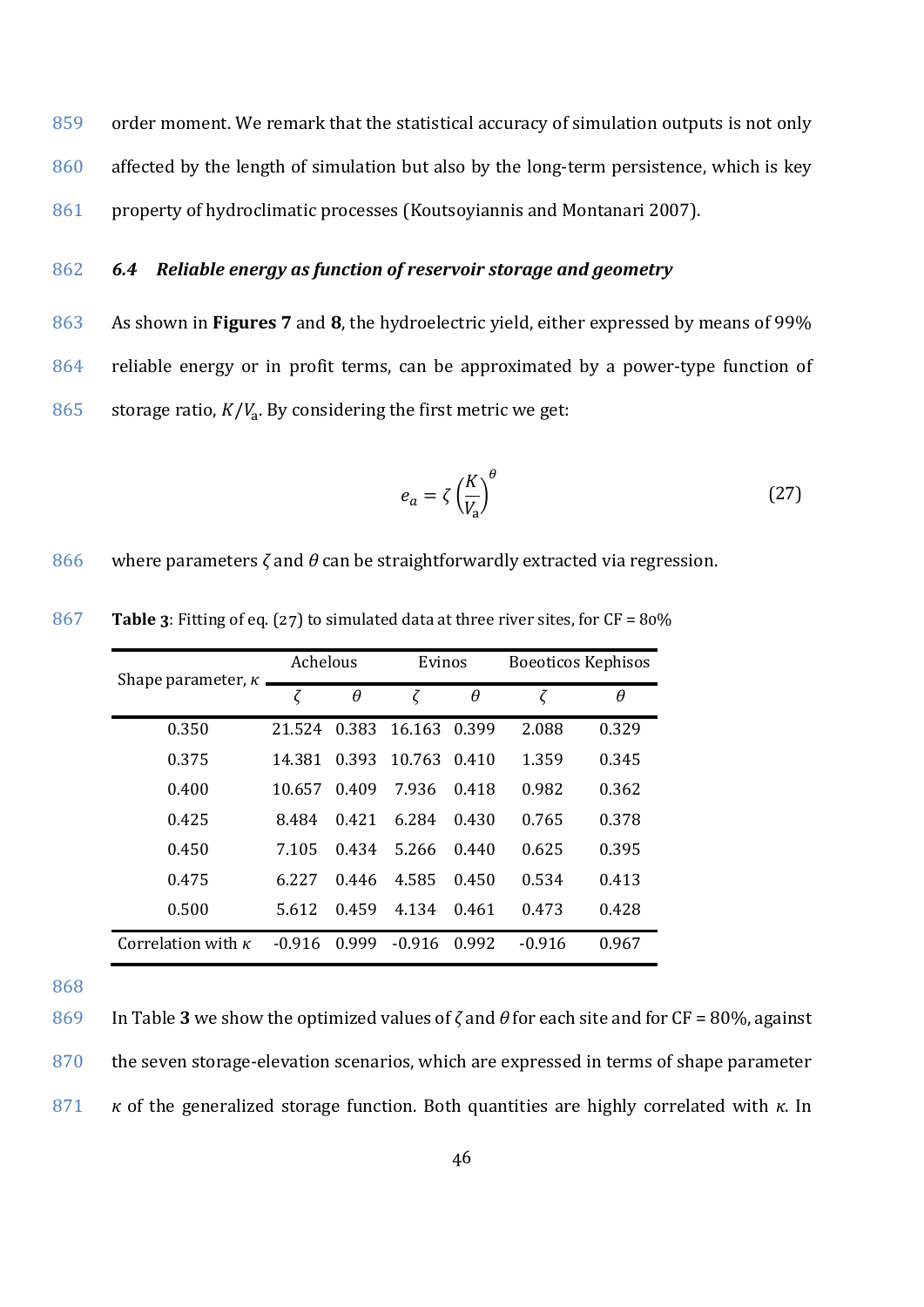order moment. We remark that the statistical accuracy of simulation outputs is not only affected by the length of simulation but also by the long-term persistence, which is key property of hydroclimatic processes (Koutsoyiannis and Montanari 2007).

### *6.4 Reliable energy as function of reservoir storage and geometry*

As shown in **Figures 7** and **8**, the hydroelectric yield, either expressed by means of 99% reliable energy or in profit terms, can be approximated by a power-type function of storage ratio, $K/V_a$. By considering the first metric we get:

$$e_a = \zeta \left(\frac{K}{V_a}\right)^{\theta} \tag{27}$$

where parameters $\zeta$ and $\theta$ can be straightforwardly extracted via regression.

**Table 3**: Fitting of eq. (27) to simulated data at three river sites, for CF = 80%

| Shape parameter, $\kappa$ | Achelous | | Evinos | | Boeoticos Kephisos | |
|---|---|---|---|---|---|---|
| | $\zeta$ | $\theta$ | $\zeta$ | $\theta$ | $\zeta$ | $\theta$ |
| 0.350 | 21.524 | 0.383 | 16.163 | 0.399 | 2.088 | 0.329 |
| 0.375 | 14.381 | 0.393 | 10.763 | 0.410 | 1.359 | 0.345 |
| 0.400 | 10.657 | 0.409 | 7.936 | 0.418 | 0.982 | 0.362 |
| 0.425 | 8.484 | 0.421 | 6.284 | 0.430 | 0.765 | 0.378 |
| 0.450 | 7.105 | 0.434 | 5.266 | 0.440 | 0.625 | 0.395 |
| 0.475 | 6.227 | 0.446 | 4.585 | 0.450 | 0.534 | 0.413 |
| 0.500 | 5.612 | 0.459 | 4.134 | 0.461 | 0.473 | 0.428 |
| Correlation with $\kappa$ | -0.916 | 0.999 | -0.916 | 0.992 | -0.916 | 0.967 |

In Table **3** we show the optimized values of $\zeta$ and $\theta$ for each site and for CF = 80%, against the seven storage-elevation scenarios, which are expressed in terms of shape parameter $\kappa$ of the generalized storage function. Both quantities are highly correlated with $\kappa$. In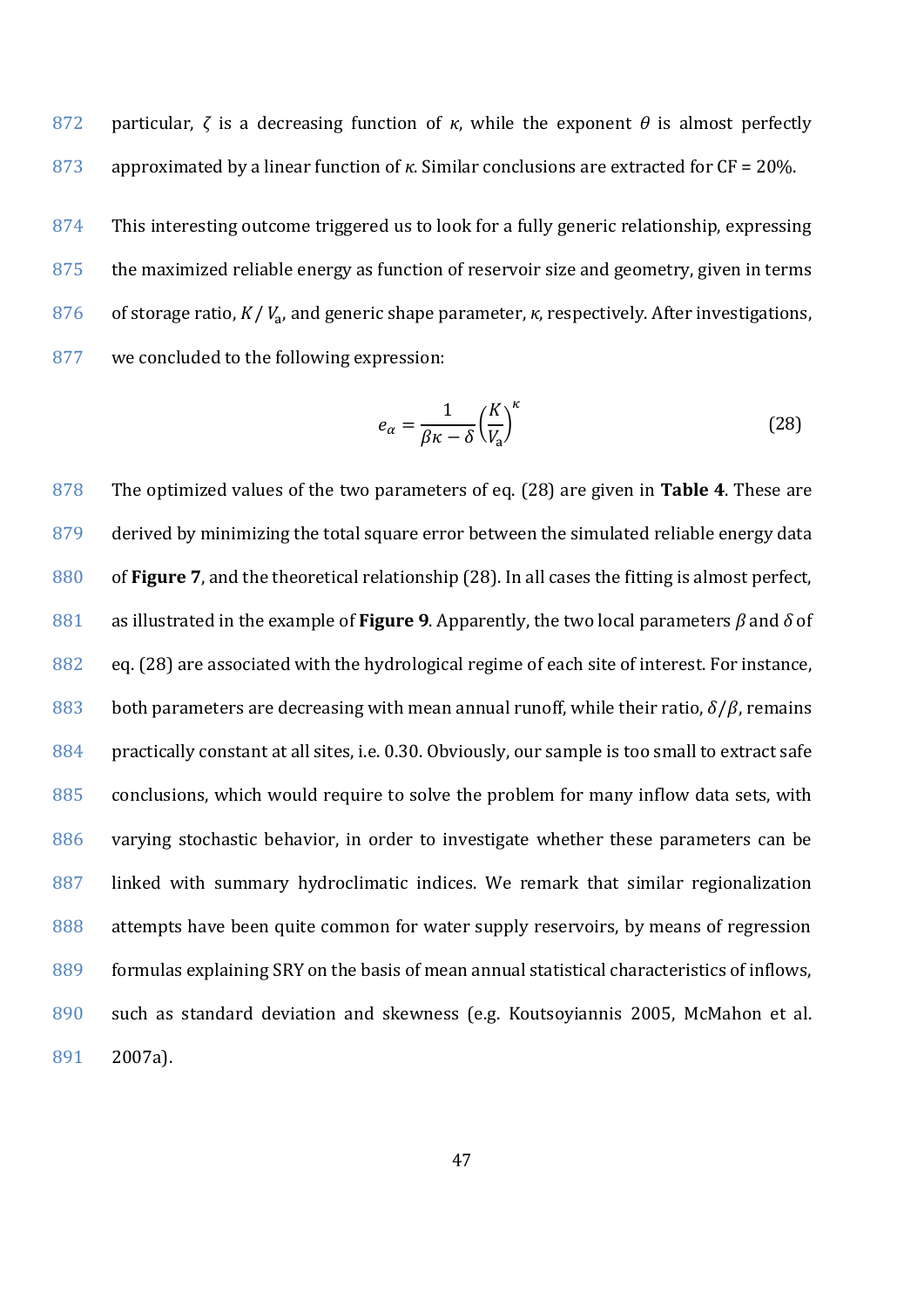particular, $\zeta$ is a decreasing function of $\kappa$, while the exponent $\theta$ is almost perfectly approximated by a linear function of $\kappa$. Similar conclusions are extracted for CF = 20%.

This interesting outcome triggered us to look for a fully generic relationship, expressing the maximized reliable energy as function of reservoir size and geometry, given in terms of storage ratio, $K / V_{\mathrm{a}}$, and generic shape parameter, $\kappa$, respectively. After investigations, we concluded to the following expression:

$$e_{\alpha} = \frac{1}{\beta\kappa - \delta}\left(\frac{K}{V_{\mathrm{a}}}\right)^{\kappa} \tag{28}$$

The optimized values of the two parameters of eq. (28) are given in **Table 4**. These are derived by minimizing the total square error between the simulated reliable energy data of **Figure 7**, and the theoretical relationship (28). In all cases the fitting is almost perfect, as illustrated in the example of **Figure 9**. Apparently, the two local parameters $\beta$ and $\delta$ of eq. (28) are associated with the hydrological regime of each site of interest. For instance, both parameters are decreasing with mean annual runoff, while their ratio, $\delta/\beta$, remains practically constant at all sites, i.e. 0.30. Obviously, our sample is too small to extract safe conclusions, which would require to solve the problem for many inflow data sets, with varying stochastic behavior, in order to investigate whether these parameters can be linked with summary hydroclimatic indices. We remark that similar regionalization attempts have been quite common for water supply reservoirs, by means of regression formulas explaining SRY on the basis of mean annual statistical characteristics of inflows, such as standard deviation and skewness (e.g. Koutsoyiannis 2005, McMahon et al. 2007a).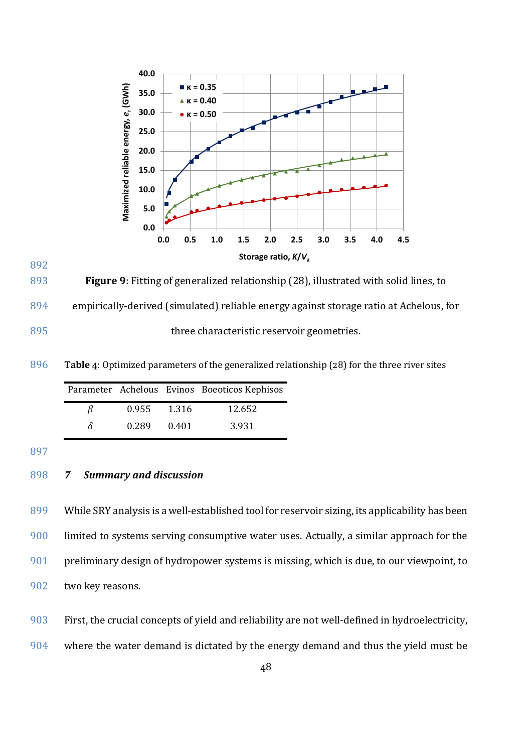**Figure 9**: Fitting of generalized relationship (28), illustrated with solid lines, to empirically-derived (simulated) reliable energy against storage ratio at Achelous, for three characteristic reservoir geometries.

**Table 4**: Optimized parameters of the generalized relationship (28) for the three river sites

| Parameter | Achelous | Evinos | Boeoticos Kephisos |
|---|---|---|---|
| $\beta$ | 0.955 | 1.316 | 12.652 |
| $\delta$ | 0.289 | 0.401 | 3.931 |

## 7 *Summary and discussion*

While SRY analysis is a well-established tool for reservoir sizing, its applicability has been limited to systems serving consumptive water uses. Actually, a similar approach for the preliminary design of hydropower systems is missing, which is due, to our viewpoint, to two key reasons.

First, the crucial concepts of yield and reliability are not well-defined in hydroelectricity, where the water demand is dictated by the energy demand and thus the yield must be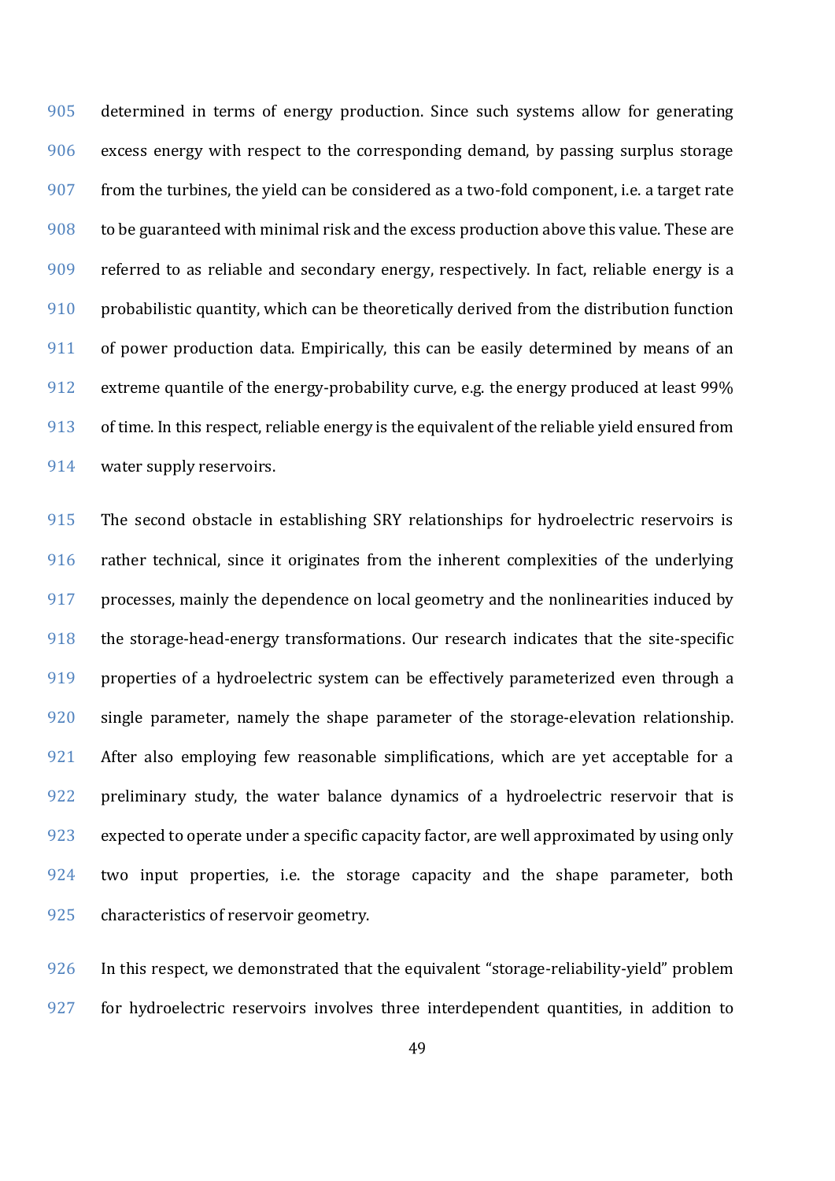determined in terms of energy production. Since such systems allow for generating excess energy with respect to the corresponding demand, by passing surplus storage from the turbines, the yield can be considered as a two-fold component, i.e. a target rate to be guaranteed with minimal risk and the excess production above this value. These are referred to as reliable and secondary energy, respectively. In fact, reliable energy is a probabilistic quantity, which can be theoretically derived from the distribution function of power production data. Empirically, this can be easily determined by means of an extreme quantile of the energy-probability curve, e.g. the energy produced at least 99% of time. In this respect, reliable energy is the equivalent of the reliable yield ensured from water supply reservoirs.

The second obstacle in establishing SRY relationships for hydroelectric reservoirs is rather technical, since it originates from the inherent complexities of the underlying processes, mainly the dependence on local geometry and the nonlinearities induced by the storage-head-energy transformations. Our research indicates that the site-specific properties of a hydroelectric system can be effectively parameterized even through a single parameter, namely the shape parameter of the storage-elevation relationship. After also employing few reasonable simplifications, which are yet acceptable for a preliminary study, the water balance dynamics of a hydroelectric reservoir that is expected to operate under a specific capacity factor, are well approximated by using only two input properties, i.e. the storage capacity and the shape parameter, both characteristics of reservoir geometry.

In this respect, we demonstrated that the equivalent "storage-reliability-yield" problem for hydroelectric reservoirs involves three interdependent quantities, in addition to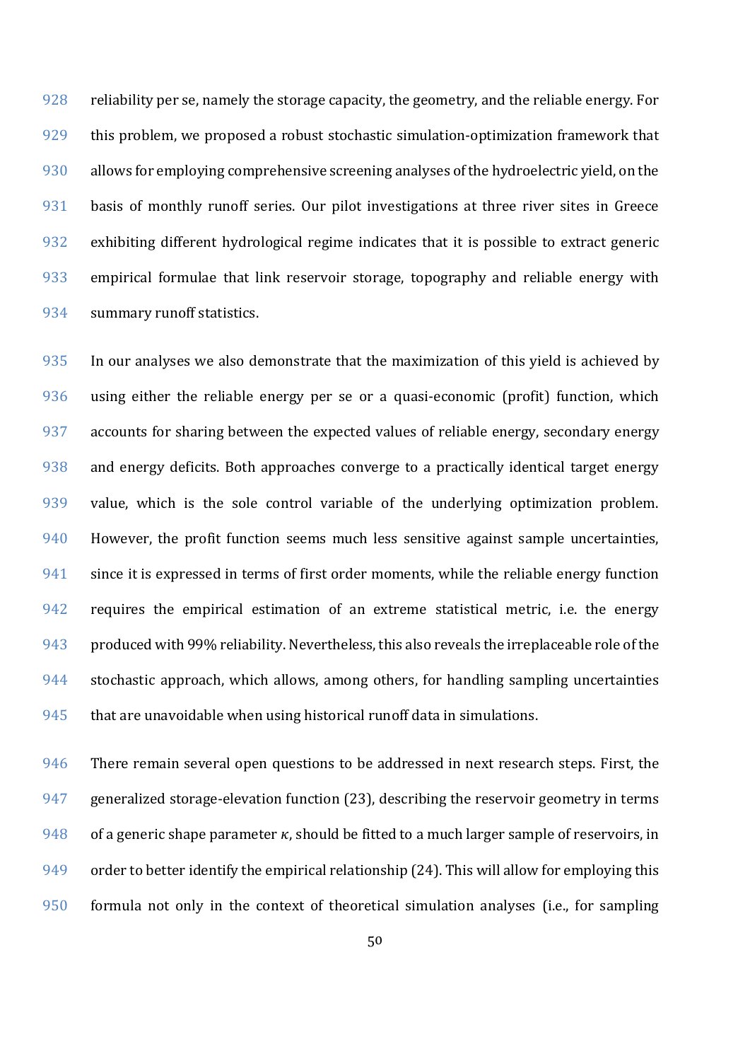reliability per se, namely the storage capacity, the geometry, and the reliable energy. For this problem, we proposed a robust stochastic simulation-optimization framework that allows for employing comprehensive screening analyses of the hydroelectric yield, on the basis of monthly runoff series. Our pilot investigations at three river sites in Greece exhibiting different hydrological regime indicates that it is possible to extract generic empirical formulae that link reservoir storage, topography and reliable energy with summary runoff statistics.

In our analyses we also demonstrate that the maximization of this yield is achieved by using either the reliable energy per se or a quasi-economic (profit) function, which accounts for sharing between the expected values of reliable energy, secondary energy and energy deficits. Both approaches converge to a practically identical target energy value, which is the sole control variable of the underlying optimization problem. However, the profit function seems much less sensitive against sample uncertainties, since it is expressed in terms of first order moments, while the reliable energy function requires the empirical estimation of an extreme statistical metric, i.e. the energy produced with 99% reliability. Nevertheless, this also reveals the irreplaceable role of the stochastic approach, which allows, among others, for handling sampling uncertainties that are unavoidable when using historical runoff data in simulations.

There remain several open questions to be addressed in next research steps. First, the generalized storage-elevation function (23), describing the reservoir geometry in terms of a generic shape parameter $\kappa$, should be fitted to a much larger sample of reservoirs, in order to better identify the empirical relationship (24). This will allow for employing this formula not only in the context of theoretical simulation analyses (i.e., for sampling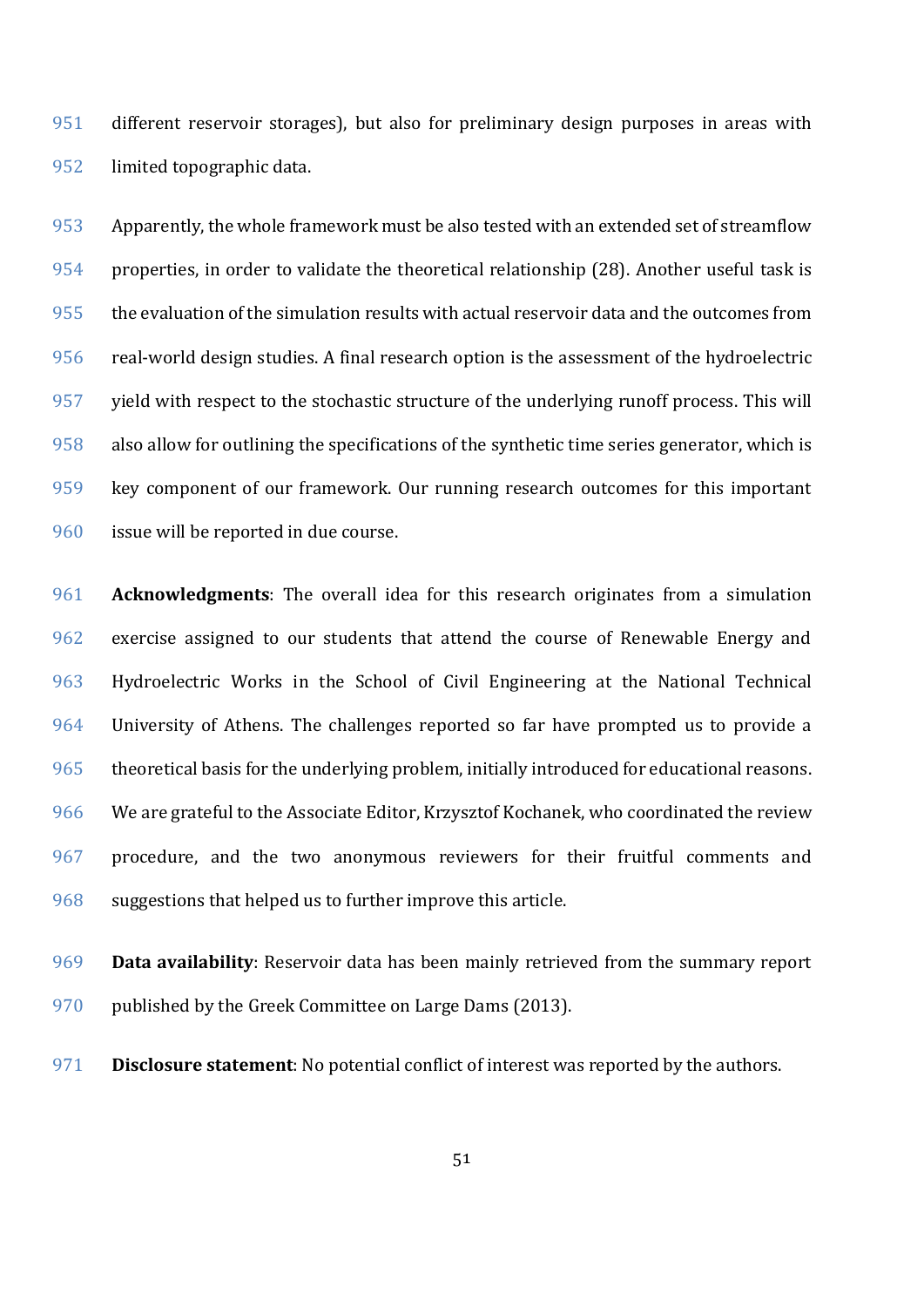different reservoir storages), but also for preliminary design purposes in areas with limited topographic data.

Apparently, the whole framework must be also tested with an extended set of streamflow properties, in order to validate the theoretical relationship (28). Another useful task is the evaluation of the simulation results with actual reservoir data and the outcomes from real-world design studies. A final research option is the assessment of the hydroelectric yield with respect to the stochastic structure of the underlying runoff process. This will also allow for outlining the specifications of the synthetic time series generator, which is key component of our framework. Our running research outcomes for this important issue will be reported in due course.

**Acknowledgments**: The overall idea for this research originates from a simulation exercise assigned to our students that attend the course of Renewable Energy and Hydroelectric Works in the School of Civil Engineering at the National Technical University of Athens. The challenges reported so far have prompted us to provide a theoretical basis for the underlying problem, initially introduced for educational reasons. We are grateful to the Associate Editor, Krzysztof Kochanek, who coordinated the review procedure, and the two anonymous reviewers for their fruitful comments and suggestions that helped us to further improve this article.

**Data availability**: Reservoir data has been mainly retrieved from the summary report published by the Greek Committee on Large Dams (2013).

**Disclosure statement**: No potential conflict of interest was reported by the authors.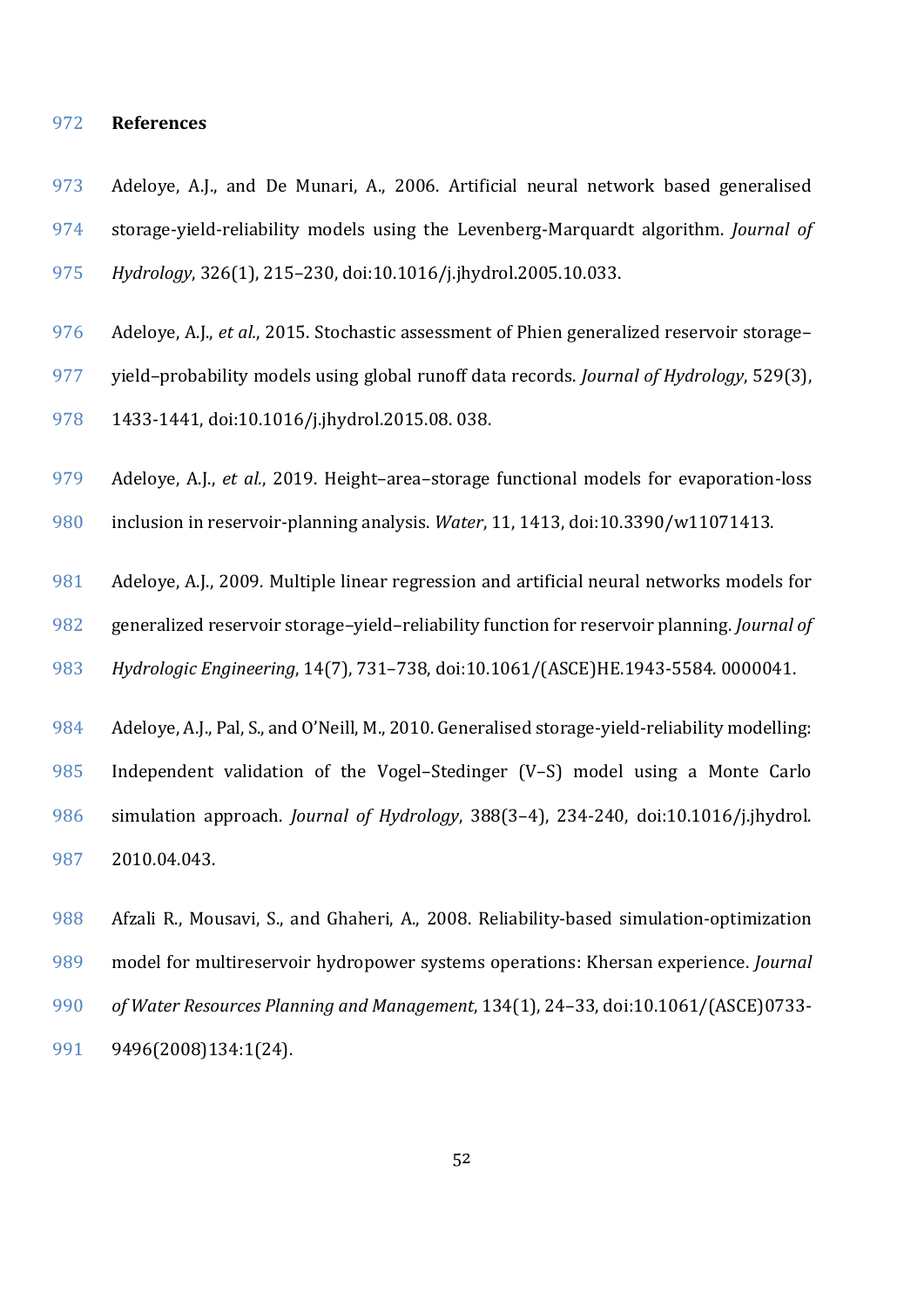# References

Adeloye, A.J., and De Munari, A., 2006. Artificial neural network based generalised storage-yield-reliability models using the Levenberg-Marquardt algorithm. *Journal of Hydrology*, 326(1), 215–230, doi:10.1016/j.jhydrol.2005.10.033.

Adeloye, A.J., *et al.*, 2015. Stochastic assessment of Phien generalized reservoir storage–yield–probability models using global runoff data records. *Journal of Hydrology*, 529(3), 1433-1441, doi:10.1016/j.jhydrol.2015.08. 038.

Adeloye, A.J., *et al.*, 2019. Height–area–storage functional models for evaporation-loss inclusion in reservoir-planning analysis. *Water*, 11, 1413, doi:10.3390/w11071413.

Adeloye, A.J., 2009. Multiple linear regression and artificial neural networks models for generalized reservoir storage–yield–reliability function for reservoir planning. *Journal of Hydrologic Engineering*, 14(7), 731–738, doi:10.1061/(ASCE)HE.1943-5584. 0000041.

Adeloye, A.J., Pal, S., and O'Neill, M., 2010. Generalised storage-yield-reliability modelling: Independent validation of the Vogel–Stedinger (V–S) model using a Monte Carlo simulation approach. *Journal of Hydrology*, 388(3–4), 234-240, doi:10.1016/j.jhydrol. 2010.04.043.

Afzali R., Mousavi, S., and Ghaheri, A., 2008. Reliability-based simulation-optimization model for multireservoir hydropower systems operations: Khersan experience. *Journal of Water Resources Planning and Management*, 134(1), 24–33, doi:10.1061/(ASCE)0733-9496(2008)134:1(24).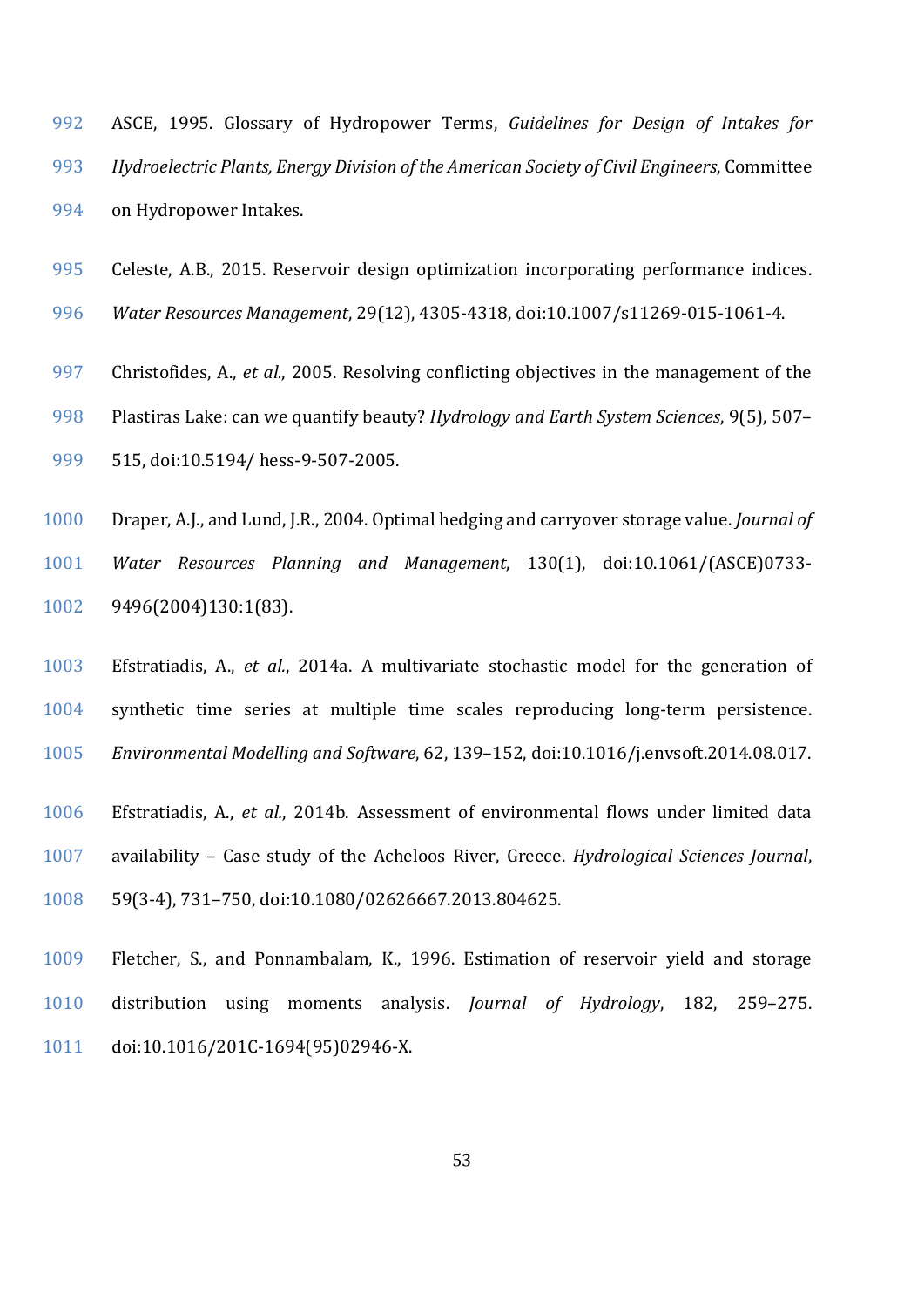ASCE, 1995. Glossary of Hydropower Terms, *Guidelines for Design of Intakes for Hydroelectric Plants, Energy Division of the American Society of Civil Engineers*, Committee on Hydropower Intakes.

Celeste, A.B., 2015. Reservoir design optimization incorporating performance indices. *Water Resources Management*, 29(12), 4305-4318, doi:10.1007/s11269-015-1061-4.

Christofides, A., *et al.*, 2005. Resolving conflicting objectives in the management of the Plastiras Lake: can we quantify beauty? *Hydrology and Earth System Sciences*, 9(5), 507–515, doi:10.5194/ hess-9-507-2005.

Draper, A.J., and Lund, J.R., 2004. Optimal hedging and carryover storage value. *Journal of Water Resources Planning and Management*, 130(1), doi:10.1061/(ASCE)0733-9496(2004)130:1(83).

Efstratiadis, A., *et al.*, 2014a. A multivariate stochastic model for the generation of synthetic time series at multiple time scales reproducing long-term persistence. *Environmental Modelling and Software*, 62, 139–152, doi:10.1016/j.envsoft.2014.08.017.

Efstratiadis, A., *et al.*, 2014b. Assessment of environmental flows under limited data availability – Case study of the Acheloos River, Greece. *Hydrological Sciences Journal*, 59(3-4), 731–750, doi:10.1080/02626667.2013.804625.

Fletcher, S., and Ponnambalam, K., 1996. Estimation of reservoir yield and storage distribution using moments analysis. *Journal of Hydrology*, 182, 259–275. doi:10.1016/201C-1694(95)02946-X.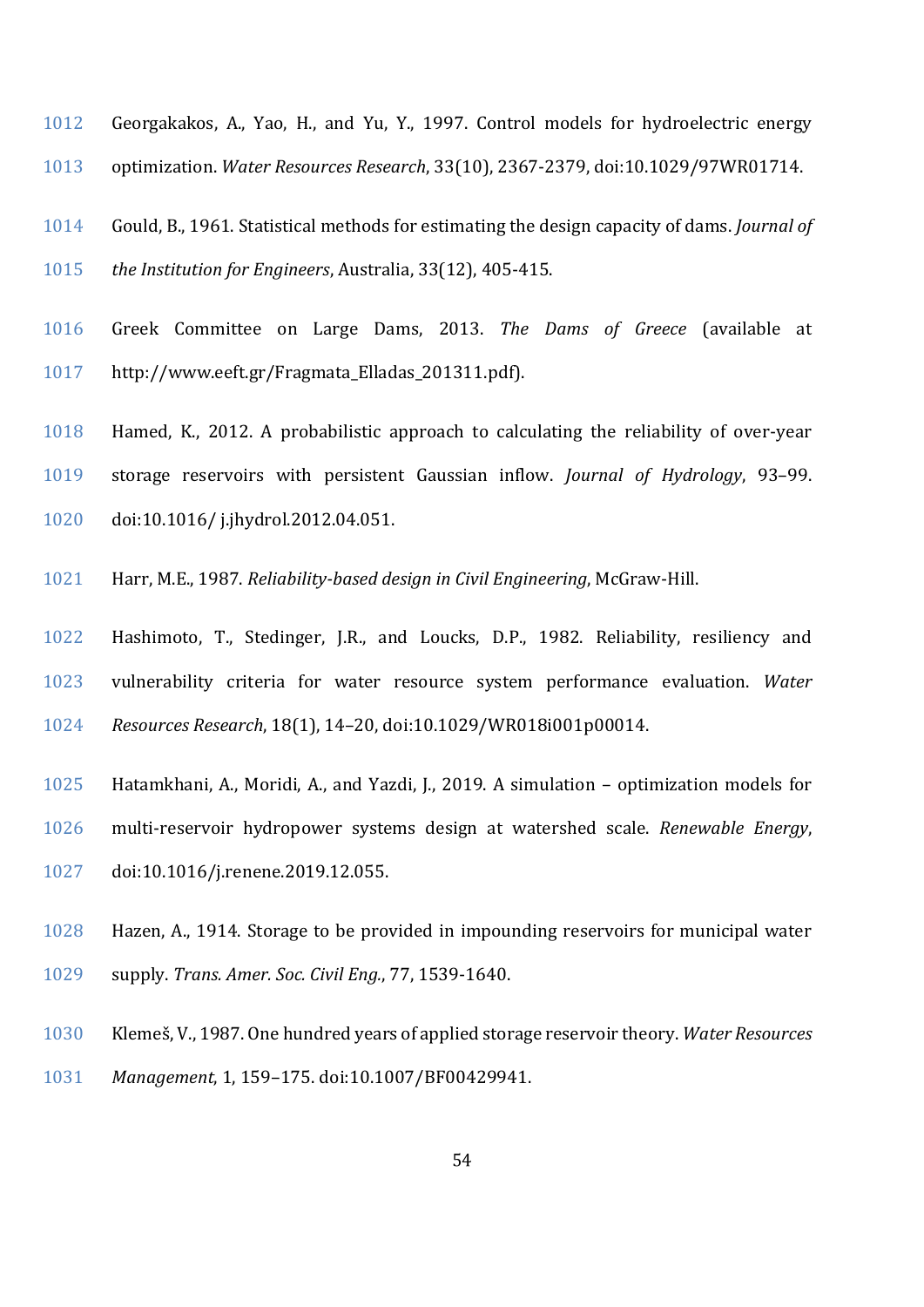Georgakakos, A., Yao, H., and Yu, Y., 1997. Control models for hydroelectric energy optimization. *Water Resources Research*, 33(10), 2367-2379, doi:10.1029/97WR01714.

Gould, B., 1961. Statistical methods for estimating the design capacity of dams. *Journal of the Institution for Engineers*, Australia, 33(12), 405-415.

Greek Committee on Large Dams, 2013. *The Dams of Greece* (available at http://www.eeft.gr/Fragmata_Elladas_201311.pdf).

Hamed, K., 2012. A probabilistic approach to calculating the reliability of over-year storage reservoirs with persistent Gaussian inflow. *Journal of Hydrology*, 93–99. doi:10.1016/ j.jhydrol.2012.04.051.

Harr, M.E., 1987. *Reliability-based design in Civil Engineering*, McGraw-Hill.

Hashimoto, T., Stedinger, J.R., and Loucks, D.P., 1982. Reliability, resiliency and vulnerability criteria for water resource system performance evaluation. *Water Resources Research*, 18(1), 14–20, doi:10.1029/WR018i001p00014.

Hatamkhani, A., Moridi, A., and Yazdi, J., 2019. A simulation – optimization models for multi-reservoir hydropower systems design at watershed scale. *Renewable Energy*, doi:10.1016/j.renene.2019.12.055.

Hazen, A., 1914. Storage to be provided in impounding reservoirs for municipal water supply. *Trans. Amer. Soc. Civil Eng.*, 77, 1539-1640.

Klemeš, V., 1987. One hundred years of applied storage reservoir theory. *Water Resources Management*, 1, 159–175. doi:10.1007/BF00429941.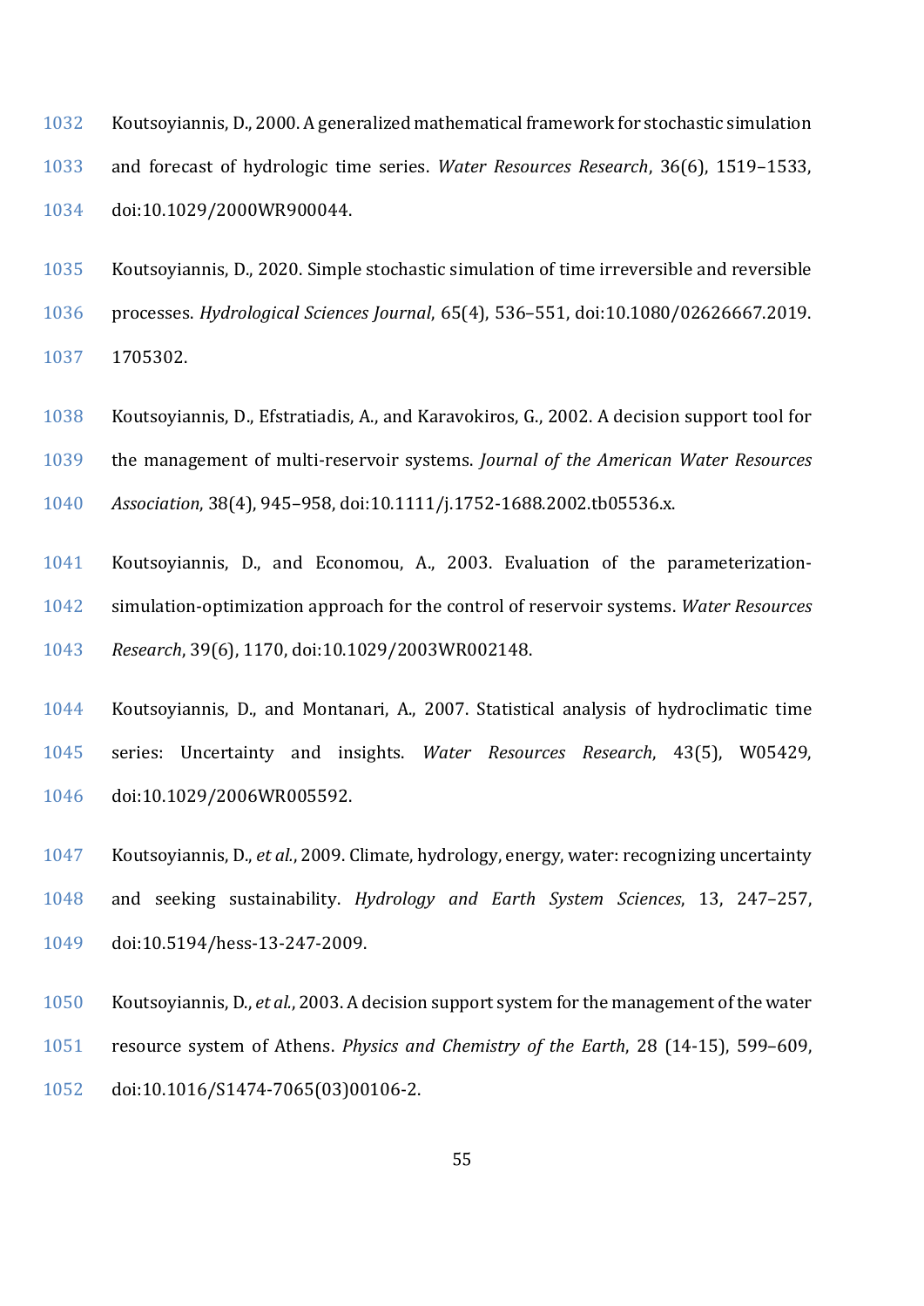Koutsoyiannis, D., 2000. A generalized mathematical framework for stochastic simulation and forecast of hydrologic time series. *Water Resources Research*, 36(6), 1519–1533, doi:10.1029/2000WR900044.

Koutsoyiannis, D., 2020. Simple stochastic simulation of time irreversible and reversible processes. *Hydrological Sciences Journal*, 65(4), 536–551, doi:10.1080/02626667.2019.1705302.

Koutsoyiannis, D., Efstratiadis, A., and Karavokiros, G., 2002. A decision support tool for the management of multi-reservoir systems. *Journal of the American Water Resources Association*, 38(4), 945–958, doi:10.1111/j.1752-1688.2002.tb05536.x.

Koutsoyiannis, D., and Economou, A., 2003. Evaluation of the parameterization-simulation-optimization approach for the control of reservoir systems. *Water Resources Research*, 39(6), 1170, doi:10.1029/2003WR002148.

Koutsoyiannis, D., and Montanari, A., 2007. Statistical analysis of hydroclimatic time series: Uncertainty and insights. *Water Resources Research*, 43(5), W05429, doi:10.1029/2006WR005592.

Koutsoyiannis, D., *et al.*, 2009. Climate, hydrology, energy, water: recognizing uncertainty and seeking sustainability. *Hydrology and Earth System Sciences*, 13, 247–257, doi:10.5194/hess-13-247-2009.

Koutsoyiannis, D., *et al.*, 2003. A decision support system for the management of the water resource system of Athens. *Physics and Chemistry of the Earth*, 28 (14-15), 599–609, doi:10.1016/S1474-7065(03)00106-2.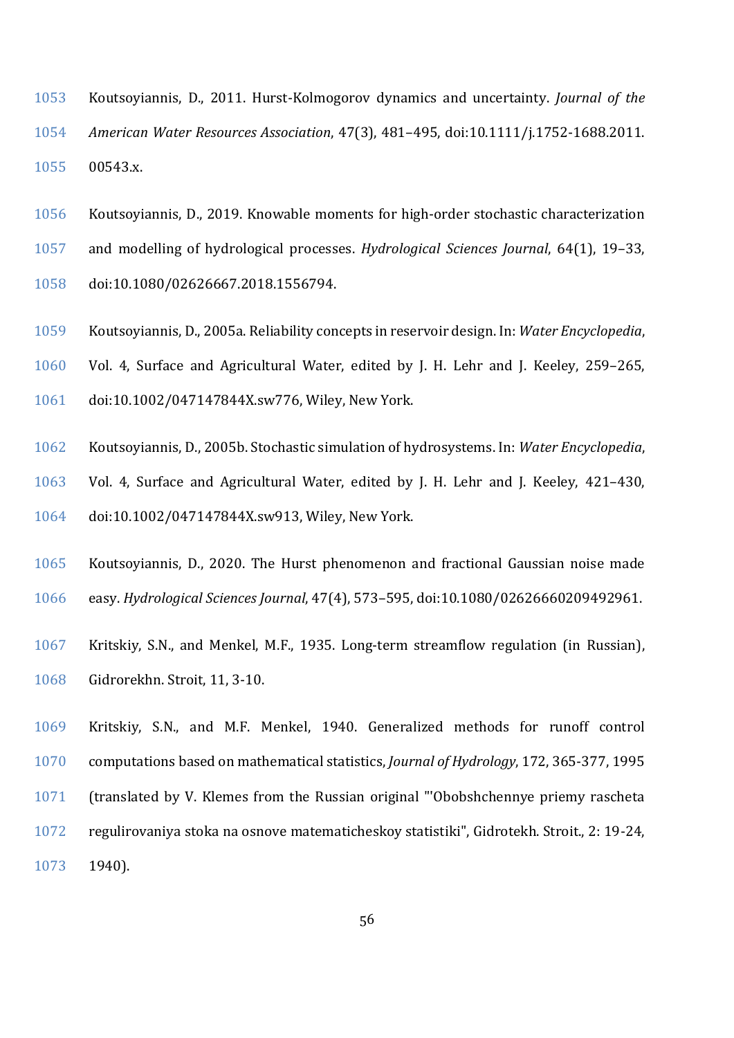Koutsoyiannis, D., 2011. Hurst-Kolmogorov dynamics and uncertainty. *Journal of the American Water Resources Association*, 47(3), 481–495, doi:10.1111/j.1752-1688.2011. 00543.x.

Koutsoyiannis, D., 2019. Knowable moments for high-order stochastic characterization and modelling of hydrological processes. *Hydrological Sciences Journal*, 64(1), 19–33, doi:10.1080/02626667.2018.1556794.

Koutsoyiannis, D., 2005a. Reliability concepts in reservoir design. In: *Water Encyclopedia*, Vol. 4, Surface and Agricultural Water, edited by J. H. Lehr and J. Keeley, 259–265, doi:10.1002/047147844X.sw776, Wiley, New York.

Koutsoyiannis, D., 2005b. Stochastic simulation of hydrosystems. In: *Water Encyclopedia*, Vol. 4, Surface and Agricultural Water, edited by J. H. Lehr and J. Keeley, 421–430, doi:10.1002/047147844X.sw913, Wiley, New York.

Koutsoyiannis, D., 2020. The Hurst phenomenon and fractional Gaussian noise made easy. *Hydrological Sciences Journal*, 47(4), 573–595, doi:10.1080/02626660209492961.

Kritskiy, S.N., and Menkel, M.F., 1935. Long-term streamflow regulation (in Russian), Gidrorekhn. Stroit, 11, 3-10.

Kritskiy, S.N., and M.F. Menkel, 1940. Generalized methods for runoff control computations based on mathematical statistics, *Journal of Hydrology*, 172, 365-377, 1995 (translated by V. Klemes from the Russian original "'Obobshchennye priemy rascheta regulirovaniya stoka na osnove matematicheskoy statistiki", Gidrotekh. Stroit., 2: 19-24, 1940).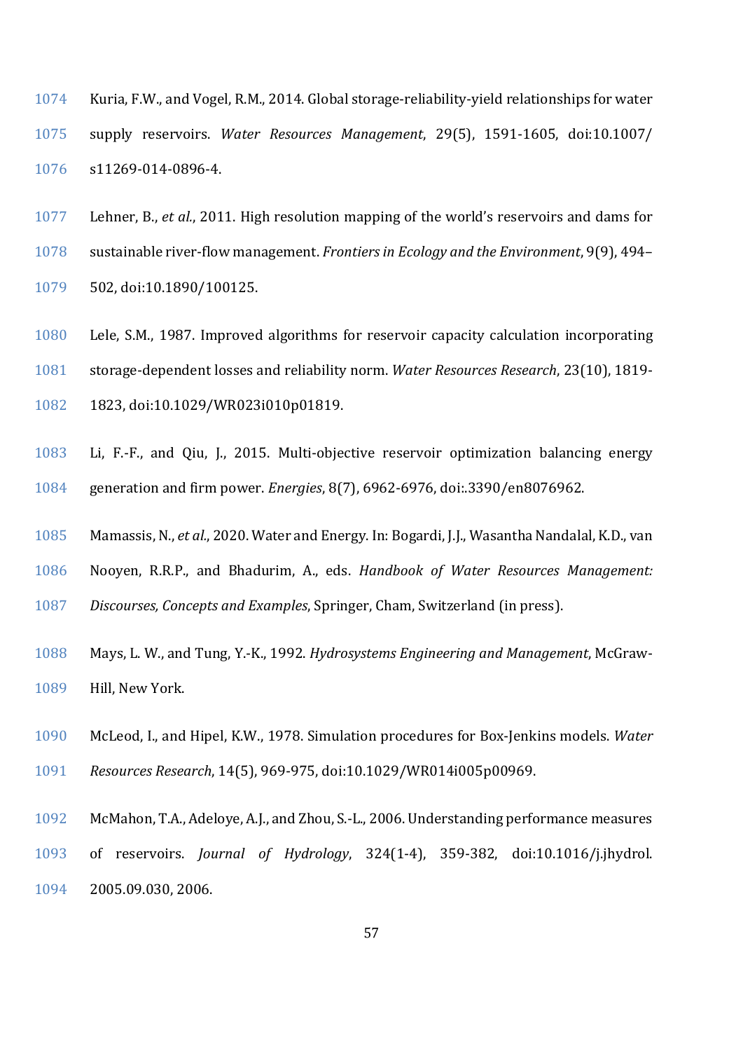Kuria, F.W., and Vogel, R.M., 2014. Global storage-reliability-yield relationships for water supply reservoirs. *Water Resources Management*, 29(5), 1591-1605, doi:10.1007/ s11269-014-0896-4.

Lehner, B., *et al.*, 2011. High resolution mapping of the world's reservoirs and dams for sustainable river-flow management. *Frontiers in Ecology and the Environment*, 9(9), 494–502, doi:10.1890/100125.

Lele, S.M., 1987. Improved algorithms for reservoir capacity calculation incorporating storage-dependent losses and reliability norm. *Water Resources Research*, 23(10), 1819-1823, doi:10.1029/WR023i010p01819.

Li, F.-F., and Qiu, J., 2015. Multi-objective reservoir optimization balancing energy generation and firm power. *Energies*, 8(7), 6962-6976, doi:.3390/en8076962.

Mamassis, N., *et al.*, 2020. Water and Energy. In: Bogardi, J.J., Wasantha Nandalal, K.D., van Nooyen, R.R.P., and Bhadurim, A., eds. *Handbook of Water Resources Management: Discourses, Concepts and Examples*, Springer, Cham, Switzerland (in press).

Mays, L. W., and Tung, Y.-K., 1992. *Hydrosystems Engineering and Management*, McGraw-Hill, New York.

McLeod, I., and Hipel, K.W., 1978. Simulation procedures for Box-Jenkins models. *Water Resources Research*, 14(5), 969-975, doi:10.1029/WR014i005p00969.

McMahon, T.A., Adeloye, A.J., and Zhou, S.-L., 2006. Understanding performance measures of reservoirs. *Journal of Hydrology*, 324(1-4), 359-382, doi:10.1016/j.jhydrol. 2005.09.030, 2006.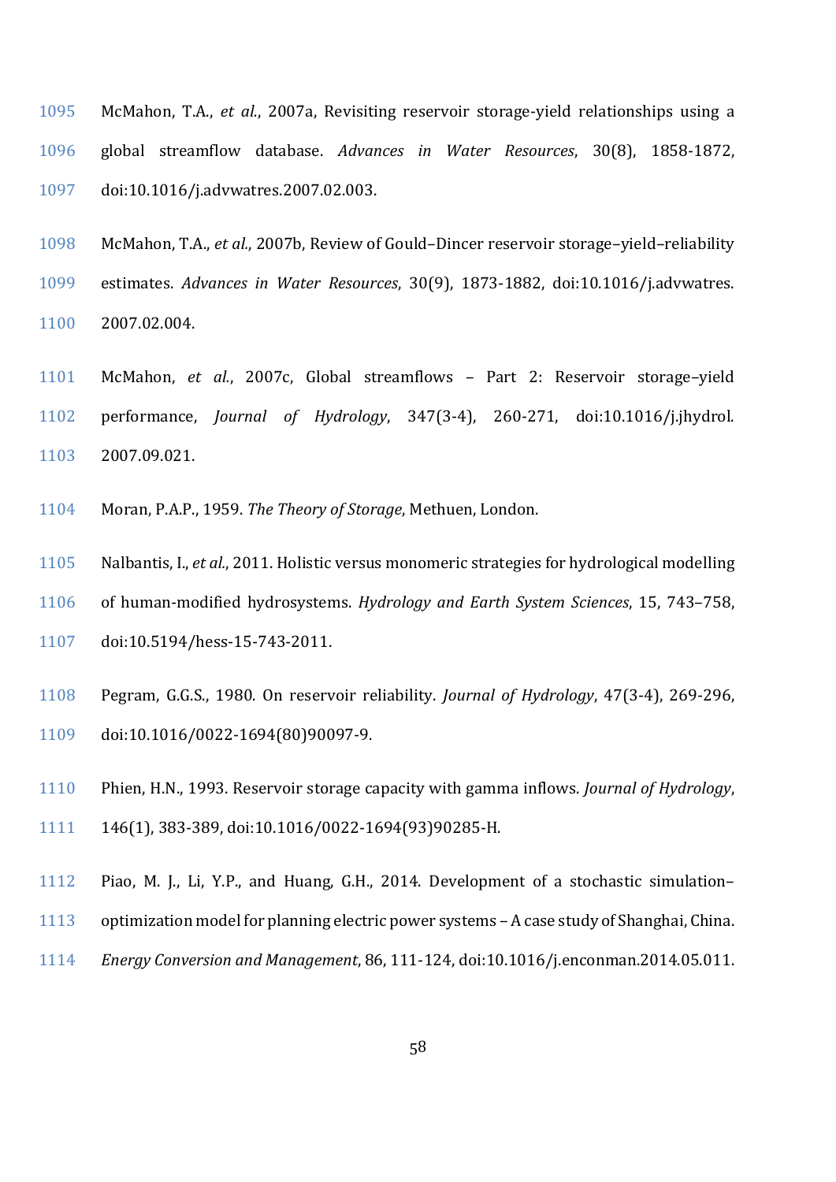McMahon, T.A., *et al.*, 2007a, Revisiting reservoir storage-yield relationships using a global streamflow database. *Advances in Water Resources*, 30(8), 1858-1872, doi:10.1016/j.advwatres.2007.02.003.

McMahon, T.A., *et al.*, 2007b, Review of Gould–Dincer reservoir storage–yield–reliability estimates. *Advances in Water Resources*, 30(9), 1873-1882, doi:10.1016/j.advwatres.2007.02.004.

McMahon, *et al.*, 2007c, Global streamflows – Part 2: Reservoir storage–yield performance, *Journal of Hydrology*, 347(3-4), 260-271, doi:10.1016/j.jhydrol.2007.09.021.

Moran, P.A.P., 1959. *The Theory of Storage*, Methuen, London.

Nalbantis, I., *et al.*, 2011. Holistic versus monomeric strategies for hydrological modelling of human-modified hydrosystems. *Hydrology and Earth System Sciences*, 15, 743–758, doi:10.5194/hess-15-743-2011.

Pegram, G.G.S., 1980. On reservoir reliability. *Journal of Hydrology*, 47(3-4), 269-296, doi:10.1016/0022-1694(80)90097-9.

Phien, H.N., 1993. Reservoir storage capacity with gamma inflows. *Journal of Hydrology*, 146(1), 383-389, doi:10.1016/0022-1694(93)90285-H.

Piao, M. J., Li, Y.P., and Huang, G.H., 2014. Development of a stochastic simulation–optimization model for planning electric power systems – A case study of Shanghai, China. *Energy Conversion and Management*, 86, 111-124, doi:10.1016/j.enconman.2014.05.011.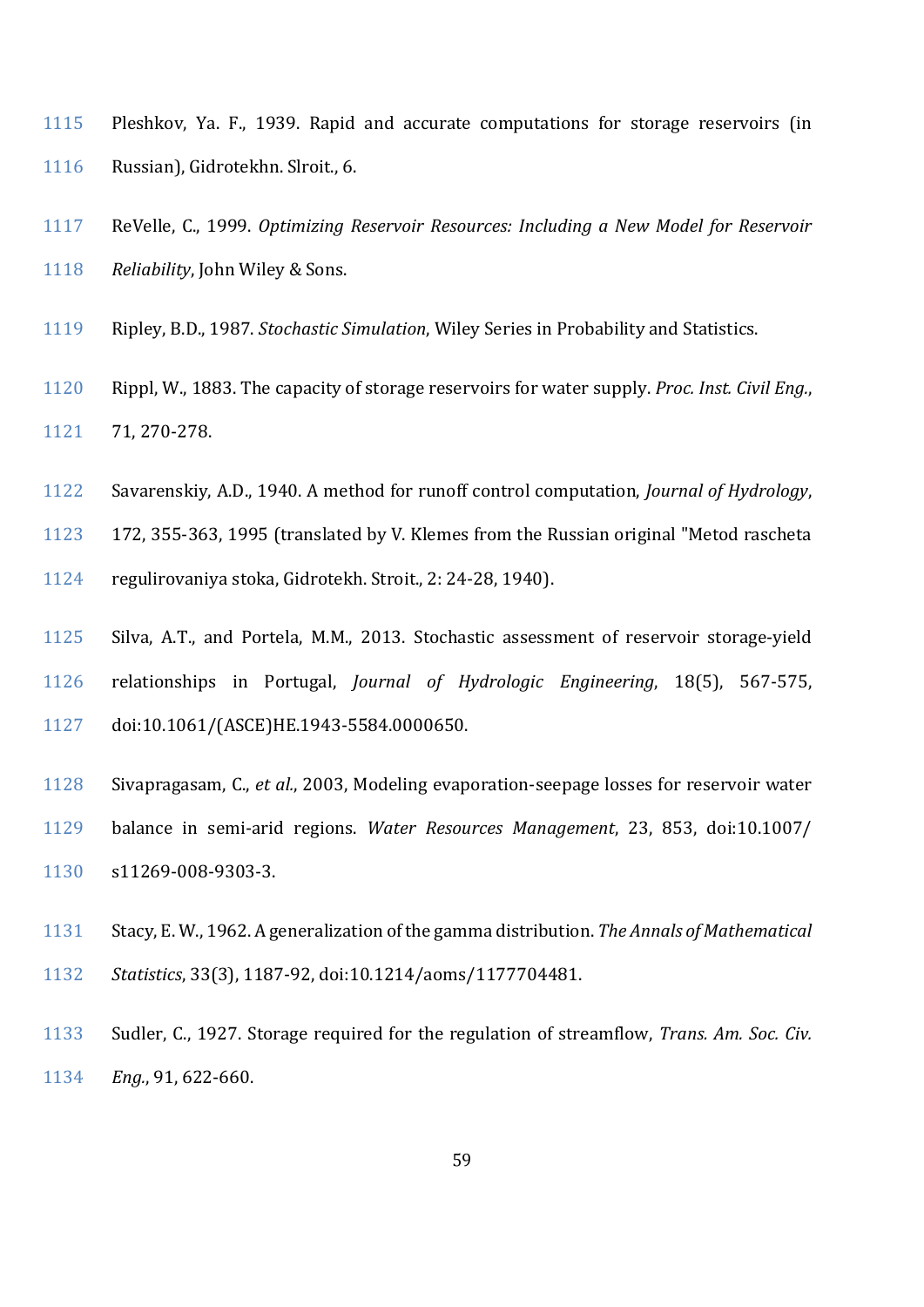Pleshkov, Ya. F., 1939. Rapid and accurate computations for storage reservoirs (in Russian), Gidrotekhn. Slroit., 6.

ReVelle, C., 1999. *Optimizing Reservoir Resources: Including a New Model for Reservoir Reliability*, John Wiley & Sons.

Ripley, B.D., 1987. *Stochastic Simulation*, Wiley Series in Probability and Statistics.

Rippl, W., 1883. The capacity of storage reservoirs for water supply. *Proc. Inst. Civil Eng.*, 71, 270-278.

Savarenskiy, A.D., 1940. A method for runoff control computation, *Journal of Hydrology*, 172, 355-363, 1995 (translated by V. Klemes from the Russian original "Metod rascheta regulirovaniya stoka, Gidrotekh. Stroit., 2: 24-28, 1940).

Silva, A.T., and Portela, M.M., 2013. Stochastic assessment of reservoir storage-yield relationships in Portugal, *Journal of Hydrologic Engineering*, 18(5), 567-575, doi:10.1061/(ASCE)HE.1943-5584.0000650.

Sivapragasam, C., *et al.*, 2003, Modeling evaporation-seepage losses for reservoir water balance in semi-arid regions. *Water Resources Management*, 23, 853, doi:10.1007/ s11269-008-9303-3.

Stacy, E. W., 1962. A generalization of the gamma distribution. *The Annals of Mathematical Statistics*, 33(3), 1187-92, doi:10.1214/aoms/1177704481.

Sudler, C., 1927. Storage required for the regulation of streamflow, *Trans. Am. Soc. Civ. Eng.*, 91, 622-660.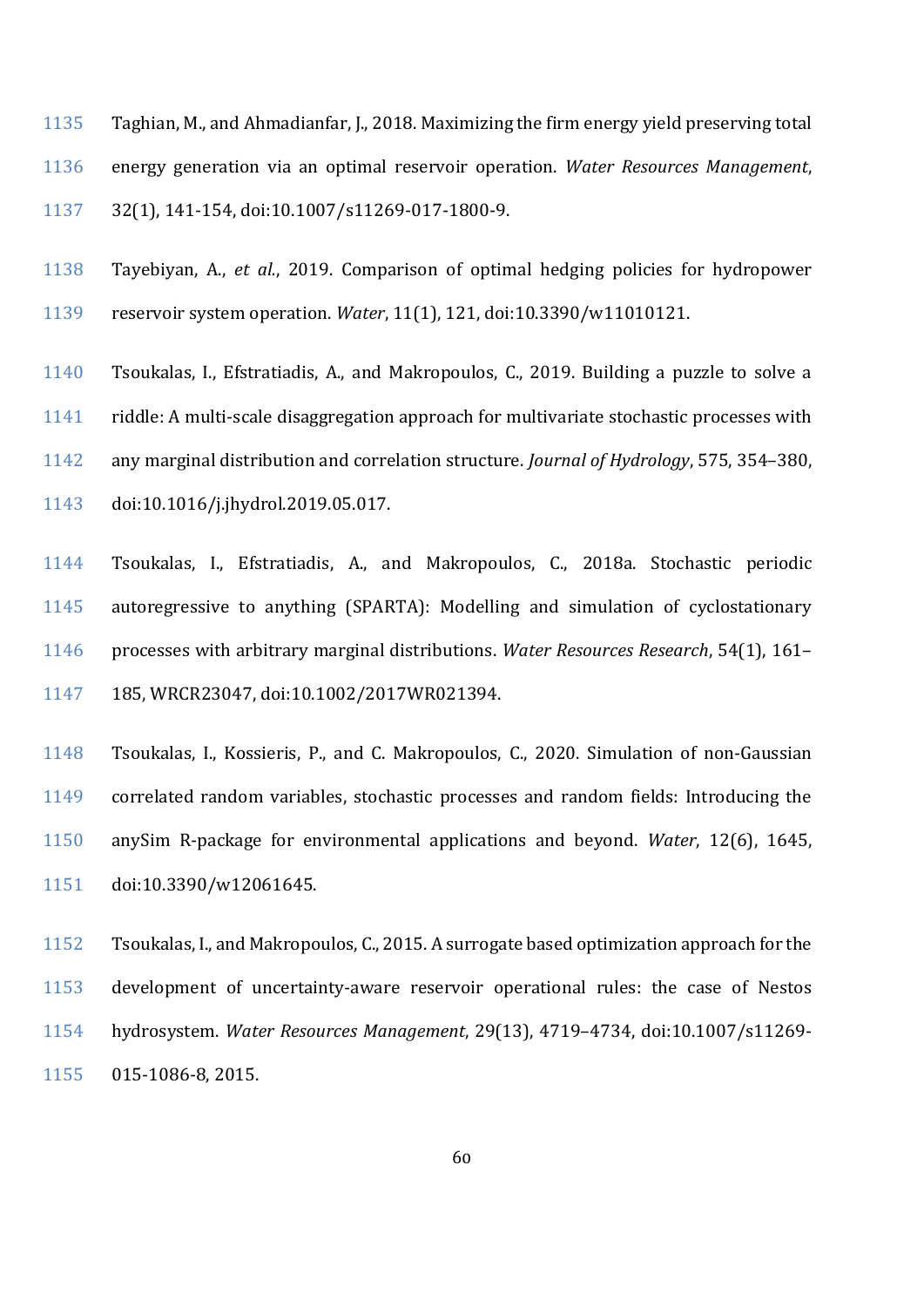Taghian, M., and Ahmadianfar, J., 2018. Maximizing the firm energy yield preserving total energy generation via an optimal reservoir operation. *Water Resources Management*, 32(1), 141-154, doi:10.1007/s11269-017-1800-9.

Tayebiyan, A., *et al.*, 2019. Comparison of optimal hedging policies for hydropower reservoir system operation. *Water*, 11(1), 121, doi:10.3390/w11010121.

Tsoukalas, I., Efstratiadis, A., and Makropoulos, C., 2019. Building a puzzle to solve a riddle: A multi-scale disaggregation approach for multivariate stochastic processes with any marginal distribution and correlation structure. *Journal of Hydrology*, 575, 354–380, doi:10.1016/j.jhydrol.2019.05.017.

Tsoukalas, I., Efstratiadis, A., and Makropoulos, C., 2018a. Stochastic periodic autoregressive to anything (SPARTA): Modelling and simulation of cyclostationary processes with arbitrary marginal distributions. *Water Resources Research*, 54(1), 161–185, WRCR23047, doi:10.1002/2017WR021394.

Tsoukalas, I., Kossieris, P., and C. Makropoulos, C., 2020. Simulation of non-Gaussian correlated random variables, stochastic processes and random fields: Introducing the anySim R-package for environmental applications and beyond. *Water*, 12(6), 1645, doi:10.3390/w12061645.

Tsoukalas, I., and Makropoulos, C., 2015. A surrogate based optimization approach for the development of uncertainty-aware reservoir operational rules: the case of Nestos hydrosystem. *Water Resources Management*, 29(13), 4719–4734, doi:10.1007/s11269-015-1086-8, 2015.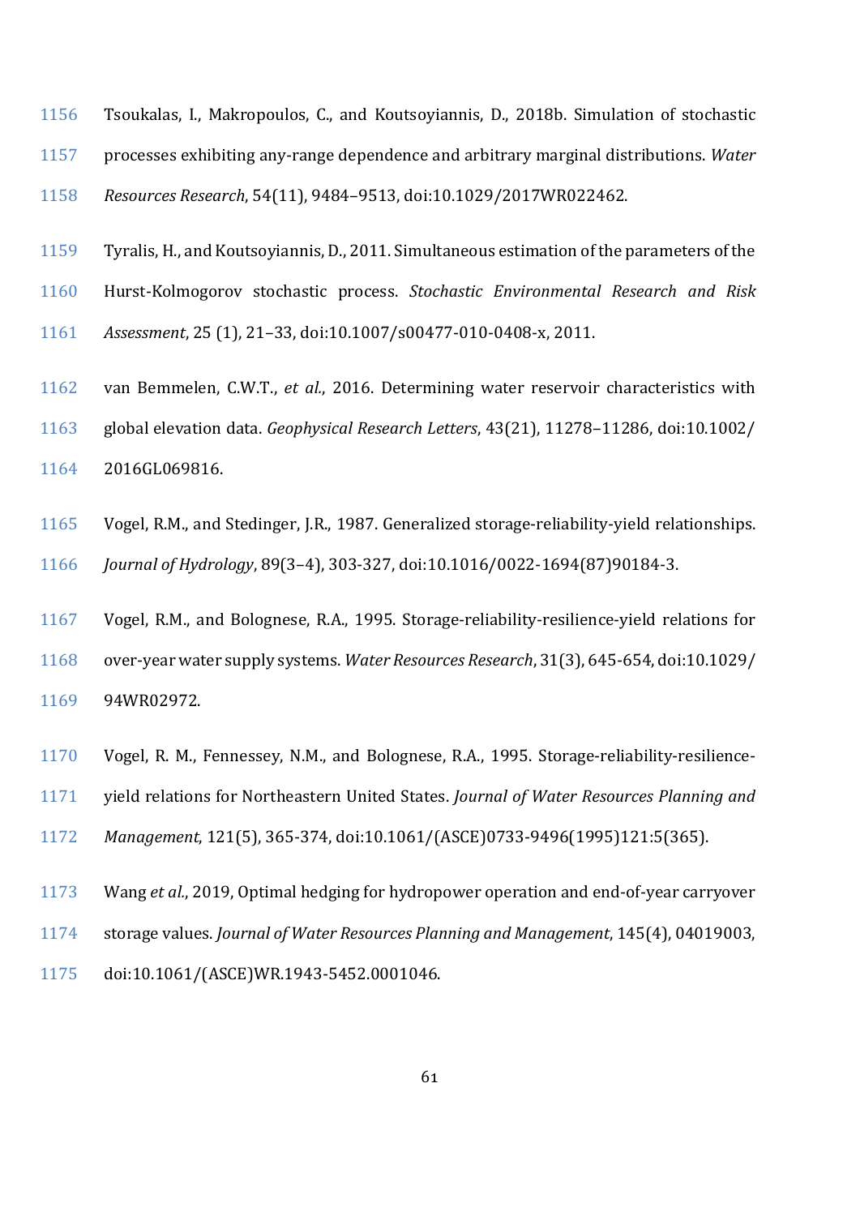Tsoukalas, I., Makropoulos, C., and Koutsoyiannis, D., 2018b. Simulation of stochastic processes exhibiting any-range dependence and arbitrary marginal distributions. *Water Resources Research*, 54(11), 9484–9513, doi:10.1029/2017WR022462.

Tyralis, H., and Koutsoyiannis, D., 2011. Simultaneous estimation of the parameters of the Hurst-Kolmogorov stochastic process. *Stochastic Environmental Research and Risk Assessment*, 25 (1), 21–33, doi:10.1007/s00477-010-0408-x, 2011.

van Bemmelen, C.W.T., *et al.*, 2016. Determining water reservoir characteristics with global elevation data. *Geophysical Research Letters*, 43(21), 11278–11286, doi:10.1002/2016GL069816.

Vogel, R.M., and Stedinger, J.R., 1987. Generalized storage-reliability-yield relationships. *Journal of Hydrology*, 89(3–4), 303-327, doi:10.1016/0022-1694(87)90184-3.

Vogel, R.M., and Bolognese, R.A., 1995. Storage-reliability-resilience-yield relations for over-year water supply systems. *Water Resources Research*, 31(3), 645-654, doi:10.1029/94WR02972.

Vogel, R. M., Fennessey, N.M., and Bolognese, R.A., 1995. Storage-reliability-resilience-yield relations for Northeastern United States. *Journal of Water Resources Planning and Management*, 121(5), 365-374, doi:10.1061/(ASCE)0733-9496(1995)121:5(365).

Wang *et al.*, 2019, Optimal hedging for hydropower operation and end-of-year carryover storage values. *Journal of Water Resources Planning and Management*, 145(4), 04019003, doi:10.1061/(ASCE)WR.1943-5452.0001046.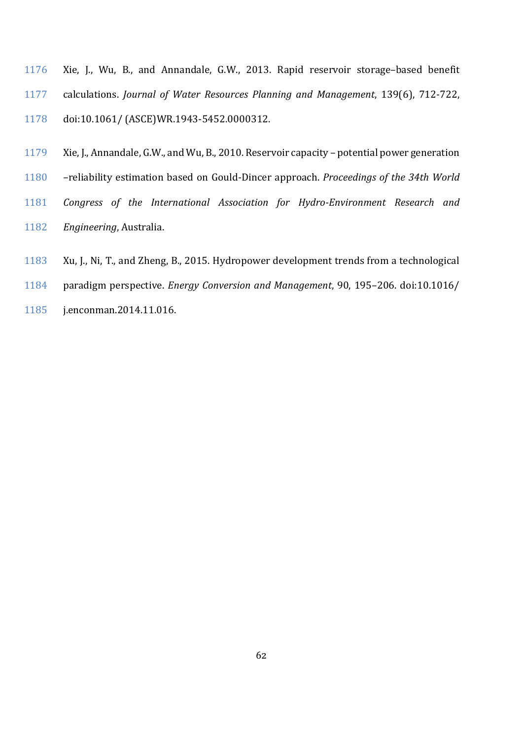Xie, J., Wu, B., and Annandale, G.W., 2013. Rapid reservoir storage–based benefit calculations. *Journal of Water Resources Planning and Management*, 139(6), 712-722, doi:10.1061/ (ASCE)WR.1943-5452.0000312.

Xie, J., Annandale, G.W., and Wu, B., 2010. Reservoir capacity – potential power generation –reliability estimation based on Gould-Dincer approach. *Proceedings of the 34th World Congress of the International Association for Hydro-Environment Research and Engineering*, Australia.

Xu, J., Ni, T., and Zheng, B., 2015. Hydropower development trends from a technological paradigm perspective. *Energy Conversion and Management*, 90, 195–206. doi:10.1016/ j.enconman.2014.11.016.